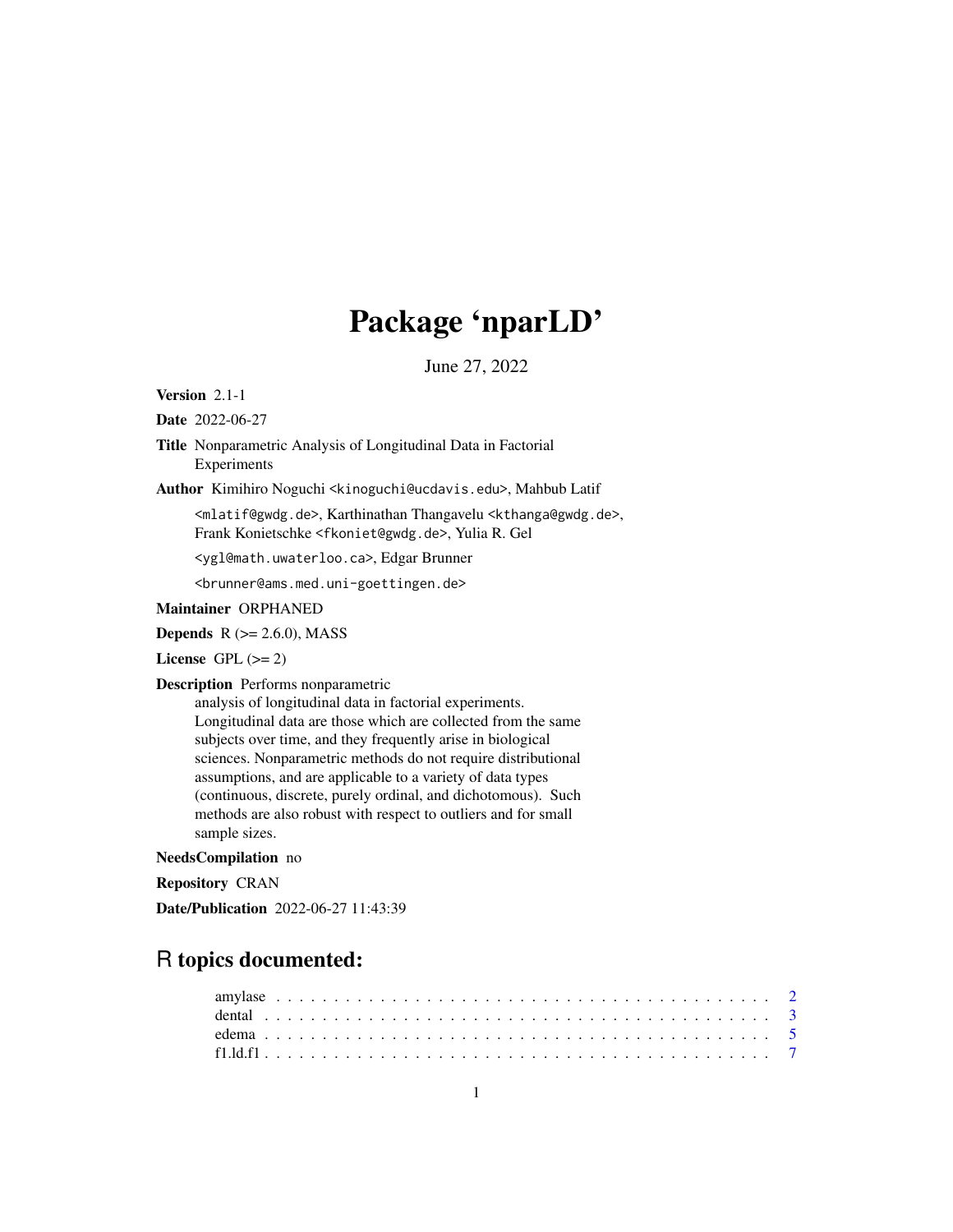# Package 'nparLD'

June 27, 2022

**Version** 2.1-1

**Date** 2022-06-27

**Title** Nonparametric Analysis of Longitudinal Data in Factorial Experiments

**Author** Kimihiro Noguchi <kinoguchi@ucdavis.edu>, Mahbub Latif <mlatif@gwdg.de>, Karthinathan Thangavelu <kthanga@gwdg.de>, Frank Konietschke <fkoniet@gwdg.de>, Yulia R. Gel <ygl@math.uwaterloo.ca>, Edgar Brunner <brunner@ams.med.uni-goettingen.de>

**Maintainer** ORPHANED

**Depends** R (>= 2.6.0), MASS

**License** GPL (>= 2)

**Description** Performs nonparametric analysis of longitudinal data in factorial experiments. Longitudinal data are those which are collected from the same subjects over time, and they frequently arise in biological sciences. Nonparametric methods do not require distributional assumptions, and are applicable to a variety of data types (continuous, discrete, purely ordinal, and dichotomous). Such methods are also robust with respect to outliers and for small sample sizes.

**NeedsCompilation** no

**Repository** CRAN

**Date/Publication** 2022-06-27 11:43:39

## R topics documented:

amylase . . . . . . . . . . . . . . . . . . . . . . . . . . . . . . . . . . . . . . . . . . . 2
dental . . . . . . . . . . . . . . . . . . . . . . . . . . . . . . . . . . . . . . . . . . . . 3
edema . . . . . . . . . . . . . . . . . . . . . . . . . . . . . . . . . . . . . . . . . . . . 5
f1.ld.f1 . . . . . . . . . . . . . . . . . . . . . . . . . . . . . . . . . . . . . . . . . . . 7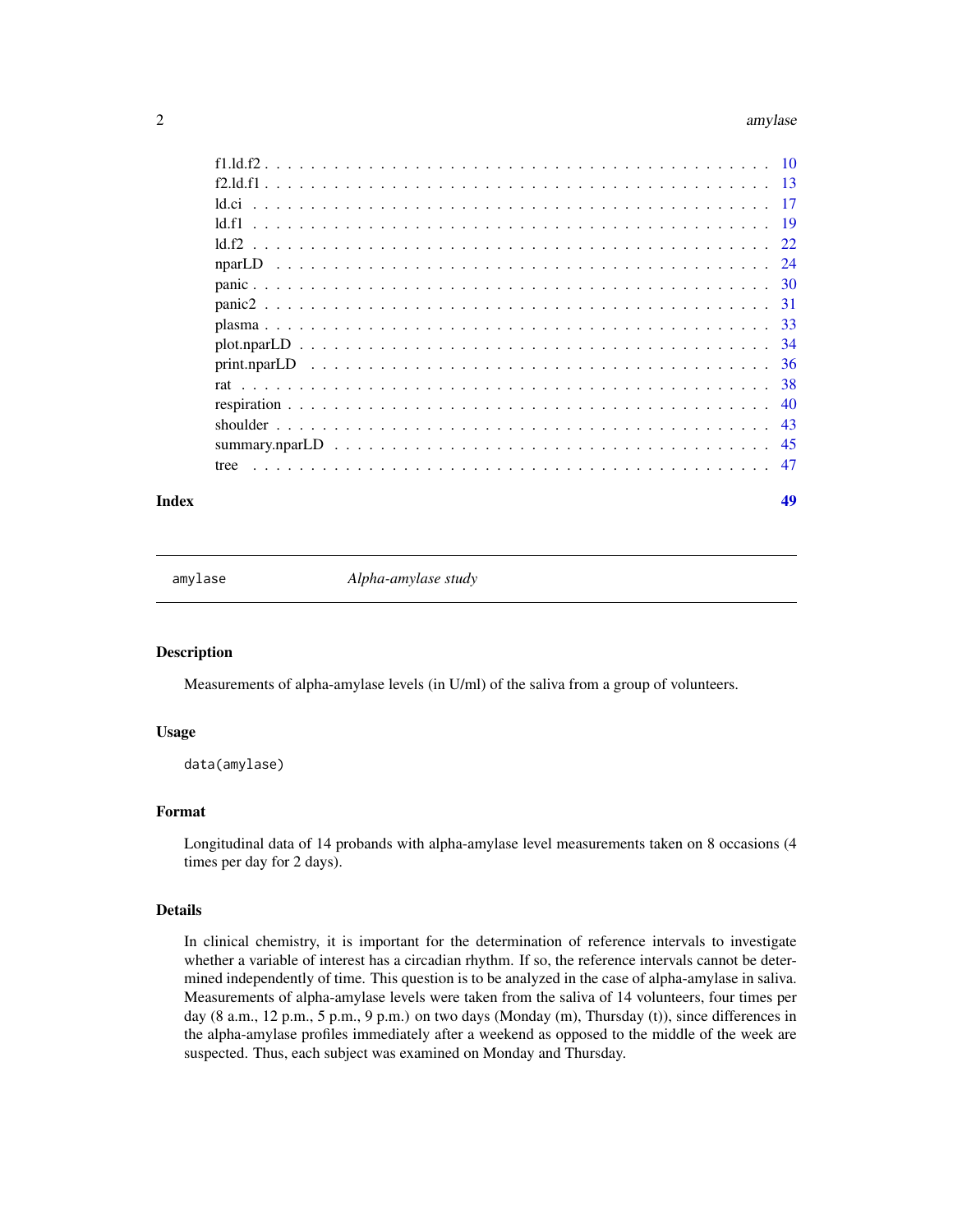f1.ld.f2 . . . . . . . . . . . . . . . . . . . . . . . . . . . . . . . . . . . . . . . . . 10
f2.ld.f1 . . . . . . . . . . . . . . . . . . . . . . . . . . . . . . . . . . . . . . . . . 13
ld.ci . . . . . . . . . . . . . . . . . . . . . . . . . . . . . . . . . . . . . . . . . . 17
ld.f1 . . . . . . . . . . . . . . . . . . . . . . . . . . . . . . . . . . . . . . . . . . 19
ld.f2 . . . . . . . . . . . . . . . . . . . . . . . . . . . . . . . . . . . . . . . . . . 22
nparLD . . . . . . . . . . . . . . . . . . . . . . . . . . . . . . . . . . . . . . . . . 24
panic . . . . . . . . . . . . . . . . . . . . . . . . . . . . . . . . . . . . . . . . . . 30
panic2 . . . . . . . . . . . . . . . . . . . . . . . . . . . . . . . . . . . . . . . . . 31
plasma . . . . . . . . . . . . . . . . . . . . . . . . . . . . . . . . . . . . . . . . . 33
plot.nparLD . . . . . . . . . . . . . . . . . . . . . . . . . . . . . . . . . . . . . . 34
print.nparLD . . . . . . . . . . . . . . . . . . . . . . . . . . . . . . . . . . . . . 36
rat . . . . . . . . . . . . . . . . . . . . . . . . . . . . . . . . . . . . . . . . . . . 38
respiration . . . . . . . . . . . . . . . . . . . . . . . . . . . . . . . . . . . . . . 40
shoulder . . . . . . . . . . . . . . . . . . . . . . . . . . . . . . . . . . . . . . . . 43
summary.nparLD . . . . . . . . . . . . . . . . . . . . . . . . . . . . . . . . . . . . 45
tree . . . . . . . . . . . . . . . . . . . . . . . . . . . . . . . . . . . . . . . . . . 47

**Index** **49**

---

`amylase` *Alpha-amylase study*

---

### Description

Measurements of alpha-amylase levels (in U/ml) of the saliva from a group of volunteers.

### Usage

```
data(amylase)
```

### Format

Longitudinal data of 14 probands with alpha-amylase level measurements taken on 8 occasions (4 times per day for 2 days).

### Details

In clinical chemistry, it is important for the determination of reference intervals to investigate whether a variable of interest has a circadian rhythm. If so, the reference intervals cannot be determined independently of time. This question is to be analyzed in the case of alpha-amylase in saliva. Measurements of alpha-amylase levels were taken from the saliva of 14 volunteers, four times per day (8 a.m., 12 p.m., 5 p.m., 9 p.m.) on two days (Monday (m), Thursday (t)), since differences in the alpha-amylase profiles immediately after a weekend as opposed to the middle of the week are suspected. Thus, each subject was examined on Monday and Thursday.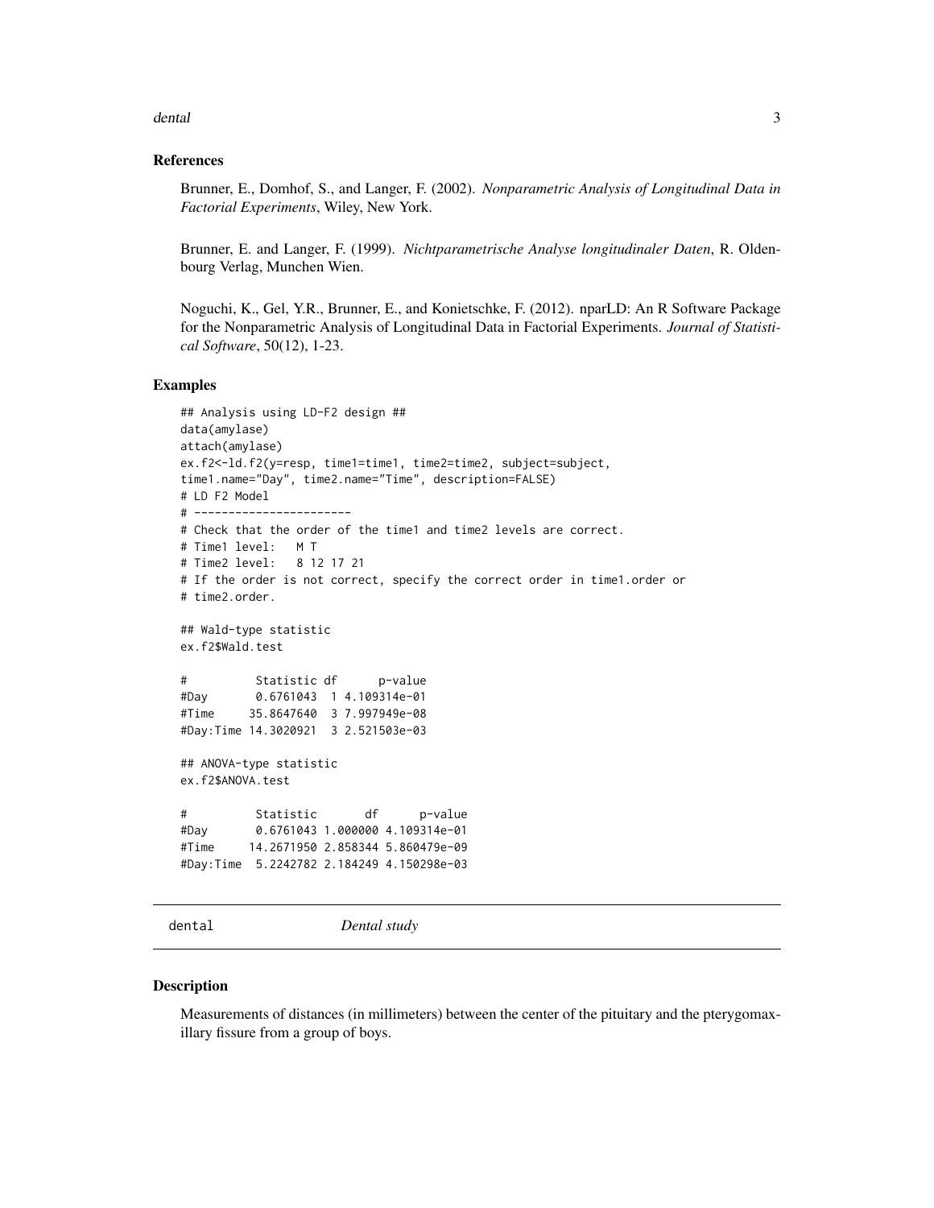### References

Brunner, E., Domhof, S., and Langer, F. (2002). *Nonparametric Analysis of Longitudinal Data in Factorial Experiments*, Wiley, New York.

Brunner, E. and Langer, F. (1999). *Nichtparametrische Analyse longitudinaler Daten*, R. Oldenbourg Verlag, Munchen Wien.

Noguchi, K., Gel, Y.R., Brunner, E., and Konietschke, F. (2012). nparLD: An R Software Package for the Nonparametric Analysis of Longitudinal Data in Factorial Experiments. *Journal of Statistical Software*, 50(12), 1-23.

### Examples

```
## Analysis using LD-F2 design ##
data(amylase)
attach(amylase)
ex.f2<-ld.f2(y=resp, time1=time1, time2=time2, subject=subject,
time1.name="Day", time2.name="Time", description=FALSE)
# LD F2 Model
# -----------------------
# Check that the order of the time1 and time2 levels are correct.
# Time1 level:   M T
# Time2 level:   8 12 17 21
# If the order is not correct, specify the correct order in time1.order or
# time2.order.

## Wald-type statistic
ex.f2$Wald.test

#          Statistic df      p-value
#Day       0.6761043  1 4.109314e-01
#Time     35.8647640  3 7.997949e-08
#Day:Time 14.3020921  3 2.521503e-03

## ANOVA-type statistic
ex.f2$ANOVA.test

#          Statistic       df      p-value
#Day       0.6761043 1.000000 4.109314e-01
#Time     14.2671950 2.858344 5.860479e-09
#Day:Time  5.2242782 2.184249 4.150298e-03
```

---

dental *Dental study*

---

### Description

Measurements of distances (in millimeters) between the center of the pituitary and the pterygomaxillary fissure from a group of boys.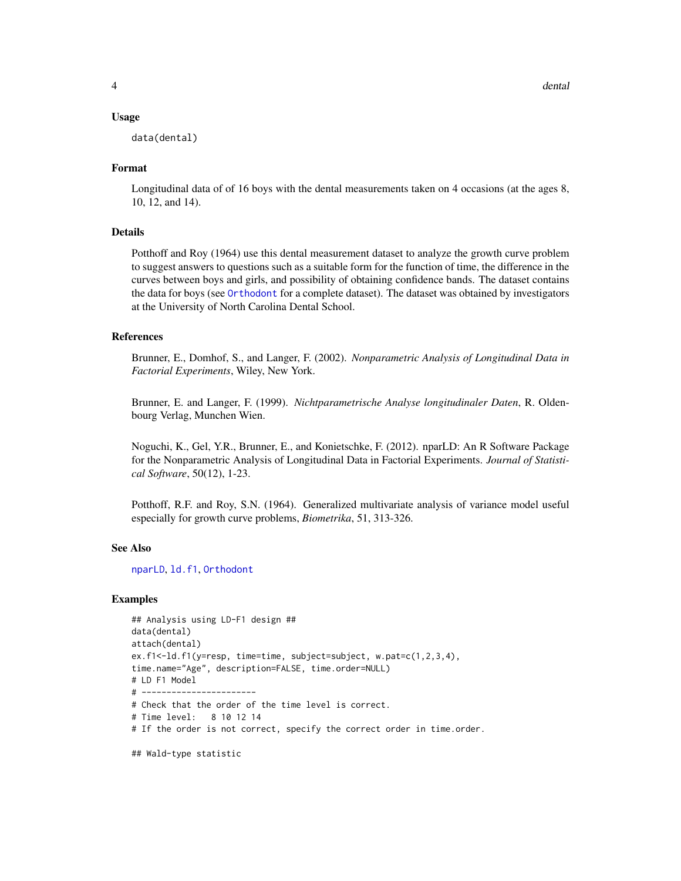### Usage

```
data(dental)
```

### Format

Longitudinal data of of 16 boys with the dental measurements taken on 4 occasions (at the ages 8, 10, 12, and 14).

### Details

Potthoff and Roy (1964) use this dental measurement dataset to analyze the growth curve problem to suggest answers to questions such as a suitable form for the function of time, the difference in the curves between boys and girls, and possibility of obtaining confidence bands. The dataset contains the data for boys (see `Orthodont` for a complete dataset). The dataset was obtained by investigators at the University of North Carolina Dental School.

### References

Brunner, E., Domhof, S., and Langer, F. (2002). *Nonparametric Analysis of Longitudinal Data in Factorial Experiments*, Wiley, New York.

Brunner, E. and Langer, F. (1999). *Nichtparametrische Analyse longitudinaler Daten*, R. Oldenbourg Verlag, Munchen Wien.

Noguchi, K., Gel, Y.R., Brunner, E., and Konietschke, F. (2012). nparLD: An R Software Package for the Nonparametric Analysis of Longitudinal Data in Factorial Experiments. *Journal of Statistical Software*, 50(12), 1-23.

Potthoff, R.F. and Roy, S.N. (1964). Generalized multivariate analysis of variance model useful especially for growth curve problems, *Biometrika*, 51, 313-326.

### See Also

`nparLD`, `ld.f1`, `Orthodont`

### Examples

```
## Analysis using LD-F1 design ##
data(dental)
attach(dental)
ex.f1<-ld.f1(y=resp, time=time, subject=subject, w.pat=c(1,2,3,4),
time.name="Age", description=FALSE, time.order=NULL)
# LD F1 Model
# -----------------------
# Check that the order of the time level is correct.
# Time level:   8 10 12 14
# If the order is not correct, specify the correct order in time.order.

## Wald-type statistic
```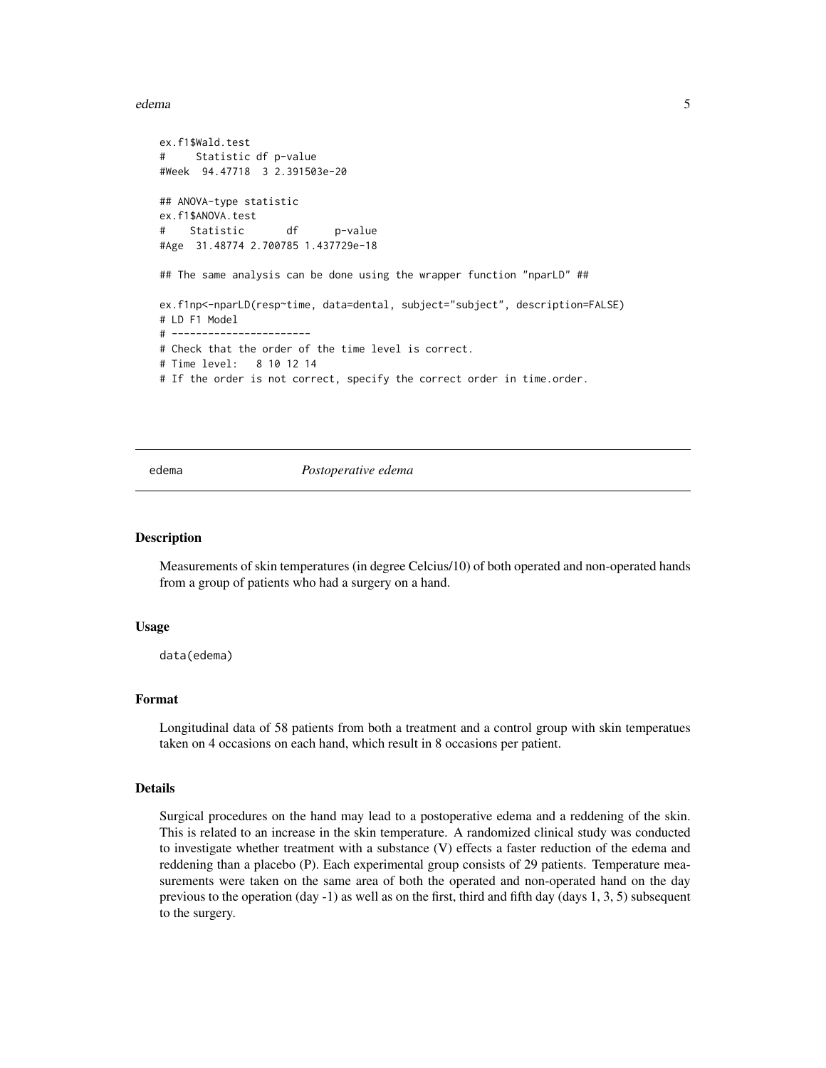```
ex.f1$Wald.test
#     Statistic df p-value
#Week  94.47718  3 2.391503e-20

## ANOVA-type statistic
ex.f1$ANOVA.test
#    Statistic       df      p-value
#Age  31.48774 2.700785 1.437729e-18

## The same analysis can be done using the wrapper function "nparLD" ##

ex.f1np<-nparLD(resp~time, data=dental, subject="subject", description=FALSE)
# LD F1 Model
# -----------------------
# Check that the order of the time level is correct.
# Time level:   8 10 12 14
# If the order is not correct, specify the correct order in time.order.
```

---

## edema — *Postoperative edema*

---

### Description

Measurements of skin temperatures (in degree Celcius/10) of both operated and non-operated hands from a group of patients who had a surgery on a hand.

### Usage

```
data(edema)
```

### Format

Longitudinal data of 58 patients from both a treatment and a control group with skin temperatues taken on 4 occasions on each hand, which result in 8 occasions per patient.

### Details

Surgical procedures on the hand may lead to a postoperative edema and a reddening of the skin. This is related to an increase in the skin temperature. A randomized clinical study was conducted to investigate whether treatment with a substance (V) effects a faster reduction of the edema and reddening than a placebo (P). Each experimental group consists of 29 patients. Temperature measurements were taken on the same area of both the operated and non-operated hand on the day previous to the operation (day -1) as well as on the first, third and fifth day (days 1, 3, 5) subsequent to the surgery.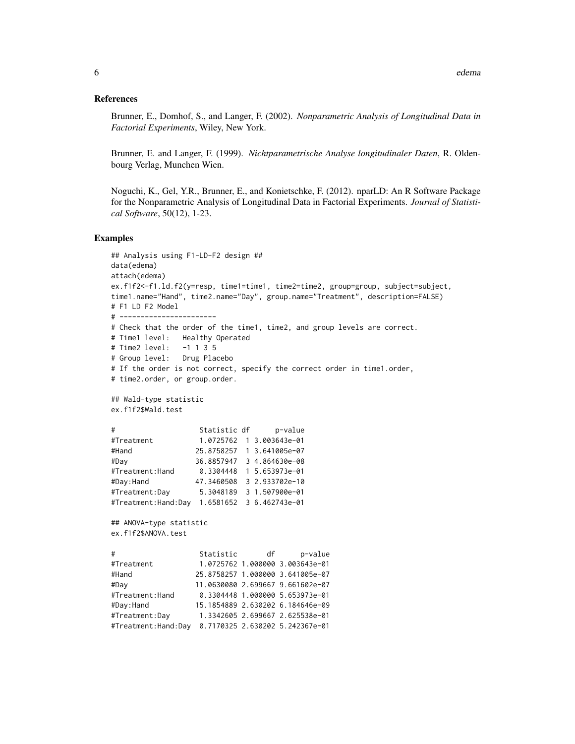### References

Brunner, E., Domhof, S., and Langer, F. (2002). *Nonparametric Analysis of Longitudinal Data in Factorial Experiments*, Wiley, New York.

Brunner, E. and Langer, F. (1999). *Nichtparametrische Analyse longitudinaler Daten*, R. Oldenbourg Verlag, Munchen Wien.

Noguchi, K., Gel, Y.R., Brunner, E., and Konietschke, F. (2012). nparLD: An R Software Package for the Nonparametric Analysis of Longitudinal Data in Factorial Experiments. *Journal of Statistical Software*, 50(12), 1-23.

### Examples

```
## Analysis using F1-LD-F2 design ##
data(edema)
attach(edema)
ex.f1f2<-f1.ld.f2(y=resp, time1=time1, time2=time2, group=group, subject=subject,
time1.name="Hand", time2.name="Day", group.name="Treatment", description=FALSE)
# F1 LD F2 Model
# -----------------------
# Check that the order of the time1, time2, and group levels are correct.
# Time1 level:   Healthy Operated
# Time2 level:   -1 1 3 5
# Group level:   Drug Placebo
# If the order is not correct, specify the correct order in time1.order,
# time2.order, or group.order.

## Wald-type statistic
ex.f1f2$Wald.test

#                    Statistic df      p-value
#Treatment           1.0725762  1 3.003643e-01
#Hand               25.8758257  1 3.641005e-07
#Day                36.8857947  3 4.864630e-08
#Treatment:Hand      0.3304448  1 5.653973e-01
#Day:Hand           47.3460508  3 2.933702e-10
#Treatment:Day       5.3048189  3 1.507900e-01
#Treatment:Hand:Day  1.6581652  3 6.462743e-01

## ANOVA-type statistic
ex.f1f2$ANOVA.test

#                    Statistic       df      p-value
#Treatment           1.0725762 1.000000 3.003643e-01
#Hand               25.8758257 1.000000 3.641005e-07
#Day                11.0630080 2.699667 9.661602e-07
#Treatment:Hand      0.3304448 1.000000 5.653973e-01
#Day:Hand           15.1854889 2.630202 6.184646e-09
#Treatment:Day       1.3342605 2.699667 2.625538e-01
#Treatment:Hand:Day  0.7170325 2.630202 5.242367e-01
```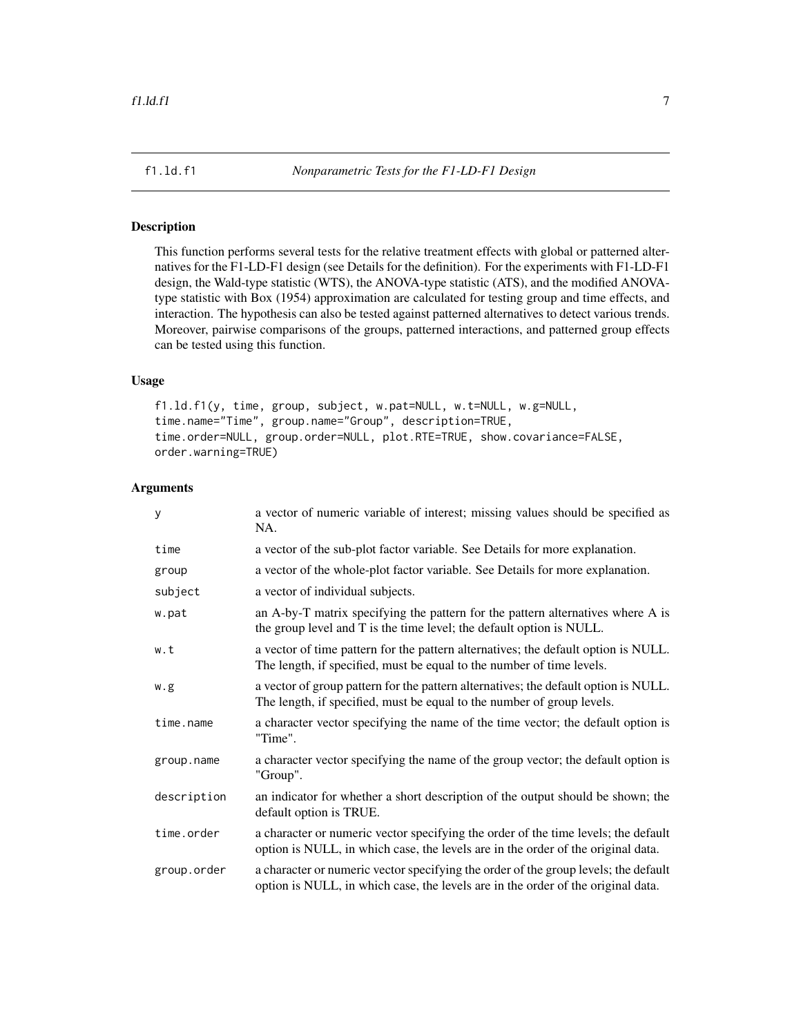# f1.ld.f1 — *Nonparametric Tests for the F1-LD-F1 Design*

## Description

This function performs several tests for the relative treatment effects with global or patterned alternatives for the F1-LD-F1 design (see Details for the definition). For the experiments with F1-LD-F1 design, the Wald-type statistic (WTS), the ANOVA-type statistic (ATS), and the modified ANOVA-type statistic with Box (1954) approximation are calculated for testing group and time effects, and interaction. The hypothesis can also be tested against patterned alternatives to detect various trends. Moreover, pairwise comparisons of the groups, patterned interactions, and patterned group effects can be tested using this function.

## Usage

```
f1.ld.f1(y, time, group, subject, w.pat=NULL, w.t=NULL, w.g=NULL,
time.name="Time", group.name="Group", description=TRUE,
time.order=NULL, group.order=NULL, plot.RTE=TRUE, show.covariance=FALSE,
order.warning=TRUE)
```

## Arguments

| | |
|---|---|
| y | a vector of numeric variable of interest; missing values should be specified as NA. |
| time | a vector of the sub-plot factor variable. See Details for more explanation. |
| group | a vector of the whole-plot factor variable. See Details for more explanation. |
| subject | a vector of individual subjects. |
| w.pat | an A-by-T matrix specifying the pattern for the pattern alternatives where A is the group level and T is the time level; the default option is NULL. |
| w.t | a vector of time pattern for the pattern alternatives; the default option is NULL. The length, if specified, must be equal to the number of time levels. |
| w.g | a vector of group pattern for the pattern alternatives; the default option is NULL. The length, if specified, must be equal to the number of group levels. |
| time.name | a character vector specifying the name of the time vector; the default option is "Time". |
| group.name | a character vector specifying the name of the group vector; the default option is "Group". |
| description | an indicator for whether a short description of the output should be shown; the default option is TRUE. |
| time.order | a character or numeric vector specifying the order of the time levels; the default option is NULL, in which case, the levels are in the order of the original data. |
| group.order | a character or numeric vector specifying the order of the group levels; the default option is NULL, in which case, the levels are in the order of the original data. |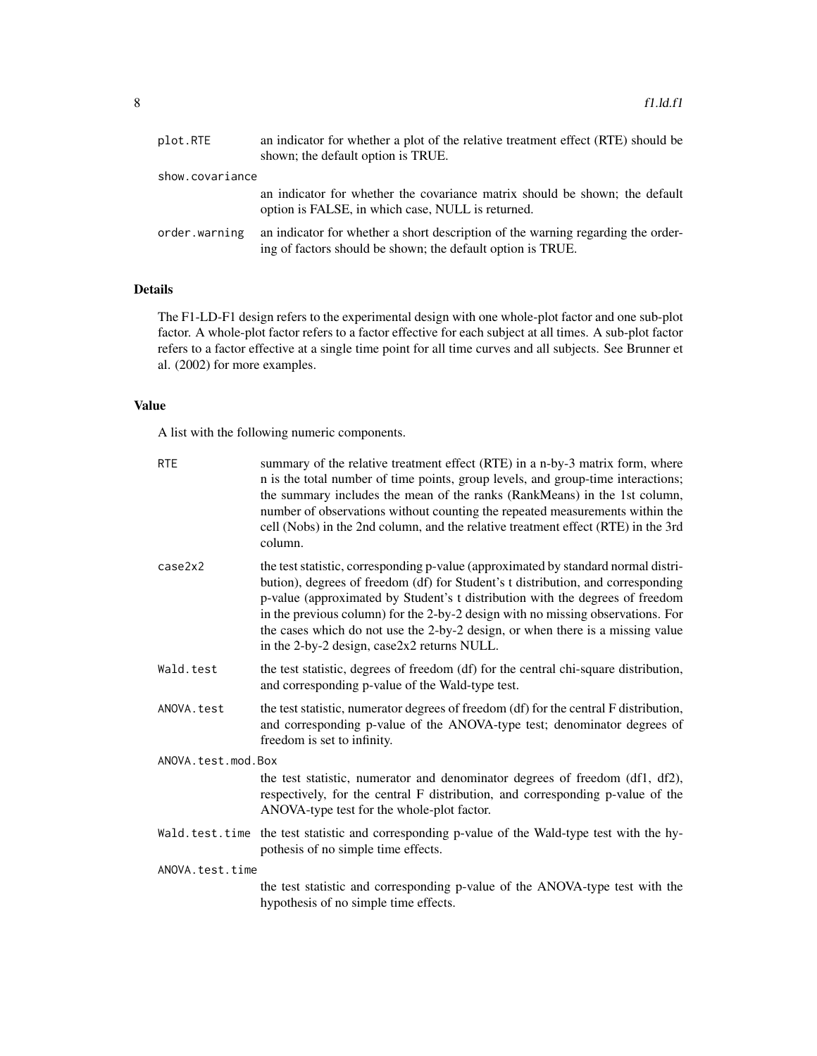| | |
|---|---|
| `plot.RTE` | an indicator for whether a plot of the relative treatment effect (RTE) should be shown; the default option is TRUE. |
| `show.covariance` | an indicator for whether the covariance matrix should be shown; the default option is FALSE, in which case, NULL is returned. |
| `order.warning` | an indicator for whether a short description of the warning regarding the ordering of factors should be shown; the default option is TRUE. |

## Details

The F1-LD-F1 design refers to the experimental design with one whole-plot factor and one sub-plot factor. A whole-plot factor refers to a factor effective for each subject at all times. A sub-plot factor refers to a factor effective at a single time point for all time curves and all subjects. See Brunner et al. (2002) for more examples.

## Value

A list with the following numeric components.

| | |
|---|---|
| `RTE` | summary of the relative treatment effect (RTE) in a n-by-3 matrix form, where n is the total number of time points, group levels, and group-time interactions; the summary includes the mean of the ranks (RankMeans) in the 1st column, number of observations without counting the repeated measurements within the cell (Nobs) in the 2nd column, and the relative treatment effect (RTE) in the 3rd column. |
| `case2x2` | the test statistic, corresponding p-value (approximated by standard normal distribution), degrees of freedom (df) for Student's t distribution, and corresponding p-value (approximated by Student's t distribution with the degrees of freedom in the previous column) for the 2-by-2 design with no missing observations. For the cases which do not use the 2-by-2 design, or when there is a missing value in the 2-by-2 design, case2x2 returns NULL. |
| `Wald.test` | the test statistic, degrees of freedom (df) for the central chi-square distribution, and corresponding p-value of the Wald-type test. |
| `ANOVA.test` | the test statistic, numerator degrees of freedom (df) for the central F distribution, and corresponding p-value of the ANOVA-type test; denominator degrees of freedom is set to infinity. |
| `ANOVA.test.mod.Box` | the test statistic, numerator and denominator degrees of freedom (df1, df2), respectively, for the central F distribution, and corresponding p-value of the ANOVA-type test for the whole-plot factor. |
| `Wald.test.time` | the test statistic and corresponding p-value of the Wald-type test with the hypothesis of no simple time effects. |
| `ANOVA.test.time` | the test statistic and corresponding p-value of the ANOVA-type test with the hypothesis of no simple time effects. |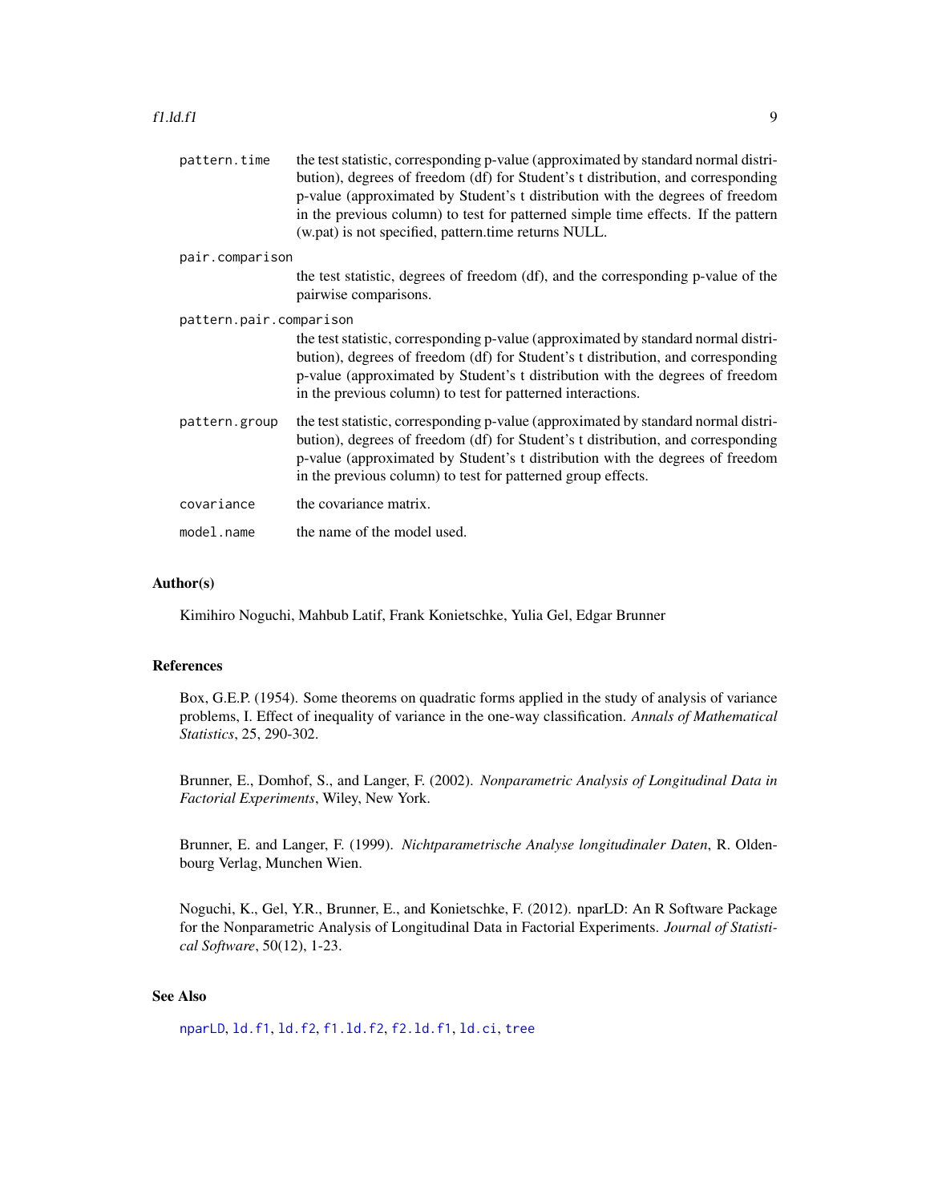pattern.time
: the test statistic, corresponding p-value (approximated by standard normal distribution), degrees of freedom (df) for Student's t distribution, and corresponding p-value (approximated by Student's t distribution with the degrees of freedom in the previous column) to test for patterned simple time effects. If the pattern (w.pat) is not specified, pattern.time returns NULL.

pair.comparison
: the test statistic, degrees of freedom (df), and the corresponding p-value of the pairwise comparisons.

pattern.pair.comparison
: the test statistic, corresponding p-value (approximated by standard normal distribution), degrees of freedom (df) for Student's t distribution, and corresponding p-value (approximated by Student's t distribution with the degrees of freedom in the previous column) to test for patterned interactions.

pattern.group
: the test statistic, corresponding p-value (approximated by standard normal distribution), degrees of freedom (df) for Student's t distribution, and corresponding p-value (approximated by Student's t distribution with the degrees of freedom in the previous column) to test for patterned group effects.

covariance
: the covariance matrix.

model.name
: the name of the model used.

## Author(s)

Kimihiro Noguchi, Mahbub Latif, Frank Konietschke, Yulia Gel, Edgar Brunner

## References

Box, G.E.P. (1954). Some theorems on quadratic forms applied in the study of analysis of variance problems, I. Effect of inequality of variance in the one-way classification. *Annals of Mathematical Statistics*, 25, 290-302.

Brunner, E., Domhof, S., and Langer, F. (2002). *Nonparametric Analysis of Longitudinal Data in Factorial Experiments*, Wiley, New York.

Brunner, E. and Langer, F. (1999). *Nichtparametrische Analyse longitudinaler Daten*, R. Oldenbourg Verlag, Munchen Wien.

Noguchi, K., Gel, Y.R., Brunner, E., and Konietschke, F. (2012). nparLD: An R Software Package for the Nonparametric Analysis of Longitudinal Data in Factorial Experiments. *Journal of Statistical Software*, 50(12), 1-23.

## See Also

nparLD, ld.f1, ld.f2, f1.ld.f2, f2.ld.f1, ld.ci, tree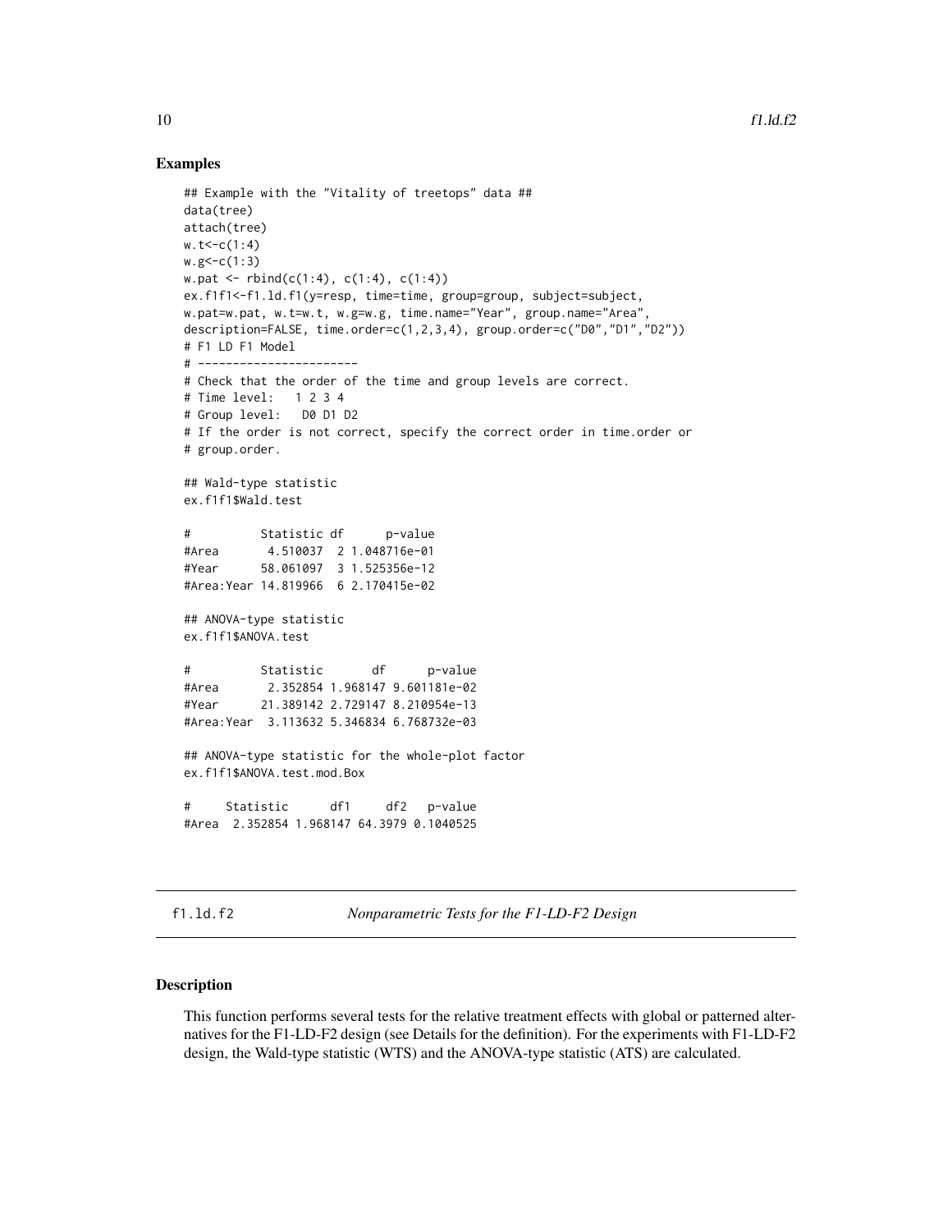## Examples

```
## Example with the "Vitality of treetops" data ##
data(tree)
attach(tree)
w.t<-c(1:4)
w.g<-c(1:3)
w.pat <- rbind(c(1:4), c(1:4), c(1:4))
ex.f1f1<-f1.ld.f1(y=resp, time=time, group=group, subject=subject,
w.pat=w.pat, w.t=w.t, w.g=w.g, time.name="Year", group.name="Area",
description=FALSE, time.order=c(1,2,3,4), group.order=c("D0","D1","D2"))
# F1 LD F1 Model
# -----------------------
# Check that the order of the time and group levels are correct.
# Time level:   1 2 3 4
# Group level:   D0 D1 D2
# If the order is not correct, specify the correct order in time.order or
# group.order.

## Wald-type statistic
ex.f1f1$Wald.test

#           Statistic df      p-value
#Area        4.510037  2 1.048716e-01
#Year       58.061097  3 1.525356e-12
#Area:Year  14.819966  6 2.170415e-02

## ANOVA-type statistic
ex.f1f1$ANOVA.test

#           Statistic       df      p-value
#Area        2.352854 1.968147 9.601181e-02
#Year       21.389142 2.729147 8.210954e-13
#Area:Year   3.113632 5.346834 6.768732e-03

## ANOVA-type statistic for the whole-plot factor
ex.f1f1$ANOVA.test.mod.Box

#      Statistic      df1     df2   p-value
#Area  2.352854 1.968147 64.3979 0.1040525
```

## f1.ld.f2 — *Nonparametric Tests for the F1-LD-F2 Design*

### Description

This function performs several tests for the relative treatment effects with global or patterned alternatives for the F1-LD-F2 design (see Details for the definition). For the experiments with F1-LD-F2 design, the Wald-type statistic (WTS) and the ANOVA-type statistic (ATS) are calculated.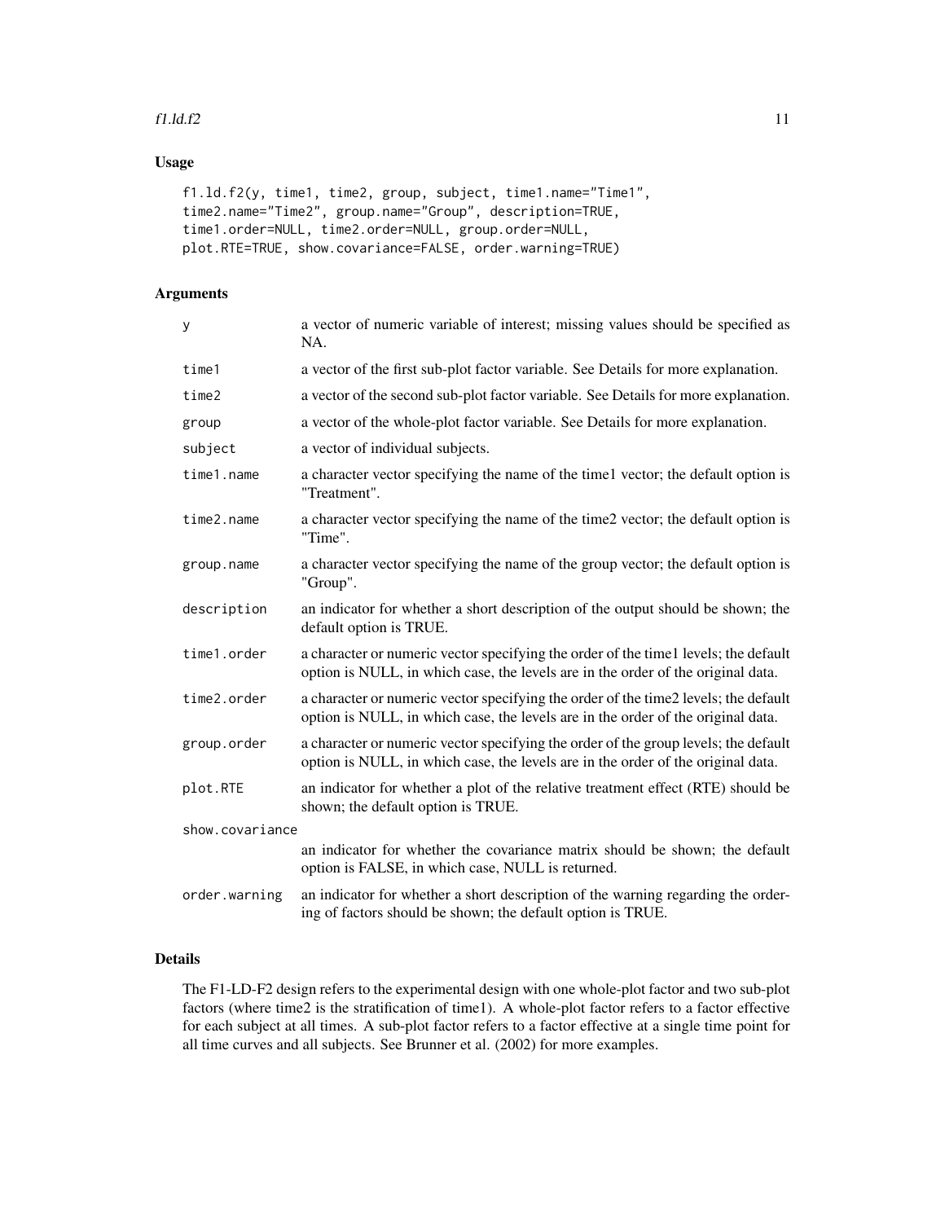## Usage

```
f1.ld.f2(y, time1, time2, group, subject, time1.name="Time1",
time2.name="Time2", group.name="Group", description=TRUE,
time1.order=NULL, time2.order=NULL, group.order=NULL,
plot.RTE=TRUE, show.covariance=FALSE, order.warning=TRUE)
```

## Arguments

| | |
|---|---|
| `y` | a vector of numeric variable of interest; missing values should be specified as NA. |
| `time1` | a vector of the first sub-plot factor variable. See Details for more explanation. |
| `time2` | a vector of the second sub-plot factor variable. See Details for more explanation. |
| `group` | a vector of the whole-plot factor variable. See Details for more explanation. |
| `subject` | a vector of individual subjects. |
| `time1.name` | a character vector specifying the name of the time1 vector; the default option is "Treatment". |
| `time2.name` | a character vector specifying the name of the time2 vector; the default option is "Time". |
| `group.name` | a character vector specifying the name of the group vector; the default option is "Group". |
| `description` | an indicator for whether a short description of the output should be shown; the default option is TRUE. |
| `time1.order` | a character or numeric vector specifying the order of the time1 levels; the default option is NULL, in which case, the levels are in the order of the original data. |
| `time2.order` | a character or numeric vector specifying the order of the time2 levels; the default option is NULL, in which case, the levels are in the order of the original data. |
| `group.order` | a character or numeric vector specifying the order of the group levels; the default option is NULL, in which case, the levels are in the order of the original data. |
| `plot.RTE` | an indicator for whether a plot of the relative treatment effect (RTE) should be shown; the default option is TRUE. |
| `show.covariance` | an indicator for whether the covariance matrix should be shown; the default option is FALSE, in which case, NULL is returned. |
| `order.warning` | an indicator for whether a short description of the warning regarding the ordering of factors should be shown; the default option is TRUE. |

## Details

The F1-LD-F2 design refers to the experimental design with one whole-plot factor and two sub-plot factors (where time2 is the stratification of time1). A whole-plot factor refers to a factor effective for each subject at all times. A sub-plot factor refers to a factor effective at a single time point for all time curves and all subjects. See Brunner et al. (2002) for more examples.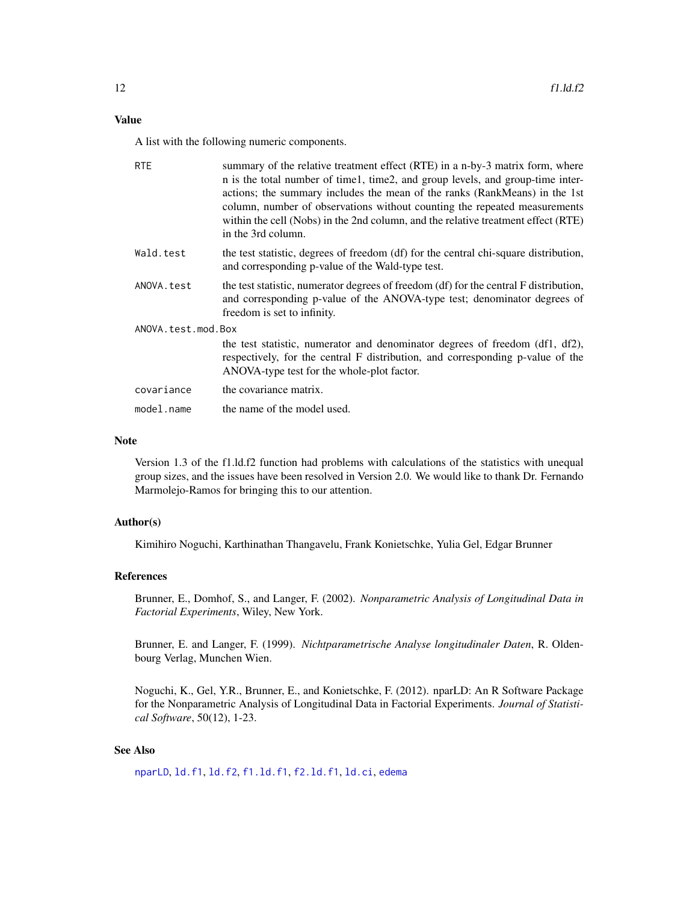## Value

A list with the following numeric components.

- `RTE` — summary of the relative treatment effect (RTE) in a n-by-3 matrix form, where n is the total number of time1, time2, and group levels, and group-time interactions; the summary includes the mean of the ranks (RankMeans) in the 1st column, number of observations without counting the repeated measurements within the cell (Nobs) in the 2nd column, and the relative treatment effect (RTE) in the 3rd column.
- `Wald.test` — the test statistic, degrees of freedom (df) for the central chi-square distribution, and corresponding p-value of the Wald-type test.
- `ANOVA.test` — the test statistic, numerator degrees of freedom (df) for the central F distribution, and corresponding p-value of the ANOVA-type test; denominator degrees of freedom is set to infinity.
- `ANOVA.test.mod.Box` — the test statistic, numerator and denominator degrees of freedom (df1, df2), respectively, for the central F distribution, and corresponding p-value of the ANOVA-type test for the whole-plot factor.
- `covariance` — the covariance matrix.
- `model.name` — the name of the model used.

## Note

Version 1.3 of the f1.ld.f2 function had problems with calculations of the statistics with unequal group sizes, and the issues have been resolved in Version 2.0. We would like to thank Dr. Fernando Marmolejo-Ramos for bringing this to our attention.

## Author(s)

Kimihiro Noguchi, Karthinathan Thangavelu, Frank Konietschke, Yulia Gel, Edgar Brunner

## References

Brunner, E., Domhof, S., and Langer, F. (2002). *Nonparametric Analysis of Longitudinal Data in Factorial Experiments*, Wiley, New York.

Brunner, E. and Langer, F. (1999). *Nichtparametrische Analyse longitudinaler Daten*, R. Oldenbourg Verlag, Munchen Wien.

Noguchi, K., Gel, Y.R., Brunner, E., and Konietschke, F. (2012). nparLD: An R Software Package for the Nonparametric Analysis of Longitudinal Data in Factorial Experiments. *Journal of Statistical Software*, 50(12), 1-23.

## See Also

`nparLD`, `ld.f1`, `ld.f2`, `f1.ld.f1`, `f2.ld.f1`, `ld.ci`, `edema`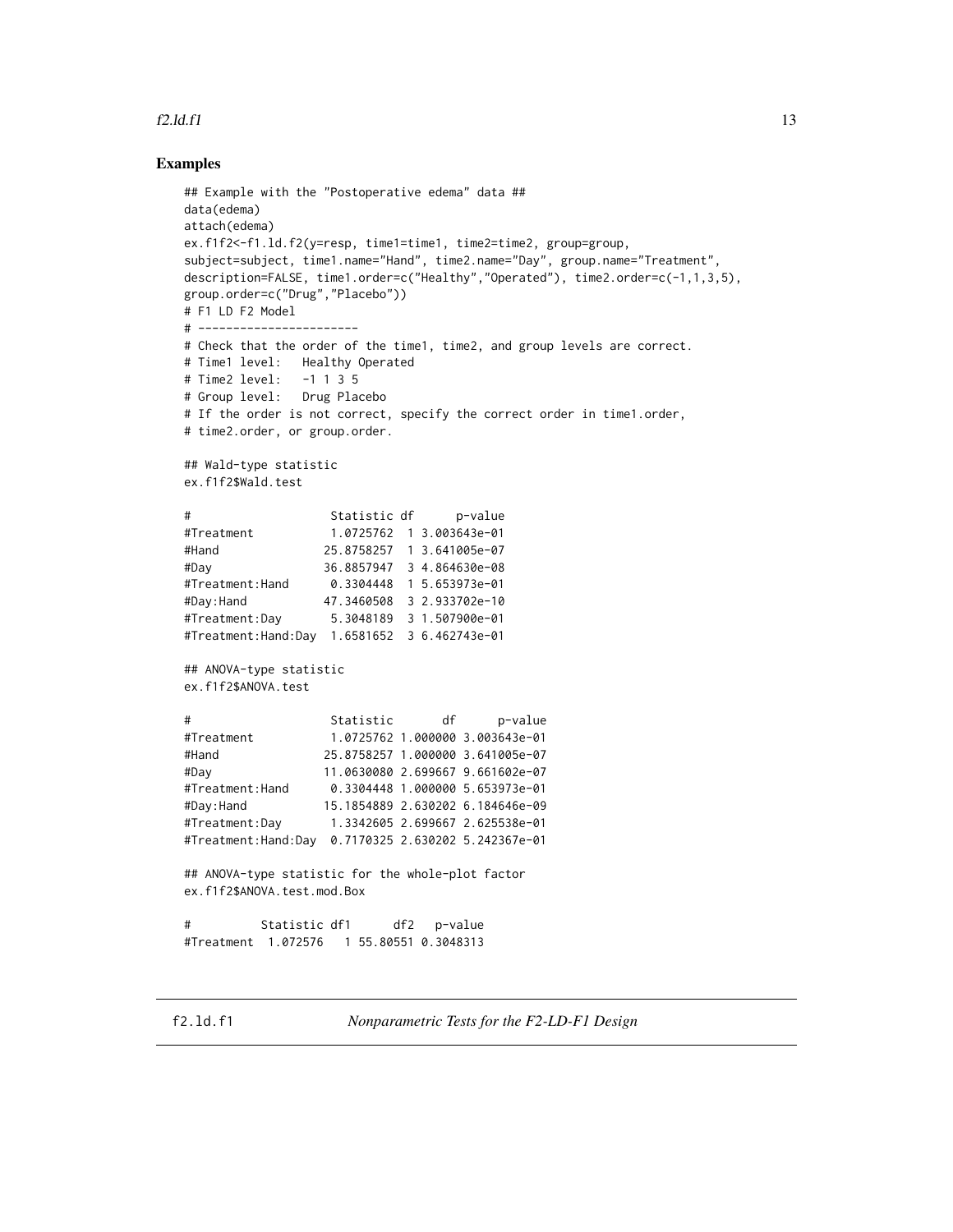### Examples

```
## Example with the "Postoperative edema" data ##
data(edema)
attach(edema)
ex.f1f2<-f1.ld.f2(y=resp, time1=time1, time2=time2, group=group,
subject=subject, time1.name="Hand", time2.name="Day", group.name="Treatment",
description=FALSE, time1.order=c("Healthy","Operated"), time2.order=c(-1,1,3,5),
group.order=c("Drug","Placebo"))
# F1 LD F2 Model
# -----------------------
# Check that the order of the time1, time2, and group levels are correct.
# Time1 level:   Healthy Operated
# Time2 level:   -1 1 3 5
# Group level:   Drug Placebo
# If the order is not correct, specify the correct order in time1.order,
# time2.order, or group.order.

## Wald-type statistic
ex.f1f2$Wald.test

#                    Statistic df      p-value
#Treatment           1.0725762  1 3.003643e-01
#Hand               25.8758257  1 3.641005e-07
#Day                36.8857947  3 4.864630e-08
#Treatment:Hand      0.3304448  1 5.653973e-01
#Day:Hand           47.3460508  3 2.933702e-10
#Treatment:Day       5.3048189  3 1.507900e-01
#Treatment:Hand:Day  1.6581652  3 6.462743e-01

## ANOVA-type statistic
ex.f1f2$ANOVA.test

#                    Statistic       df      p-value
#Treatment           1.0725762 1.000000 3.003643e-01
#Hand               25.8758257 1.000000 3.641005e-07
#Day                11.0630080 2.699667 9.661602e-07
#Treatment:Hand      0.3304448 1.000000 5.653973e-01
#Day:Hand           15.1854889 2.630202 6.184646e-09
#Treatment:Day       1.3342605 2.699667 2.625538e-01
#Treatment:Hand:Day  0.7170325 2.630202 5.242367e-01

## ANOVA-type statistic for the whole-plot factor
ex.f1f2$ANOVA.test.mod.Box

#          Statistic df1      df2   p-value
#Treatment  1.072576   1 55.80551 0.3048313
```

---

f2.ld.f1 *Nonparametric Tests for the F2-LD-F1 Design*

---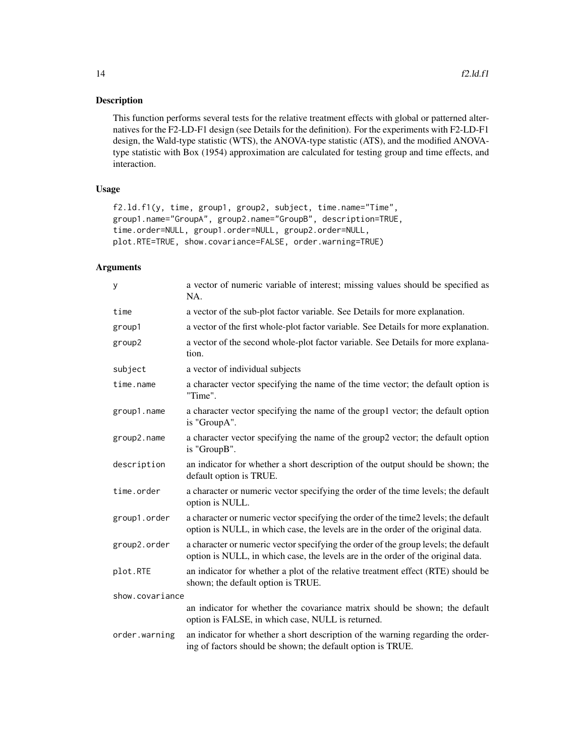## Description

This function performs several tests for the relative treatment effects with global or patterned alternatives for the F2-LD-F1 design (see Details for the definition). For the experiments with F2-LD-F1 design, the Wald-type statistic (WTS), the ANOVA-type statistic (ATS), and the modified ANOVA-type statistic with Box (1954) approximation are calculated for testing group and time effects, and interaction.

## Usage

```
f2.ld.f1(y, time, group1, group2, subject, time.name="Time",
group1.name="GroupA", group2.name="GroupB", description=TRUE,
time.order=NULL, group1.order=NULL, group2.order=NULL,
plot.RTE=TRUE, show.covariance=FALSE, order.warning=TRUE)
```

## Arguments

| | |
|---|---|
| y | a vector of numeric variable of interest; missing values should be specified as NA. |
| time | a vector of the sub-plot factor variable. See Details for more explanation. |
| group1 | a vector of the first whole-plot factor variable. See Details for more explanation. |
| group2 | a vector of the second whole-plot factor variable. See Details for more explanation. |
| subject | a vector of individual subjects |
| time.name | a character vector specifying the name of the time vector; the default option is "Time". |
| group1.name | a character vector specifying the name of the group1 vector; the default option is "GroupA". |
| group2.name | a character vector specifying the name of the group2 vector; the default option is "GroupB". |
| description | an indicator for whether a short description of the output should be shown; the default option is TRUE. |
| time.order | a character or numeric vector specifying the order of the time levels; the default option is NULL. |
| group1.order | a character or numeric vector specifying the order of the time2 levels; the default option is NULL, in which case, the levels are in the order of the original data. |
| group2.order | a character or numeric vector specifying the order of the group levels; the default option is NULL, in which case, the levels are in the order of the original data. |
| plot.RTE | an indicator for whether a plot of the relative treatment effect (RTE) should be shown; the default option is TRUE. |
| show.covariance | an indicator for whether the covariance matrix should be shown; the default option is FALSE, in which case, NULL is returned. |
| order.warning | an indicator for whether a short description of the warning regarding the ordering of factors should be shown; the default option is TRUE. |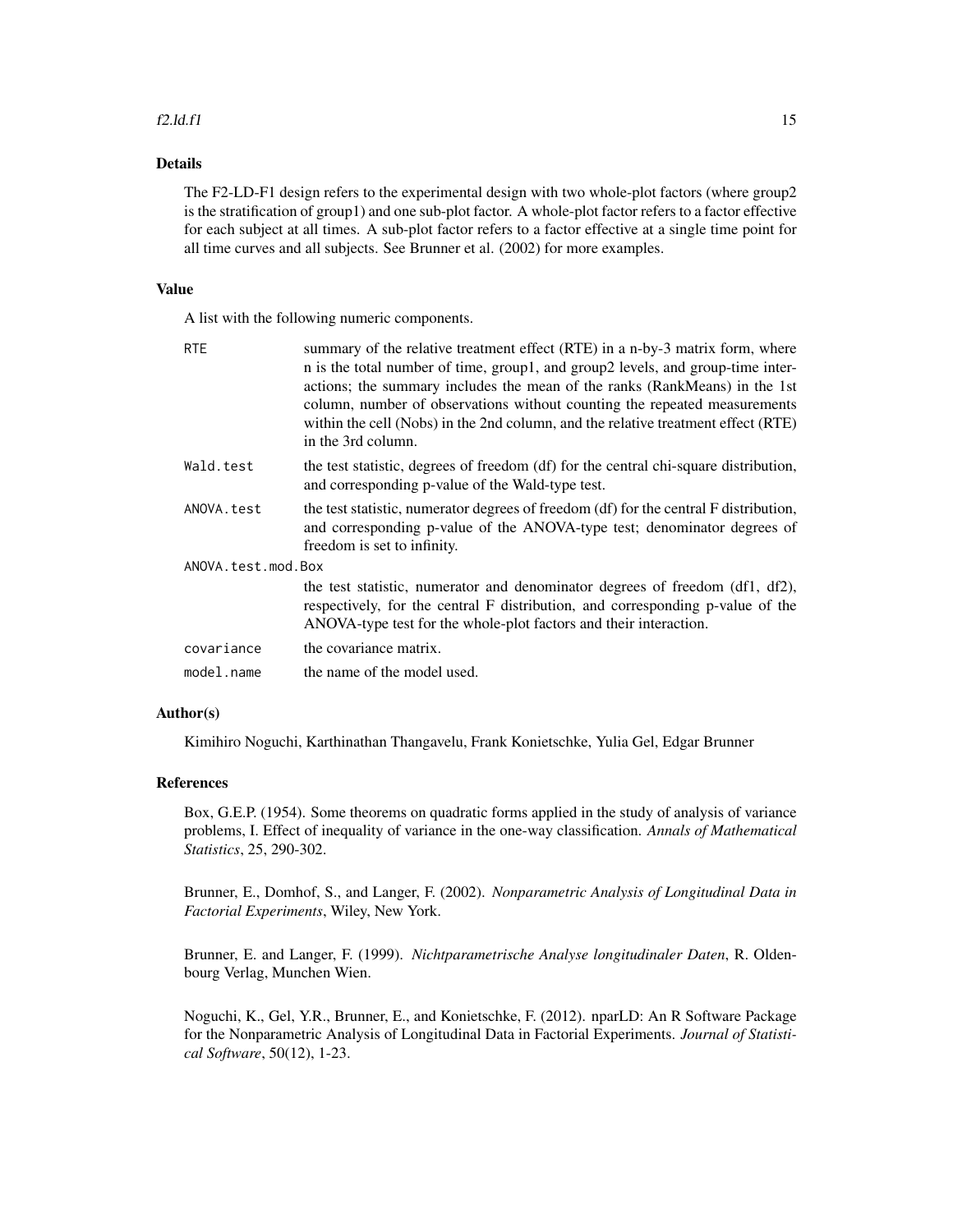## Details

The F2-LD-F1 design refers to the experimental design with two whole-plot factors (where group2 is the stratification of group1) and one sub-plot factor. A whole-plot factor refers to a factor effective for each subject at all times. A sub-plot factor refers to a factor effective at a single time point for all time curves and all subjects. See Brunner et al. (2002) for more examples.

## Value

A list with the following numeric components.

`RTE`
: summary of the relative treatment effect (RTE) in a n-by-3 matrix form, where n is the total number of time, group1, and group2 levels, and group-time interactions; the summary includes the mean of the ranks (RankMeans) in the 1st column, number of observations without counting the repeated measurements within the cell (Nobs) in the 2nd column, and the relative treatment effect (RTE) in the 3rd column.

`Wald.test`
: the test statistic, degrees of freedom (df) for the central chi-square distribution, and corresponding p-value of the Wald-type test.

`ANOVA.test`
: the test statistic, numerator degrees of freedom (df) for the central F distribution, and corresponding p-value of the ANOVA-type test; denominator degrees of freedom is set to infinity.

`ANOVA.test.mod.Box`
: the test statistic, numerator and denominator degrees of freedom (df1, df2), respectively, for the central F distribution, and corresponding p-value of the ANOVA-type test for the whole-plot factors and their interaction.

`covariance`
: the covariance matrix.

`model.name`
: the name of the model used.

## Author(s)

Kimihiro Noguchi, Karthinathan Thangavelu, Frank Konietschke, Yulia Gel, Edgar Brunner

## References

Box, G.E.P. (1954). Some theorems on quadratic forms applied in the study of analysis of variance problems, I. Effect of inequality of variance in the one-way classification. *Annals of Mathematical Statistics*, 25, 290-302.

Brunner, E., Domhof, S., and Langer, F. (2002). *Nonparametric Analysis of Longitudinal Data in Factorial Experiments*, Wiley, New York.

Brunner, E. and Langer, F. (1999). *Nichtparametrische Analyse longitudinaler Daten*, R. Oldenbourg Verlag, Munchen Wien.

Noguchi, K., Gel, Y.R., Brunner, E., and Konietschke, F. (2012). nparLD: An R Software Package for the Nonparametric Analysis of Longitudinal Data in Factorial Experiments. *Journal of Statistical Software*, 50(12), 1-23.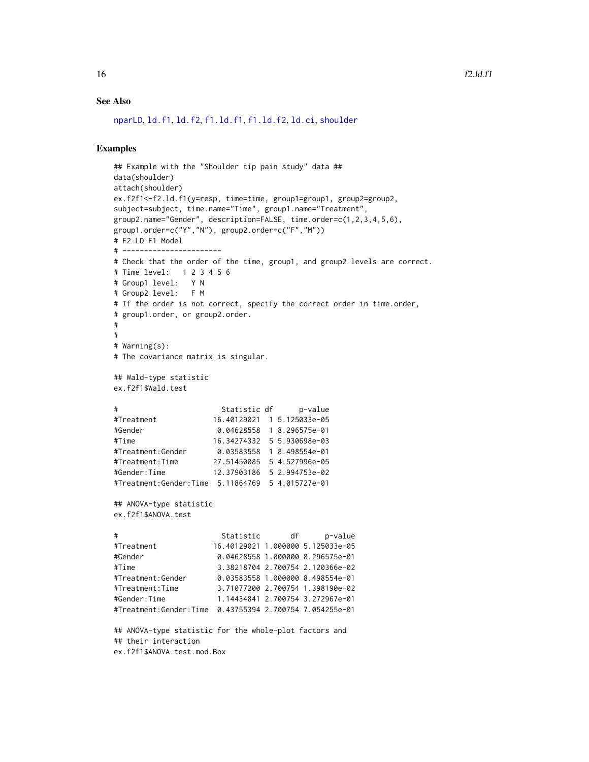### See Also

nparLD, ld.f1, ld.f2, f1.ld.f1, f1.ld.f2, ld.ci, shoulder

### Examples

```
## Example with the "Shoulder tip pain study" data ##
data(shoulder)
attach(shoulder)
ex.f2f1<-f2.ld.f1(y=resp, time=time, group1=group1, group2=group2,
subject=subject, time.name="Time", group1.name="Treatment",
group2.name="Gender", description=FALSE, time.order=c(1,2,3,4,5,6),
group1.order=c("Y","N"), group2.order=c("F","M"))
# F2 LD F1 Model
# -----------------------
# Check that the order of the time, group1, and group2 levels are correct.
# Time level:   1 2 3 4 5 6
# Group1 level:   Y N
# Group2 level:   F M
# If the order is not correct, specify the correct order in time.order,
# group1.order, or group2.order.
#
#
# Warning(s):
# The covariance matrix is singular.

## Wald-type statistic
ex.f2f1$Wald.test

#                         Statistic df      p-value
#Treatment              16.40129021  1 5.125033e-05
#Gender                  0.04628558  1 8.296575e-01
#Time                   16.34274332  5 5.930698e-03
#Treatment:Gender        0.03583558  1 8.498554e-01
#Treatment:Time         27.51450085  5 4.527996e-05
#Gender:Time            12.37903186  5 2.994753e-02
#Treatment:Gender:Time   5.11864769  5 4.015727e-01

## ANOVA-type statistic
ex.f2f1$ANOVA.test

#                         Statistic       df      p-value
#Treatment              16.40129021 1.000000 5.125033e-05
#Gender                  0.04628558 1.000000 8.296575e-01
#Time                    3.38218704 2.700754 2.120366e-02
#Treatment:Gender        0.03583558 1.000000 8.498554e-01
#Treatment:Time          3.71077200 2.700754 1.398190e-02
#Gender:Time             1.14434841 2.700754 3.272967e-01
#Treatment:Gender:Time   0.43755394 2.700754 7.054255e-01

## ANOVA-type statistic for the whole-plot factors and
## their interaction
ex.f2f1$ANOVA.test.mod.Box
```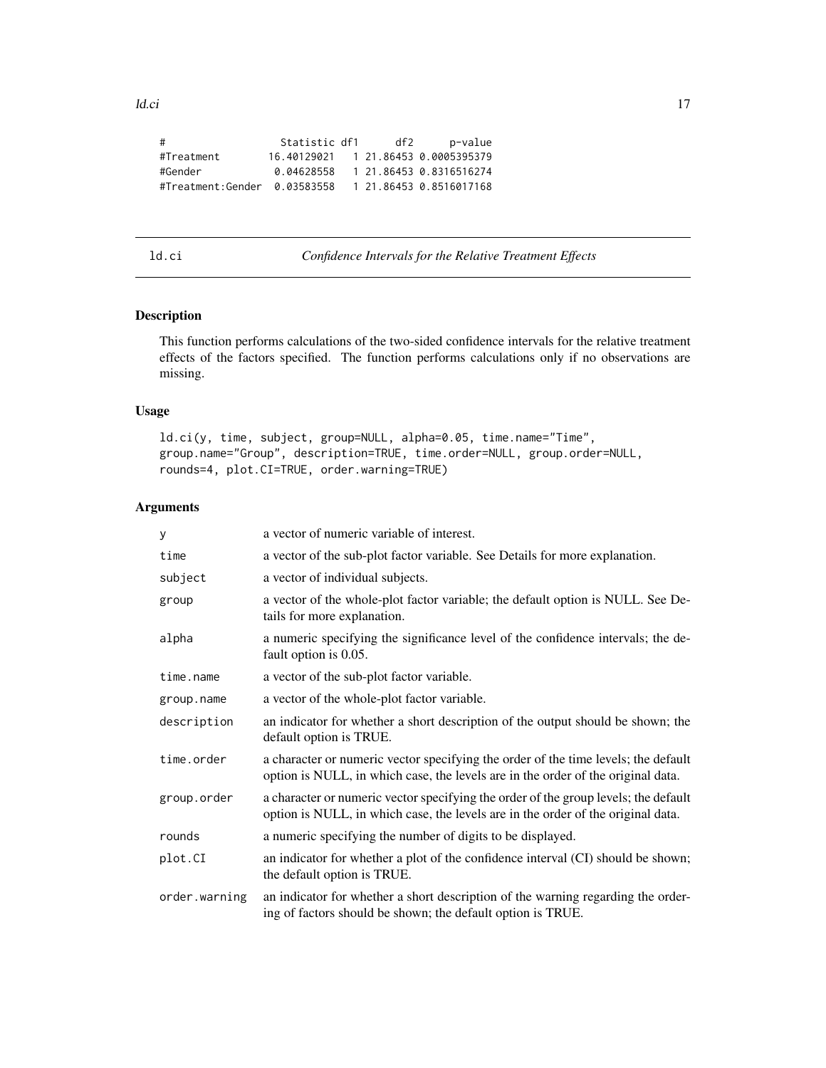```
#                  Statistic df1      df2      p-value
#Treatment        16.40129021   1 21.86453 0.0005395379
#Gender            0.04628558   1 21.86453 0.8316516274
#Treatment:Gender  0.03583558   1 21.86453 0.8516017168
```

---

## ld.ci — *Confidence Intervals for the Relative Treatment Effects*

---

### Description

This function performs calculations of the two-sided confidence intervals for the relative treatment effects of the factors specified. The function performs calculations only if no observations are missing.

### Usage

```
ld.ci(y, time, subject, group=NULL, alpha=0.05, time.name="Time",
group.name="Group", description=TRUE, time.order=NULL, group.order=NULL,
rounds=4, plot.CI=TRUE, order.warning=TRUE)
```

### Arguments

| | |
|---|---|
| `y` | a vector of numeric variable of interest. |
| `time` | a vector of the sub-plot factor variable. See Details for more explanation. |
| `subject` | a vector of individual subjects. |
| `group` | a vector of the whole-plot factor variable; the default option is NULL. See Details for more explanation. |
| `alpha` | a numeric specifying the significance level of the confidence intervals; the default option is 0.05. |
| `time.name` | a vector of the sub-plot factor variable. |
| `group.name` | a vector of the whole-plot factor variable. |
| `description` | an indicator for whether a short description of the output should be shown; the default option is TRUE. |
| `time.order` | a character or numeric vector specifying the order of the time levels; the default option is NULL, in which case, the levels are in the order of the original data. |
| `group.order` | a character or numeric vector specifying the order of the group levels; the default option is NULL, in which case, the levels are in the order of the original data. |
| `rounds` | a numeric specifying the number of digits to be displayed. |
| `plot.CI` | an indicator for whether a plot of the confidence interval (CI) should be shown; the default option is TRUE. |
| `order.warning` | an indicator for whether a short description of the warning regarding the ordering of factors should be shown; the default option is TRUE. |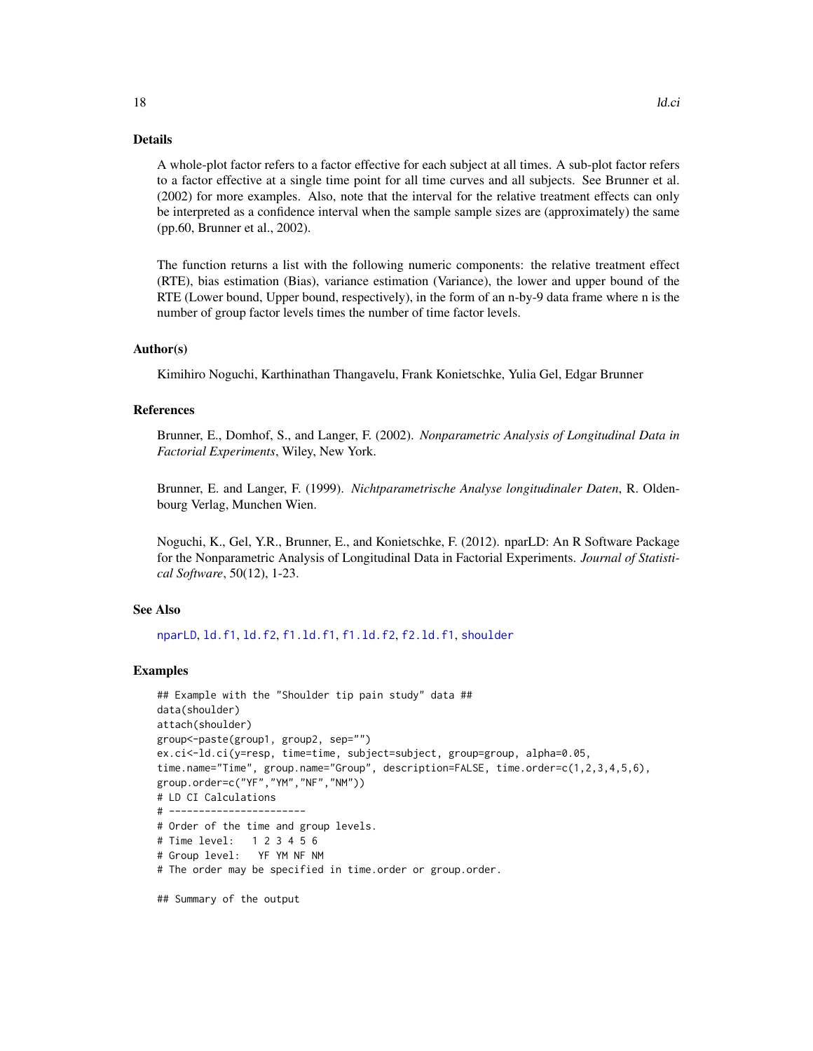## Details

A whole-plot factor refers to a factor effective for each subject at all times. A sub-plot factor refers to a factor effective at a single time point for all time curves and all subjects. See Brunner et al. (2002) for more examples. Also, note that the interval for the relative treatment effects can only be interpreted as a confidence interval when the sample sample sizes are (approximately) the same (pp.60, Brunner et al., 2002).

The function returns a list with the following numeric components: the relative treatment effect (RTE), bias estimation (Bias), variance estimation (Variance), the lower and upper bound of the RTE (Lower bound, Upper bound, respectively), in the form of an n-by-9 data frame where n is the number of group factor levels times the number of time factor levels.

## Author(s)

Kimihiro Noguchi, Karthinathan Thangavelu, Frank Konietschke, Yulia Gel, Edgar Brunner

## References

Brunner, E., Domhof, S., and Langer, F. (2002). *Nonparametric Analysis of Longitudinal Data in Factorial Experiments*, Wiley, New York.

Brunner, E. and Langer, F. (1999). *Nichtparametrische Analyse longitudinaler Daten*, R. Oldenbourg Verlag, Munchen Wien.

Noguchi, K., Gel, Y.R., Brunner, E., and Konietschke, F. (2012). nparLD: An R Software Package for the Nonparametric Analysis of Longitudinal Data in Factorial Experiments. *Journal of Statistical Software*, 50(12), 1-23.

## See Also

nparLD, ld.f1, ld.f2, f1.ld.f1, f1.ld.f2, f2.ld.f1, shoulder

## Examples

```
## Example with the "Shoulder tip pain study" data ##
data(shoulder)
attach(shoulder)
group<-paste(group1, group2, sep="")
ex.ci<-ld.ci(y=resp, time=time, subject=subject, group=group, alpha=0.05,
time.name="Time", group.name="Group", description=FALSE, time.order=c(1,2,3,4,5,6),
group.order=c("YF","YM","NF","NM"))
# LD CI Calculations
# -----------------------
# Order of the time and group levels.
# Time level:   1 2 3 4 5 6
# Group level:   YF YM NF NM
# The order may be specified in time.order or group.order.

## Summary of the output
```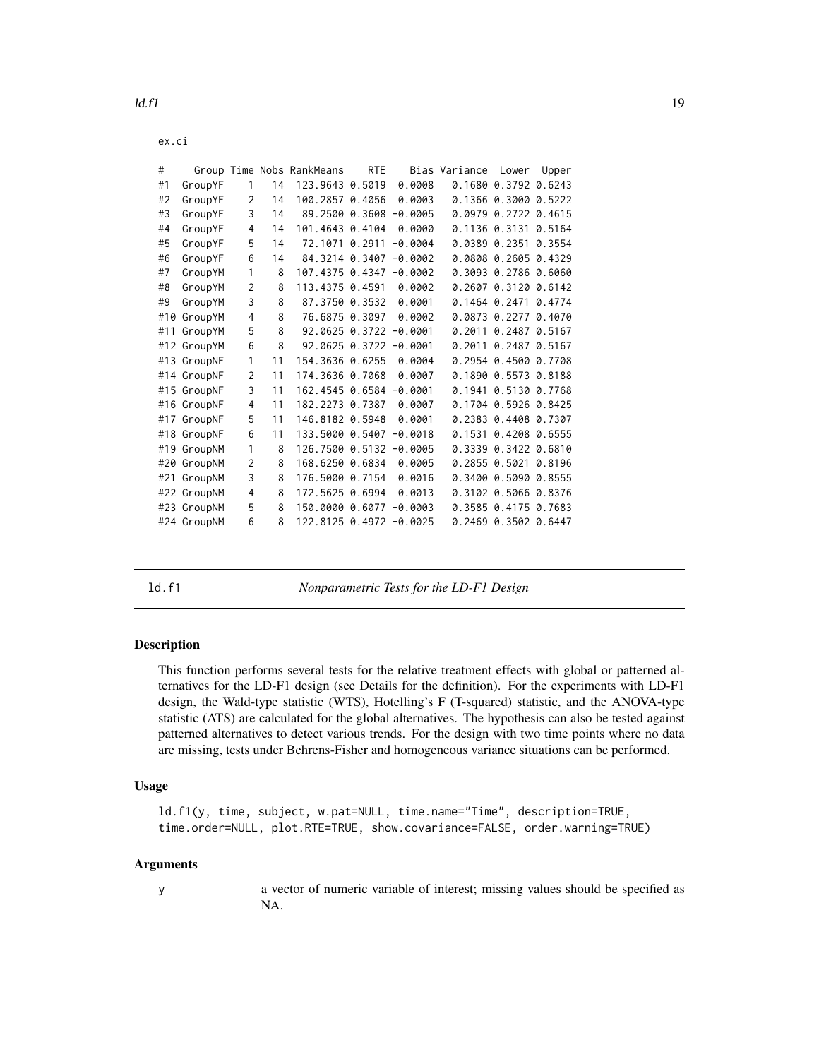```
ex.ci

#     Group Time Nobs RankMeans    RTE    Bias Variance  Lower  Upper
#1  GroupYF    1   14  123.9643 0.5019  0.0008   0.1680 0.3792 0.6243
#2  GroupYF    2   14  100.2857 0.4056  0.0003   0.1366 0.3000 0.5222
#3  GroupYF    3   14   89.2500 0.3608 -0.0005   0.0979 0.2722 0.4615
#4  GroupYF    4   14  101.4643 0.4104  0.0000   0.1136 0.3131 0.5164
#5  GroupYF    5   14   72.1071 0.2911 -0.0004   0.0389 0.2351 0.3554
#6  GroupYF    6   14   84.3214 0.3407 -0.0002   0.0808 0.2605 0.4329
#7  GroupYM    1    8  107.4375 0.4347 -0.0002   0.3093 0.2786 0.6060
#8  GroupYM    2    8  113.4375 0.4591  0.0002   0.2607 0.3120 0.6142
#9  GroupYM    3    8   87.3750 0.3532  0.0001   0.1464 0.2471 0.4774
#10 GroupYM    4    8   76.6875 0.3097  0.0002   0.0873 0.2277 0.4070
#11 GroupYM    5    8   92.0625 0.3722 -0.0001   0.2011 0.2487 0.5167
#12 GroupYM    6    8   92.0625 0.3722 -0.0001   0.2011 0.2487 0.5167
#13 GroupNF    1   11  154.3636 0.6255  0.0004   0.2954 0.4500 0.7708
#14 GroupNF    2   11  174.3636 0.7068  0.0007   0.1890 0.5573 0.8188
#15 GroupNF    3   11  162.4545 0.6584 -0.0001   0.1941 0.5130 0.7768
#16 GroupNF    4   11  182.2273 0.7387  0.0007   0.1704 0.5926 0.8425
#17 GroupNF    5   11  146.8182 0.5948  0.0001   0.2383 0.4408 0.7307
#18 GroupNF    6   11  133.5000 0.5407 -0.0018   0.1531 0.4208 0.6555
#19 GroupNM    1    8  126.7500 0.5132 -0.0005   0.3339 0.3422 0.6810
#20 GroupNM    2    8  168.6250 0.6834  0.0005   0.2855 0.5021 0.8196
#21 GroupNM    3    8  176.5000 0.7154  0.0016   0.3400 0.5090 0.8555
#22 GroupNM    4    8  172.5625 0.6994  0.0013   0.3102 0.5066 0.8376
#23 GroupNM    5    8  150.0000 0.6077 -0.0003   0.3585 0.4175 0.7683
#24 GroupNM    6    8  122.8125 0.4972 -0.0025   0.2469 0.3502 0.6447
```

## ld.f1 — *Nonparametric Tests for the LD-F1 Design*

### Description

This function performs several tests for the relative treatment effects with global or patterned alternatives for the LD-F1 design (see Details for the definition). For the experiments with LD-F1 design, the Wald-type statistic (WTS), Hotelling's F (T-squared) statistic, and the ANOVA-type statistic (ATS) are calculated for the global alternatives. The hypothesis can also be tested against patterned alternatives to detect various trends. For the design with two time points where no data are missing, tests under Behrens-Fisher and homogeneous variance situations can be performed.

### Usage

```
ld.f1(y, time, subject, w.pat=NULL, time.name="Time", description=TRUE,
time.order=NULL, plot.RTE=TRUE, show.covariance=FALSE, order.warning=TRUE)
```

### Arguments

y — a vector of numeric variable of interest; missing values should be specified as NA.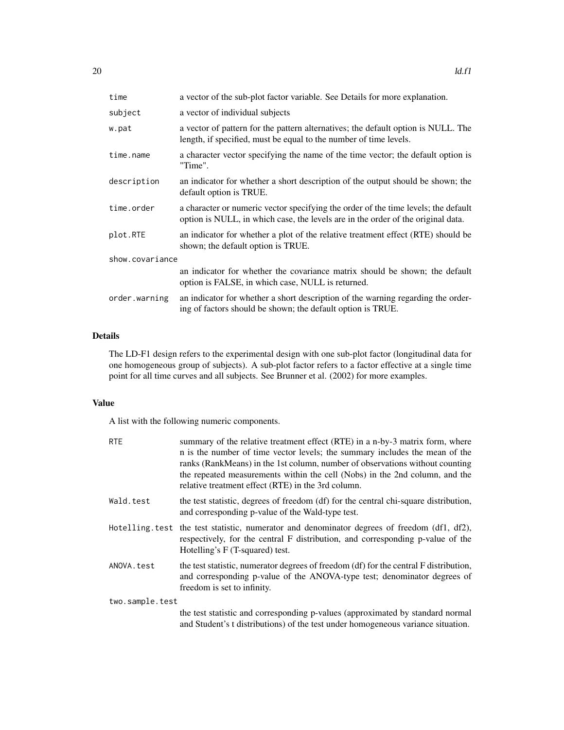| | |
|---|---|
| `time` | a vector of the sub-plot factor variable. See Details for more explanation. |
| `subject` | a vector of individual subjects |
| `w.pat` | a vector of pattern for the pattern alternatives; the default option is NULL. The length, if specified, must be equal to the number of time levels. |
| `time.name` | a character vector specifying the name of the time vector; the default option is "Time". |
| `description` | an indicator for whether a short description of the output should be shown; the default option is TRUE. |
| `time.order` | a character or numeric vector specifying the order of the time levels; the default option is NULL, in which case, the levels are in the order of the original data. |
| `plot.RTE` | an indicator for whether a plot of the relative treatment effect (RTE) should be shown; the default option is TRUE. |
| `show.covariance` | an indicator for whether the covariance matrix should be shown; the default option is FALSE, in which case, NULL is returned. |
| `order.warning` | an indicator for whether a short description of the warning regarding the ordering of factors should be shown; the default option is TRUE. |

## Details

The LD-F1 design refers to the experimental design with one sub-plot factor (longitudinal data for one homogeneous group of subjects). A sub-plot factor refers to a factor effective at a single time point for all time curves and all subjects. See Brunner et al. (2002) for more examples.

## Value

A list with the following numeric components.

| | |
|---|---|
| `RTE` | summary of the relative treatment effect (RTE) in a n-by-3 matrix form, where n is the number of time vector levels; the summary includes the mean of the ranks (RankMeans) in the 1st column, number of observations without counting the repeated measurements within the cell (Nobs) in the 2nd column, and the relative treatment effect (RTE) in the 3rd column. |
| `Wald.test` | the test statistic, degrees of freedom (df) for the central chi-square distribution, and corresponding p-value of the Wald-type test. |
| `Hotelling.test` | the test statistic, numerator and denominator degrees of freedom (df1, df2), respectively, for the central F distribution, and corresponding p-value of the Hotelling's F (T-squared) test. |
| `ANOVA.test` | the test statistic, numerator degrees of freedom (df) for the central F distribution, and corresponding p-value of the ANOVA-type test; denominator degrees of freedom is set to infinity. |
| `two.sample.test` | the test statistic and corresponding p-values (approximated by standard normal and Student's t distributions) of the test under homogeneous variance situation. |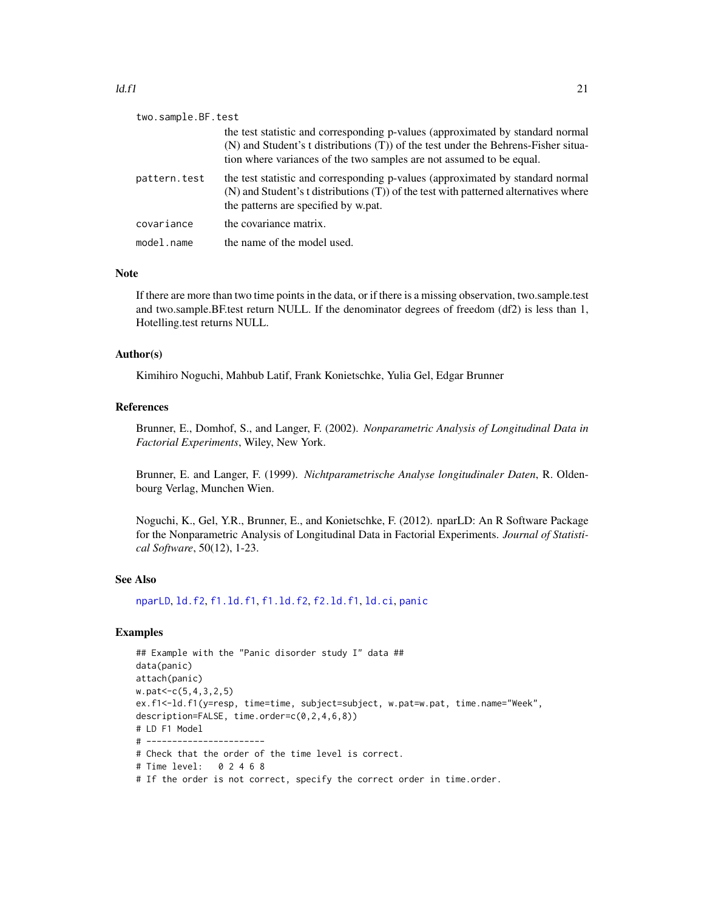two.sample.BF.test
: the test statistic and corresponding p-values (approximated by standard normal (N) and Student's t distributions (T)) of the test under the Behrens-Fisher situation where variances of the two samples are not assumed to be equal.

pattern.test
: the test statistic and corresponding p-values (approximated by standard normal (N) and Student's t distributions (T)) of the test with patterned alternatives where the patterns are specified by w.pat.

covariance
: the covariance matrix.

model.name
: the name of the model used.

### Note

If there are more than two time points in the data, or if there is a missing observation, two.sample.test and two.sample.BF.test return NULL. If the denominator degrees of freedom (df2) is less than 1, Hotelling.test returns NULL.

### Author(s)

Kimihiro Noguchi, Mahbub Latif, Frank Konietschke, Yulia Gel, Edgar Brunner

### References

Brunner, E., Domhof, S., and Langer, F. (2002). *Nonparametric Analysis of Longitudinal Data in Factorial Experiments*, Wiley, New York.

Brunner, E. and Langer, F. (1999). *Nichtparametrische Analyse longitudinaler Daten*, R. Oldenbourg Verlag, Munchen Wien.

Noguchi, K., Gel, Y.R., Brunner, E., and Konietschke, F. (2012). nparLD: An R Software Package for the Nonparametric Analysis of Longitudinal Data in Factorial Experiments. *Journal of Statistical Software*, 50(12), 1-23.

### See Also

nparLD, ld.f2, f1.ld.f1, f1.ld.f2, f2.ld.f1, ld.ci, panic

### Examples

```
## Example with the "Panic disorder study I" data ##
data(panic)
attach(panic)
w.pat<-c(5,4,3,2,5)
ex.f1<-ld.f1(y=resp, time=time, subject=subject, w.pat=w.pat, time.name="Week",
description=FALSE, time.order=c(0,2,4,6,8))
# LD F1 Model
# -----------------------
# Check that the order of the time level is correct.
# Time level:   0 2 4 6 8
# If the order is not correct, specify the correct order in time.order.
```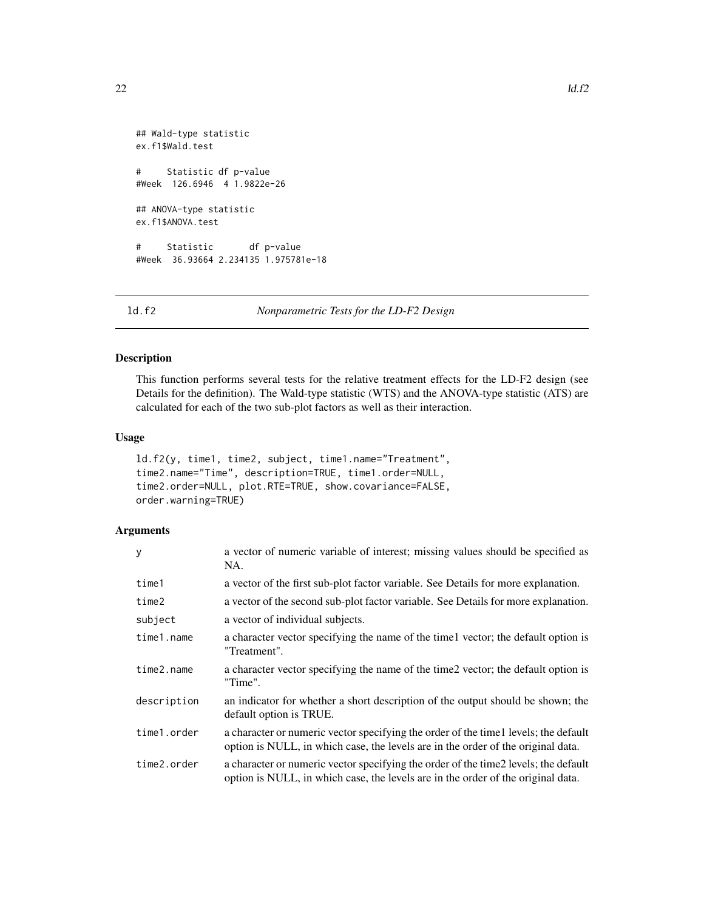```
## Wald-type statistic
ex.f1$Wald.test

#     Statistic df p-value
#Week  126.6946  4 1.9822e-26

## ANOVA-type statistic
ex.f1$ANOVA.test

#     Statistic       df p-value
#Week  36.93664 2.234135 1.975781e-18
```

---

## ld.f2 — *Nonparametric Tests for the LD-F2 Design*

---

### Description

This function performs several tests for the relative treatment effects for the LD-F2 design (see Details for the definition). The Wald-type statistic (WTS) and the ANOVA-type statistic (ATS) are calculated for each of the two sub-plot factors as well as their interaction.

### Usage

```
ld.f2(y, time1, time2, subject, time1.name="Treatment",
time2.name="Time", description=TRUE, time1.order=NULL,
time2.order=NULL, plot.RTE=TRUE, show.covariance=FALSE,
order.warning=TRUE)
```

### Arguments

| | |
|---|---|
| `y` | a vector of numeric variable of interest; missing values should be specified as NA. |
| `time1` | a vector of the first sub-plot factor variable. See Details for more explanation. |
| `time2` | a vector of the second sub-plot factor variable. See Details for more explanation. |
| `subject` | a vector of individual subjects. |
| `time1.name` | a character vector specifying the name of the time1 vector; the default option is "Treatment". |
| `time2.name` | a character vector specifying the name of the time2 vector; the default option is "Time". |
| `description` | an indicator for whether a short description of the output should be shown; the default option is TRUE. |
| `time1.order` | a character or numeric vector specifying the order of the time1 levels; the default option is NULL, in which case, the levels are in the order of the original data. |
| `time2.order` | a character or numeric vector specifying the order of the time2 levels; the default option is NULL, in which case, the levels are in the order of the original data. |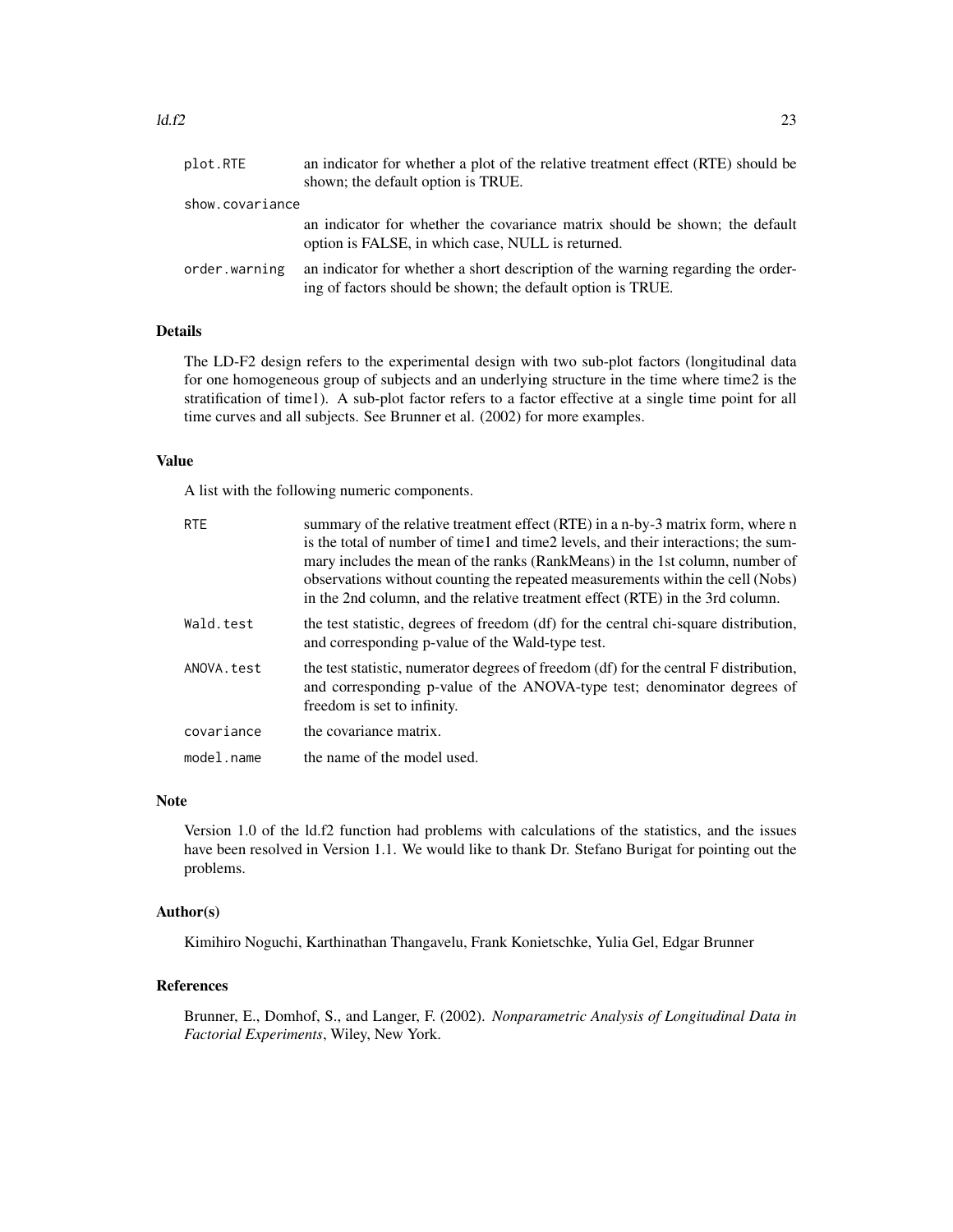| | |
|---|---|
| `plot.RTE` | an indicator for whether a plot of the relative treatment effect (RTE) should be shown; the default option is TRUE. |
| `show.covariance` | an indicator for whether the covariance matrix should be shown; the default option is FALSE, in which case, NULL is returned. |
| `order.warning` | an indicator for whether a short description of the warning regarding the ordering of factors should be shown; the default option is TRUE. |

## Details

The LD-F2 design refers to the experimental design with two sub-plot factors (longitudinal data for one homogeneous group of subjects and an underlying structure in the time where time2 is the stratification of time1). A sub-plot factor refers to a factor effective at a single time point for all time curves and all subjects. See Brunner et al. (2002) for more examples.

## Value

A list with the following numeric components.

| | |
|---|---|
| `RTE` | summary of the relative treatment effect (RTE) in a n-by-3 matrix form, where n is the total of number of time1 and time2 levels, and their interactions; the summary includes the mean of the ranks (RankMeans) in the 1st column, number of observations without counting the repeated measurements within the cell (Nobs) in the 2nd column, and the relative treatment effect (RTE) in the 3rd column. |
| `Wald.test` | the test statistic, degrees of freedom (df) for the central chi-square distribution, and corresponding p-value of the Wald-type test. |
| `ANOVA.test` | the test statistic, numerator degrees of freedom (df) for the central F distribution, and corresponding p-value of the ANOVA-type test; denominator degrees of freedom is set to infinity. |
| `covariance` | the covariance matrix. |
| `model.name` | the name of the model used. |

## Note

Version 1.0 of the ld.f2 function had problems with calculations of the statistics, and the issues have been resolved in Version 1.1. We would like to thank Dr. Stefano Burigat for pointing out the problems.

## Author(s)

Kimihiro Noguchi, Karthinathan Thangavelu, Frank Konietschke, Yulia Gel, Edgar Brunner

## References

Brunner, E., Domhof, S., and Langer, F. (2002). *Nonparametric Analysis of Longitudinal Data in Factorial Experiments*, Wiley, New York.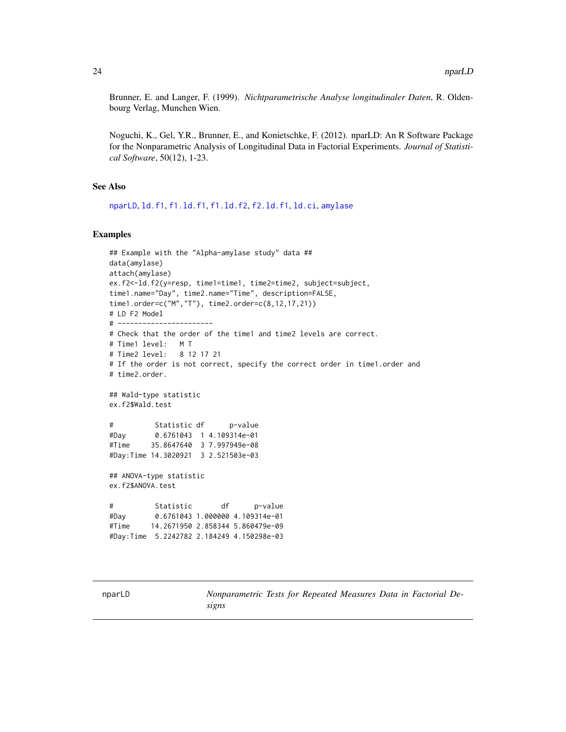Brunner, E. and Langer, F. (1999). *Nichtparametrische Analyse longitudinaler Daten*, R. Oldenbourg Verlag, Munchen Wien.

Noguchi, K., Gel, Y.R., Brunner, E., and Konietschke, F. (2012). nparLD: An R Software Package for the Nonparametric Analysis of Longitudinal Data in Factorial Experiments. *Journal of Statistical Software*, 50(12), 1-23.

### See Also

nparLD, ld.f1, f1.ld.f1, f1.ld.f2, f2.ld.f1, ld.ci, amylase

### Examples

```
## Example with the "Alpha-amylase study" data ##
data(amylase)
attach(amylase)
ex.f2<-ld.f2(y=resp, time1=time1, time2=time2, subject=subject,
time1.name="Day", time2.name="Time", description=FALSE,
time1.order=c("M","T"), time2.order=c(8,12,17,21))
# LD F2 Model
# -----------------------
# Check that the order of the time1 and time2 levels are correct.
# Time1 level:   M T
# Time2 level:   8 12 17 21
# If the order is not correct, specify the correct order in time1.order and
# time2.order.

## Wald-type statistic
ex.f2$Wald.test

#          Statistic df      p-value
#Day       0.6761043  1 4.109314e-01
#Time     35.8647640  3 7.997949e-08
#Day:Time 14.3020921  3 2.521503e-03

## ANOVA-type statistic
ex.f2$ANOVA.test

#          Statistic       df      p-value
#Day       0.6761043 1.000000 4.109314e-01
#Time     14.2671950 2.858344 5.860479e-09
#Day:Time  5.2242782 2.184249 4.150298e-03
```

---

nparLD *Nonparametric Tests for Repeated Measures Data in Factorial Designs*

---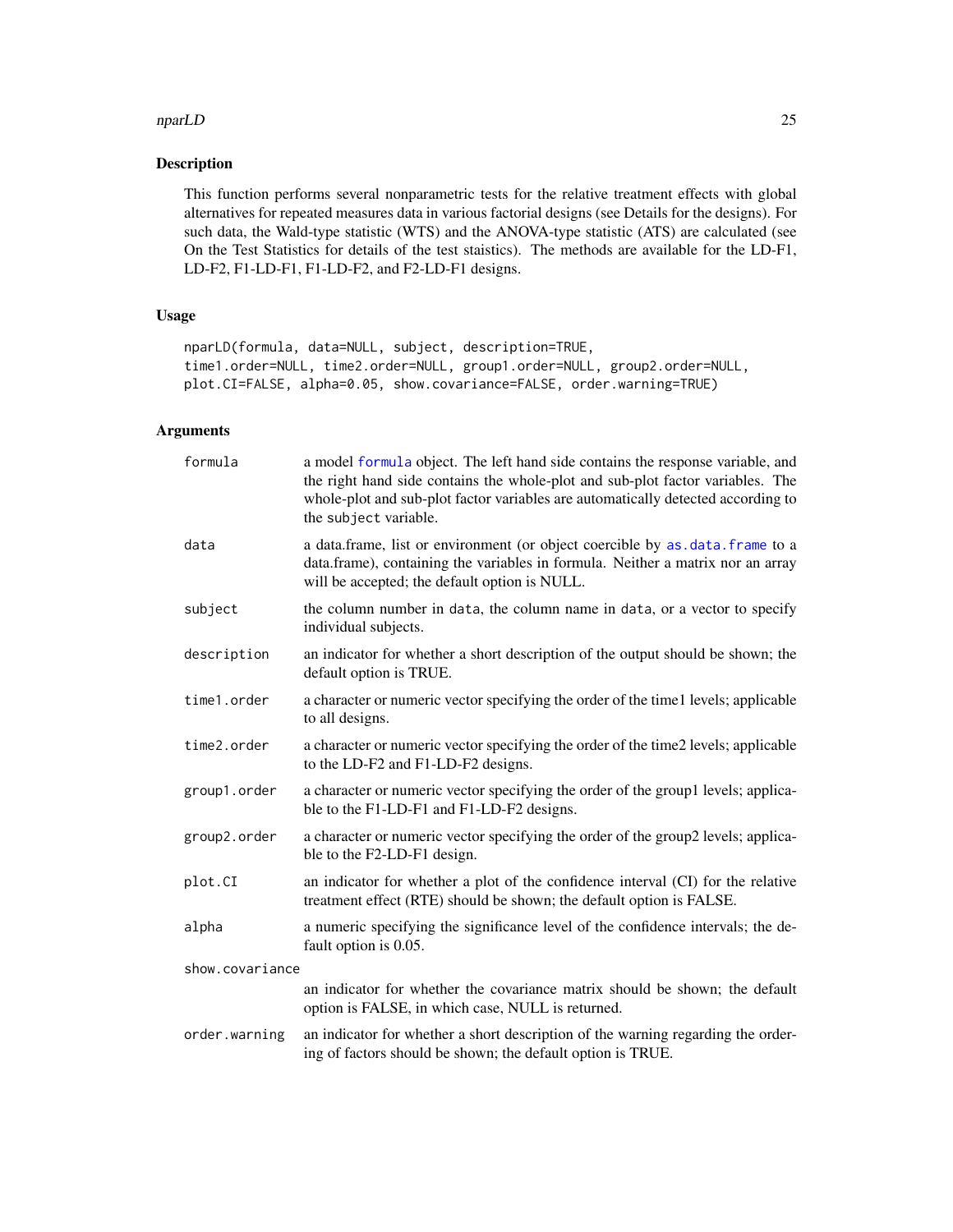## Description

This function performs several nonparametric tests for the relative treatment effects with global alternatives for repeated measures data in various factorial designs (see Details for the designs). For such data, the Wald-type statistic (WTS) and the ANOVA-type statistic (ATS) are calculated (see On the Test Statistics for details of the test staistics). The methods are available for the LD-F1, LD-F2, F1-LD-F1, F1-LD-F2, and F2-LD-F1 designs.

## Usage

```
nparLD(formula, data=NULL, subject, description=TRUE,
time1.order=NULL, time2.order=NULL, group1.order=NULL, group2.order=NULL,
plot.CI=FALSE, alpha=0.05, show.covariance=FALSE, order.warning=TRUE)
```

## Arguments

| | |
|---|---|
| `formula` | a model `formula` object. The left hand side contains the response variable, and the right hand side contains the whole-plot and sub-plot factor variables. The whole-plot and sub-plot factor variables are automatically detected according to the `subject` variable. |
| `data` | a data.frame, list or environment (or object coercible by `as.data.frame` to a data.frame), containing the variables in formula. Neither a matrix nor an array will be accepted; the default option is NULL. |
| `subject` | the column number in `data`, the column name in `data`, or a vector to specify individual subjects. |
| `description` | an indicator for whether a short description of the output should be shown; the default option is TRUE. |
| `time1.order` | a character or numeric vector specifying the order of the time1 levels; applicable to all designs. |
| `time2.order` | a character or numeric vector specifying the order of the time2 levels; applicable to the LD-F2 and F1-LD-F2 designs. |
| `group1.order` | a character or numeric vector specifying the order of the group1 levels; applicable to the F1-LD-F1 and F1-LD-F2 designs. |
| `group2.order` | a character or numeric vector specifying the order of the group2 levels; applicable to the F2-LD-F1 design. |
| `plot.CI` | an indicator for whether a plot of the confidence interval (CI) for the relative treatment effect (RTE) should be shown; the default option is FALSE. |
| `alpha` | a numeric specifying the significance level of the confidence intervals; the default option is 0.05. |
| `show.covariance` | an indicator for whether the covariance matrix should be shown; the default option is FALSE, in which case, NULL is returned. |
| `order.warning` | an indicator for whether a short description of the warning regarding the ordering of factors should be shown; the default option is TRUE. |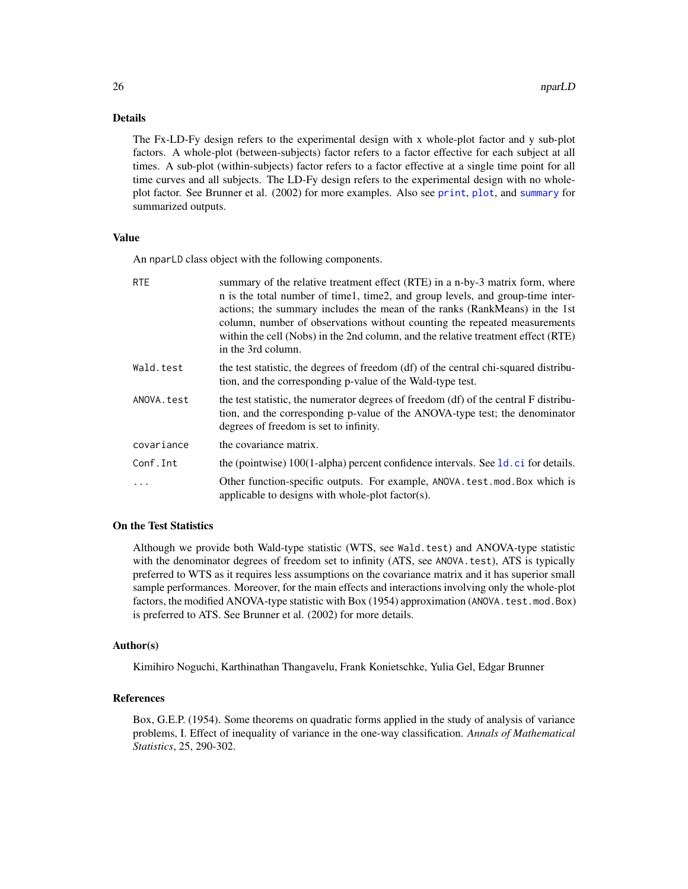### Details

The Fx-LD-Fy design refers to the experimental design with x whole-plot factor and y sub-plot factors. A whole-plot (between-subjects) factor refers to a factor effective for each subject at all times. A sub-plot (within-subjects) factor refers to a factor effective at a single time point for all time curves and all subjects. The LD-Fy design refers to the experimental design with no whole-plot factor. See Brunner et al. (2002) for more examples. Also see `print`, `plot`, and `summary` for summarized outputs.

### Value

An `nparLD` class object with the following components.

| | |
|---|---|
| `RTE` | summary of the relative treatment effect (RTE) in a n-by-3 matrix form, where n is the total number of time1, time2, and group levels, and group-time interactions; the summary includes the mean of the ranks (RankMeans) in the 1st column, number of observations without counting the repeated measurements within the cell (Nobs) in the 2nd column, and the relative treatment effect (RTE) in the 3rd column. |
| `Wald.test` | the test statistic, the degrees of freedom (df) of the central chi-squared distribution, and the corresponding p-value of the Wald-type test. |
| `ANOVA.test` | the test statistic, the numerator degrees of freedom (df) of the central F distribution, and the corresponding p-value of the ANOVA-type test; the denominator degrees of freedom is set to infinity. |
| `covariance` | the covariance matrix. |
| `Conf.Int` | the (pointwise) 100(1-alpha) percent confidence intervals. See `ld.ci` for details. |
| `...` | Other function-specific outputs. For example, `ANOVA.test.mod.Box` which is applicable to designs with whole-plot factor(s). |

### On the Test Statistics

Although we provide both Wald-type statistic (WTS, see `Wald.test`) and ANOVA-type statistic with the denominator degrees of freedom set to infinity (ATS, see `ANOVA.test`), ATS is typically preferred to WTS as it requires less assumptions on the covariance matrix and it has superior small sample performances. Moreover, for the main effects and interactions involving only the whole-plot factors, the modified ANOVA-type statistic with Box (1954) approximation (`ANOVA.test.mod.Box`) is preferred to ATS. See Brunner et al. (2002) for more details.

### Author(s)

Kimihiro Noguchi, Karthinathan Thangavelu, Frank Konietschke, Yulia Gel, Edgar Brunner

### References

Box, G.E.P. (1954). Some theorems on quadratic forms applied in the study of analysis of variance problems, I. Effect of inequality of variance in the one-way classification. *Annals of Mathematical Statistics*, 25, 290-302.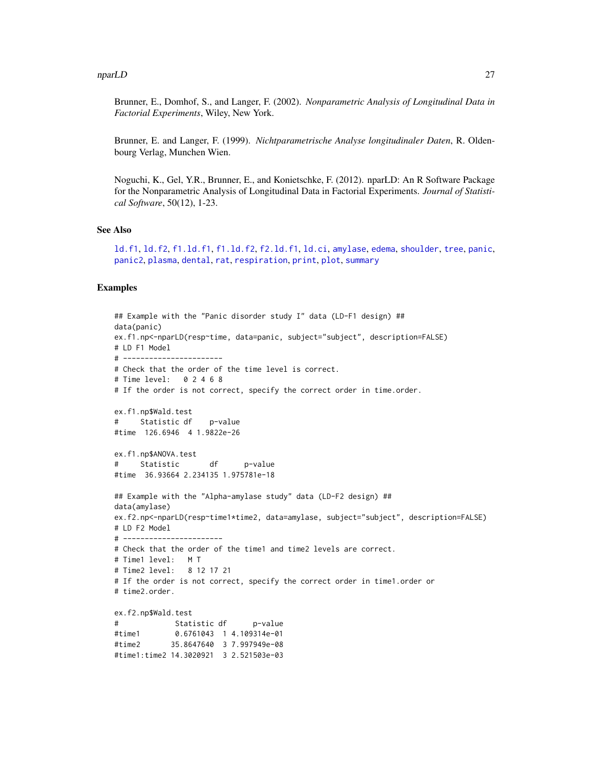Brunner, E., Domhof, S., and Langer, F. (2002). *Nonparametric Analysis of Longitudinal Data in Factorial Experiments*, Wiley, New York.

Brunner, E. and Langer, F. (1999). *Nichtparametrische Analyse longitudinaler Daten*, R. Oldenbourg Verlag, Munchen Wien.

Noguchi, K., Gel, Y.R., Brunner, E., and Konietschke, F. (2012). nparLD: An R Software Package for the Nonparametric Analysis of Longitudinal Data in Factorial Experiments. *Journal of Statistical Software*, 50(12), 1-23.

### See Also

ld.f1, ld.f2, f1.ld.f1, f1.ld.f2, f2.ld.f1, ld.ci, amylase, edema, shoulder, tree, panic, panic2, plasma, dental, rat, respiration, print, plot, summary

### Examples

```
## Example with the "Panic disorder study I" data (LD-F1 design) ##
data(panic)
ex.f1.np<-nparLD(resp~time, data=panic, subject="subject", description=FALSE)
# LD F1 Model
# -----------------------
# Check that the order of the time level is correct.
# Time level:   0 2 4 6 8
# If the order is not correct, specify the correct order in time.order.

ex.f1.np$Wald.test
#     Statistic df    p-value
#time  126.6946  4 1.9822e-26

ex.f1.np$ANOVA.test
#     Statistic       df      p-value
#time  36.93664 2.234135 1.975781e-18

## Example with the "Alpha-amylase study" data (LD-F2 design) ##
data(amylase)
ex.f2.np<-nparLD(resp~time1*time2, data=amylase, subject="subject", description=FALSE)
# LD F2 Model
# -----------------------
# Check that the order of the time1 and time2 levels are correct.
# Time1 level:   M T
# Time2 level:   8 12 17 21
# If the order is not correct, specify the correct order in time1.order or
# time2.order.

ex.f2.np$Wald.test
#            Statistic df      p-value
#time1        0.6761043  1 4.109314e-01
#time2       35.8647640  3 7.997949e-08
#time1:time2 14.3020921  3 2.521503e-03
```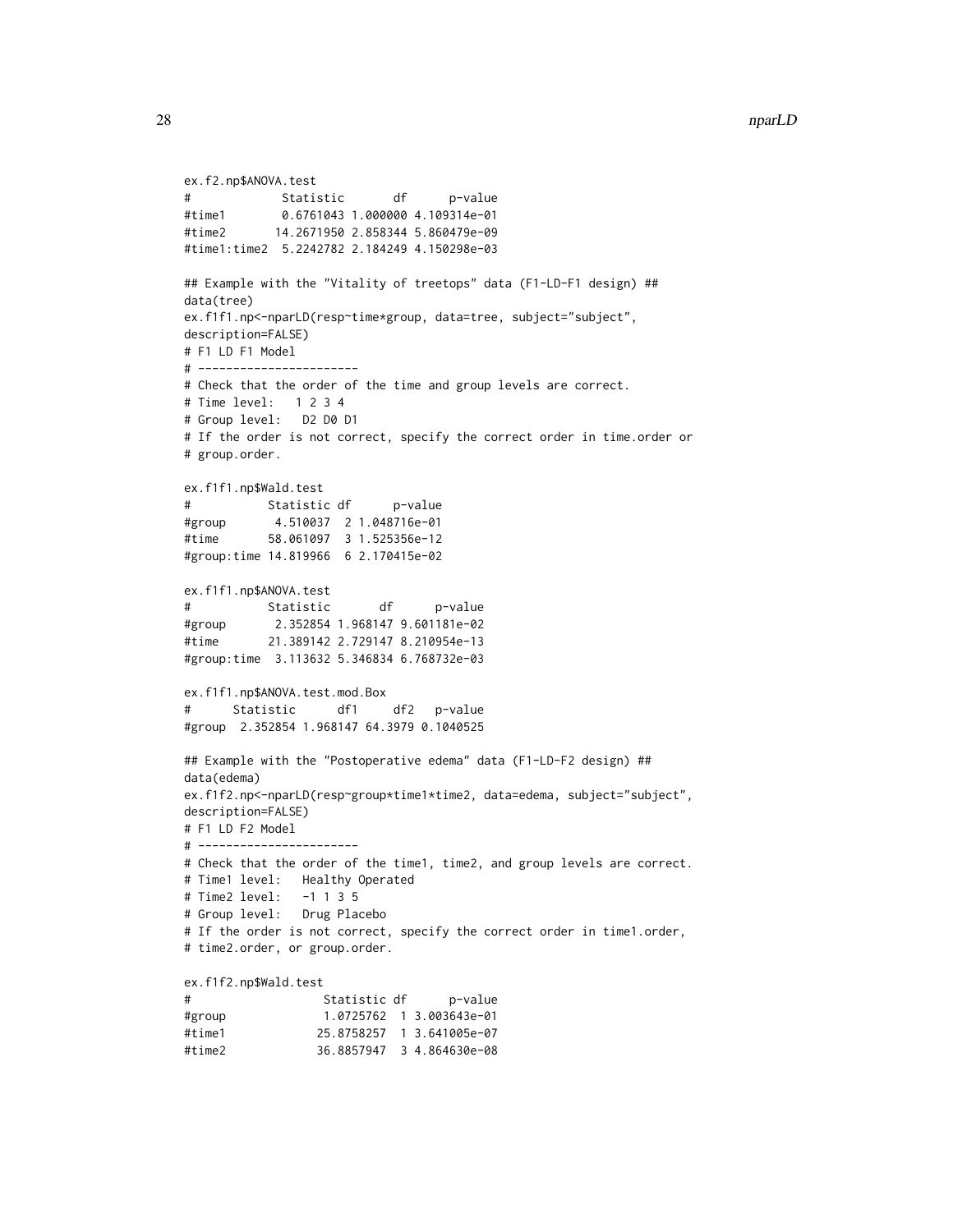```
ex.f2.np$ANOVA.test
#             Statistic       df      p-value
#time1        0.6761043 1.000000 4.109314e-01
#time2       14.2671950 2.858344 5.860479e-09
#time1:time2  5.2242782 2.184249 4.150298e-03

## Example with the "Vitality of treetops" data (F1-LD-F1 design) ##
data(tree)
ex.f1f1.np<-nparLD(resp~time*group, data=tree, subject="subject",
description=FALSE)
# F1 LD F1 Model
# -----------------------
# Check that the order of the time and group levels are correct.
# Time level:   1 2 3 4
# Group level:   D2 D0 D1
# If the order is not correct, specify the correct order in time.order or
# group.order.

ex.f1f1.np$Wald.test
#           Statistic df      p-value
#group       4.510037  2 1.048716e-01
#time       58.061097  3 1.525356e-12
#group:time 14.819966  6 2.170415e-02

ex.f1f1.np$ANOVA.test
#           Statistic       df      p-value
#group       2.352854 1.968147 9.601181e-02
#time       21.389142 2.729147 8.210954e-13
#group:time  3.113632 5.346834 6.768732e-03

ex.f1f1.np$ANOVA.test.mod.Box
#      Statistic      df1     df2   p-value
#group  2.352854 1.968147 64.3979 0.1040525

## Example with the "Postoperative edema" data (F1-LD-F2 design) ##
data(edema)
ex.f1f2.np<-nparLD(resp~group*time1*time2, data=edema, subject="subject",
description=FALSE)
# F1 LD F2 Model
# -----------------------
# Check that the order of the time1, time2, and group levels are correct.
# Time1 level:   Healthy Operated
# Time2 level:   -1 1 3 5
# Group level:   Drug Placebo
# If the order is not correct, specify the correct order in time1.order,
# time2.order, or group.order.

ex.f1f2.np$Wald.test
#                   Statistic df      p-value
#group              1.0725762  1 3.003643e-01
#time1             25.8758257  1 3.641005e-07
#time2             36.8857947  3 4.864630e-08
```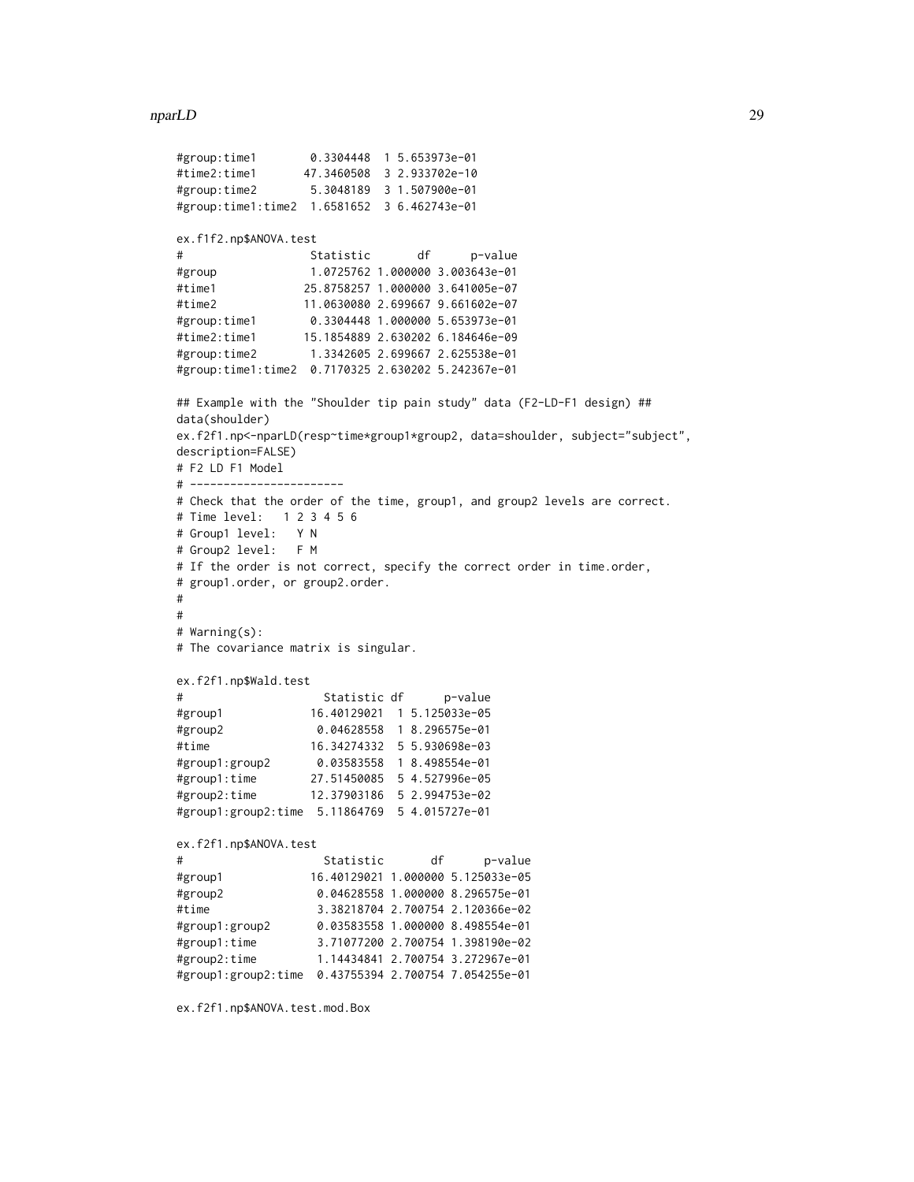```
#group:time1        0.3304448  1 5.653973e-01
#time2:time1       47.3460508  3 2.933702e-10
#group:time2        5.3048189  3 1.507900e-01
#group:time1:time2  1.6581652  3 6.462743e-01

ex.f1f2.np$ANOVA.test
#                   Statistic       df      p-value
#group              1.0725762 1.000000 3.003643e-01
#time1             25.8758257 1.000000 3.641005e-07
#time2             11.0630080 2.699667 9.661602e-07
#group:time1        0.3304448 1.000000 5.653973e-01
#time2:time1       15.1854889 2.630202 6.184646e-09
#group:time2        1.3342605 2.699667 2.625538e-01
#group:time1:time2  0.7170325 2.630202 5.242367e-01

## Example with the "Shoulder tip pain study" data (F2-LD-F1 design) ##
data(shoulder)
ex.f2f1.np<-nparLD(resp~time*group1*group2, data=shoulder, subject="subject",
description=FALSE)
# F2 LD F1 Model
# -----------------------
# Check that the order of the time, group1, and group2 levels are correct.
# Time level:   1 2 3 4 5 6
# Group1 level:   Y N
# Group2 level:   F M
# If the order is not correct, specify the correct order in time.order,
# group1.order, or group2.order.
#
#
# Warning(s):
# The covariance matrix is singular.

ex.f2f1.np$Wald.test
#                     Statistic df      p-value
#group1             16.40129021  1 5.125033e-05
#group2              0.04628558  1 8.296575e-01
#time               16.34274332  5 5.930698e-03
#group1:group2       0.03583558  1 8.498554e-01
#group1:time        27.51450085  5 4.527996e-05
#group2:time        12.37903186  5 2.994753e-02
#group1:group2:time  5.11864769  5 4.015727e-01

ex.f2f1.np$ANOVA.test
#                     Statistic       df      p-value
#group1             16.40129021 1.000000 5.125033e-05
#group2              0.04628558 1.000000 8.296575e-01
#time                3.38218704 2.700754 2.120366e-02
#group1:group2       0.03583558 1.000000 8.498554e-01
#group1:time         3.71077200 2.700754 1.398190e-02
#group2:time         1.14434841 2.700754 3.272967e-01
#group1:group2:time  0.43755394 2.700754 7.054255e-01

ex.f2f1.np$ANOVA.test.mod.Box
```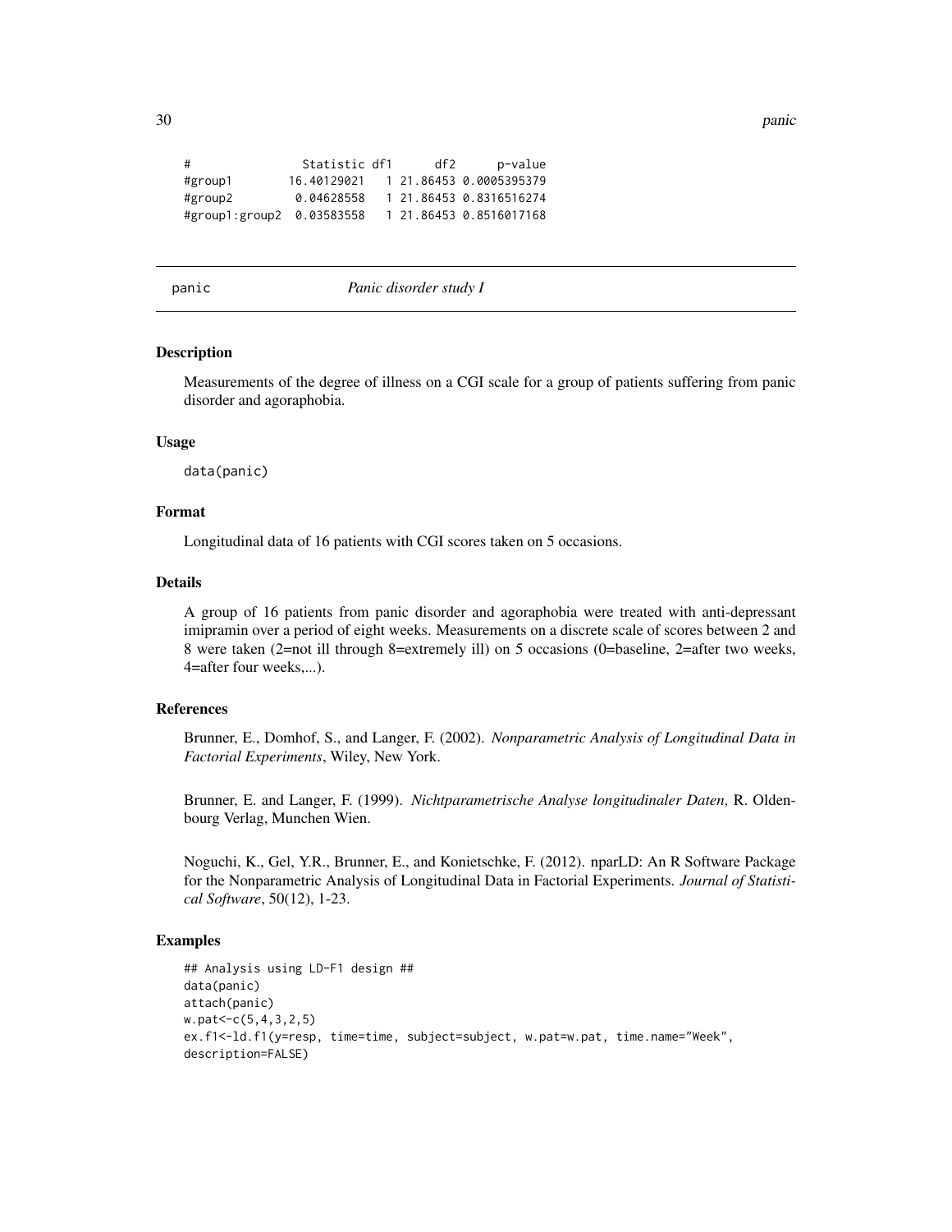```
#                Statistic df1      df2      p-value
#group1        16.40129021   1 21.86453 0.0005395379
#group2         0.04628558   1 21.86453 0.8316516274
#group1:group2  0.03583558   1 21.86453 0.8516017168
```

---

## panic — *Panic disorder study I*

---

### Description

Measurements of the degree of illness on a CGI scale for a group of patients suffering from panic disorder and agoraphobia.

### Usage

```
data(panic)
```

### Format

Longitudinal data of 16 patients with CGI scores taken on 5 occasions.

### Details

A group of 16 patients from panic disorder and agoraphobia were treated with anti-depressant imipramin over a period of eight weeks. Measurements on a discrete scale of scores between 2 and 8 were taken (2=not ill through 8=extremely ill) on 5 occasions (0=baseline, 2=after two weeks, 4=after four weeks,...).

### References

Brunner, E., Domhof, S., and Langer, F. (2002). *Nonparametric Analysis of Longitudinal Data in Factorial Experiments*, Wiley, New York.

Brunner, E. and Langer, F. (1999). *Nichtparametrische Analyse longitudinaler Daten*, R. Oldenbourg Verlag, Munchen Wien.

Noguchi, K., Gel, Y.R., Brunner, E., and Konietschke, F. (2012). nparLD: An R Software Package for the Nonparametric Analysis of Longitudinal Data in Factorial Experiments. *Journal of Statistical Software*, 50(12), 1-23.

### Examples

```
## Analysis using LD-F1 design ##
data(panic)
attach(panic)
w.pat<-c(5,4,3,2,5)
ex.f1<-ld.f1(y=resp, time=time, subject=subject, w.pat=w.pat, time.name="Week",
description=FALSE)
```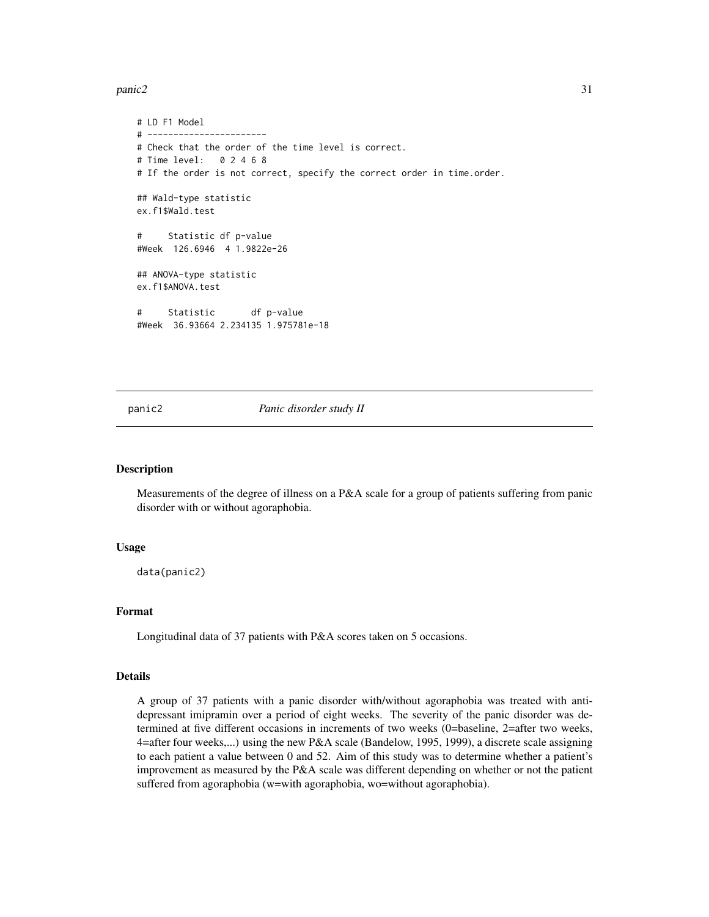```
# LD F1 Model
# -----------------------
# Check that the order of the time level is correct.
# Time level:   0 2 4 6 8
# If the order is not correct, specify the correct order in time.order.

## Wald-type statistic
ex.f1$Wald.test

#     Statistic df p-value
#Week  126.6946  4 1.9822e-26

## ANOVA-type statistic
ex.f1$ANOVA.test

#     Statistic       df p-value
#Week  36.93664 2.234135 1.975781e-18
```

---

## panic2 — *Panic disorder study II*

---

### Description

Measurements of the degree of illness on a P&A scale for a group of patients suffering from panic disorder with or without agoraphobia.

### Usage

```
data(panic2)
```

### Format

Longitudinal data of 37 patients with P&A scores taken on 5 occasions.

### Details

A group of 37 patients with a panic disorder with/without agoraphobia was treated with anti-depressant imipramin over a period of eight weeks. The severity of the panic disorder was determined at five different occasions in increments of two weeks (0=baseline, 2=after two weeks, 4=after four weeks,...) using the new P&A scale (Bandelow, 1995, 1999), a discrete scale assigning to each patient a value between 0 and 52. Aim of this study was to determine whether a patient's improvement as measured by the P&A scale was different depending on whether or not the patient suffered from agoraphobia (w=with agoraphobia, wo=without agoraphobia).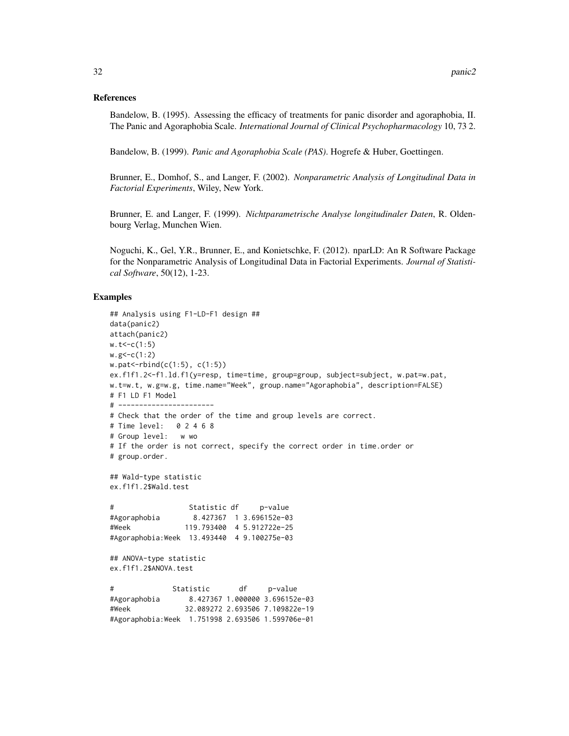## References

Bandelow, B. (1995). Assessing the efficacy of treatments for panic disorder and agoraphobia, II. The Panic and Agoraphobia Scale. *International Journal of Clinical Psychopharmacology* 10, 73 2.

Bandelow, B. (1999). *Panic and Agoraphobia Scale (PAS)*. Hogrefe & Huber, Goettingen.

Brunner, E., Domhof, S., and Langer, F. (2002). *Nonparametric Analysis of Longitudinal Data in Factorial Experiments*, Wiley, New York.

Brunner, E. and Langer, F. (1999). *Nichtparametrische Analyse longitudinaler Daten*, R. Oldenbourg Verlag, Munchen Wien.

Noguchi, K., Gel, Y.R., Brunner, E., and Konietschke, F. (2012). nparLD: An R Software Package for the Nonparametric Analysis of Longitudinal Data in Factorial Experiments. *Journal of Statistical Software*, 50(12), 1-23.

## Examples

```
## Analysis using F1-LD-F1 design ##
data(panic2)
attach(panic2)
w.t<-c(1:5)
w.g<-c(1:2)
w.pat<-rbind(c(1:5), c(1:5))
ex.f1f1.2<-f1.ld.f1(y=resp, time=time, group=group, subject=subject, w.pat=w.pat,
w.t=w.t, w.g=w.g, time.name="Week", group.name="Agoraphobia", description=FALSE)
# F1 LD F1 Model
# -----------------------
# Check that the order of the time and group levels are correct.
# Time level:   0 2 4 6 8
# Group level:   w wo
# If the order is not correct, specify the correct order in time.order or
# group.order.

## Wald-type statistic
ex.f1f1.2$Wald.test

#                  Statistic df     p-value
#Agoraphobia        8.427367  1 3.696152e-03
#Week             119.793400  4 5.912722e-25
#Agoraphobia:Week  13.493440  4 9.100275e-03

## ANOVA-type statistic
ex.f1f1.2$ANOVA.test

#             Statistic       df     p-value
#Agoraphobia       8.427367 1.000000 3.696152e-03
#Week             32.089272 2.693506 7.109822e-19
#Agoraphobia:Week  1.751998 2.693506 1.599706e-01
```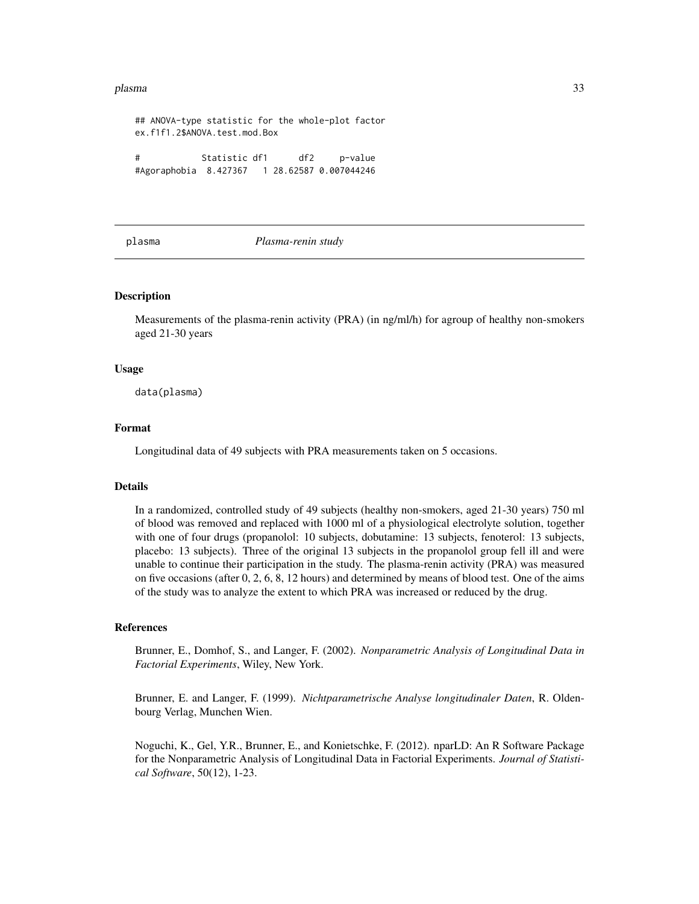```
## ANOVA-type statistic for the whole-plot factor
ex.f1f1.2$ANOVA.test.mod.Box

#           Statistic df1      df2     p-value
#Agoraphobia  8.427367   1 28.62587 0.007044246
```

## plasma *Plasma-renin study*

### Description

Measurements of the plasma-renin activity (PRA) (in ng/ml/h) for agroup of healthy non-smokers aged 21-30 years

### Usage

```
data(plasma)
```

### Format

Longitudinal data of 49 subjects with PRA measurements taken on 5 occasions.

### Details

In a randomized, controlled study of 49 subjects (healthy non-smokers, aged 21-30 years) 750 ml of blood was removed and replaced with 1000 ml of a physiological electrolyte solution, together with one of four drugs (propanolol: 10 subjects, dobutamine: 13 subjects, fenoterol: 13 subjects, placebo: 13 subjects). Three of the original 13 subjects in the propanolol group fell ill and were unable to continue their participation in the study. The plasma-renin activity (PRA) was measured on five occasions (after 0, 2, 6, 8, 12 hours) and determined by means of blood test. One of the aims of the study was to analyze the extent to which PRA was increased or reduced by the drug.

### References

Brunner, E., Domhof, S., and Langer, F. (2002). *Nonparametric Analysis of Longitudinal Data in Factorial Experiments*, Wiley, New York.

Brunner, E. and Langer, F. (1999). *Nichtparametrische Analyse longitudinaler Daten*, R. Oldenbourg Verlag, Munchen Wien.

Noguchi, K., Gel, Y.R., Brunner, E., and Konietschke, F. (2012). nparLD: An R Software Package for the Nonparametric Analysis of Longitudinal Data in Factorial Experiments. *Journal of Statistical Software*, 50(12), 1-23.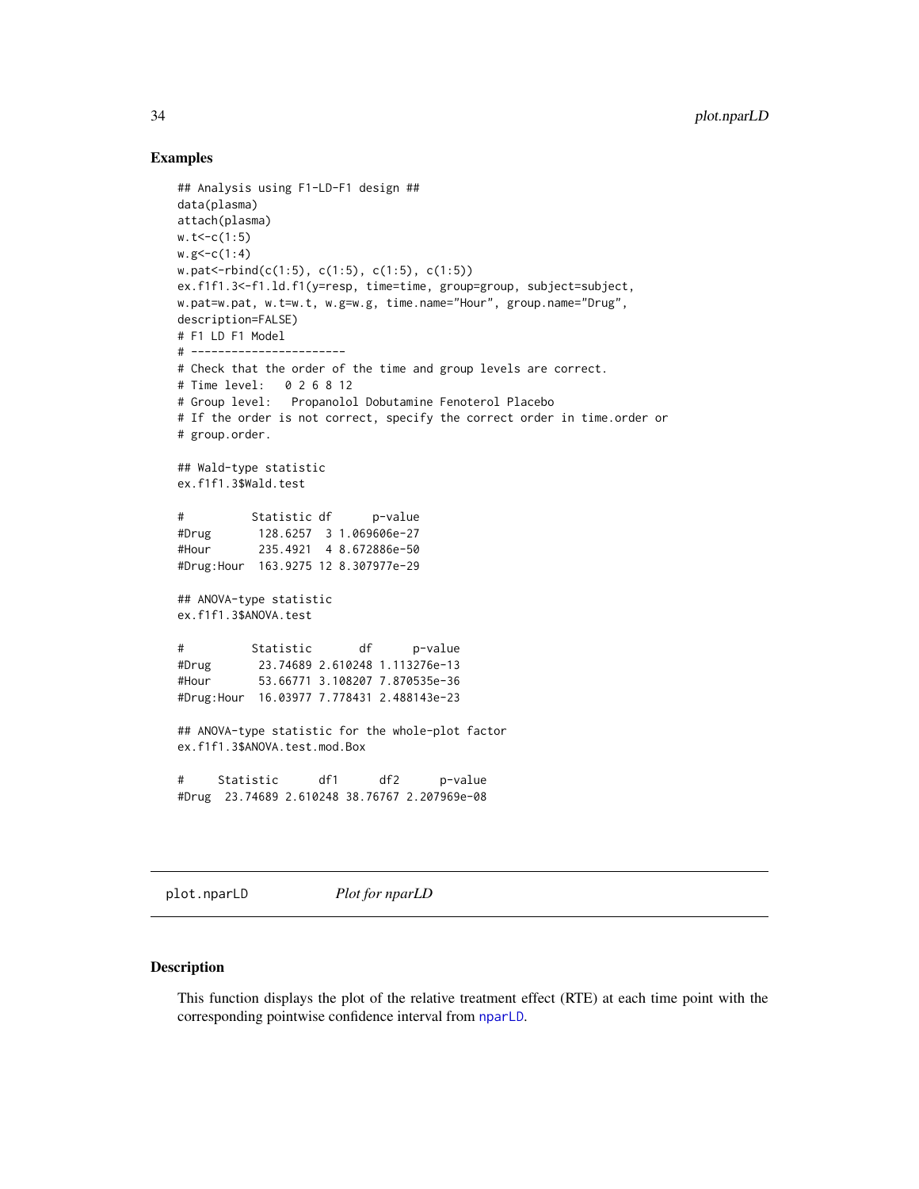## Examples

```
## Analysis using F1-LD-F1 design ##
data(plasma)
attach(plasma)
w.t<-c(1:5)
w.g<-c(1:4)
w.pat<-rbind(c(1:5), c(1:5), c(1:5), c(1:5))
ex.f1f1.3<-f1.ld.f1(y=resp, time=time, group=group, subject=subject,
w.pat=w.pat, w.t=w.t, w.g=w.g, time.name="Hour", group.name="Drug",
description=FALSE)
# F1 LD F1 Model
# -----------------------
# Check that the order of the time and group levels are correct.
# Time level:   0 2 6 8 12
# Group level:   Propanolol Dobutamine Fenoterol Placebo
# If the order is not correct, specify the correct order in time.order or
# group.order.

## Wald-type statistic
ex.f1f1.3$Wald.test

#          Statistic df      p-value
#Drug       128.6257  3 1.069606e-27
#Hour       235.4921  4 8.672886e-50
#Drug:Hour  163.9275 12 8.307977e-29

## ANOVA-type statistic
ex.f1f1.3$ANOVA.test

#          Statistic       df      p-value
#Drug       23.74689 2.610248 1.113276e-13
#Hour       53.66771 3.108207 7.870535e-36
#Drug:Hour  16.03977 7.778431 2.488143e-23

## ANOVA-type statistic for the whole-plot factor
ex.f1f1.3$ANOVA.test.mod.Box

#     Statistic      df1      df2      p-value
#Drug  23.74689 2.610248 38.76767 2.207969e-08
```

---

plot.nparLD *Plot for nparLD*

---

## Description

This function displays the plot of the relative treatment effect (RTE) at each time point with the corresponding pointwise confidence interval from nparLD.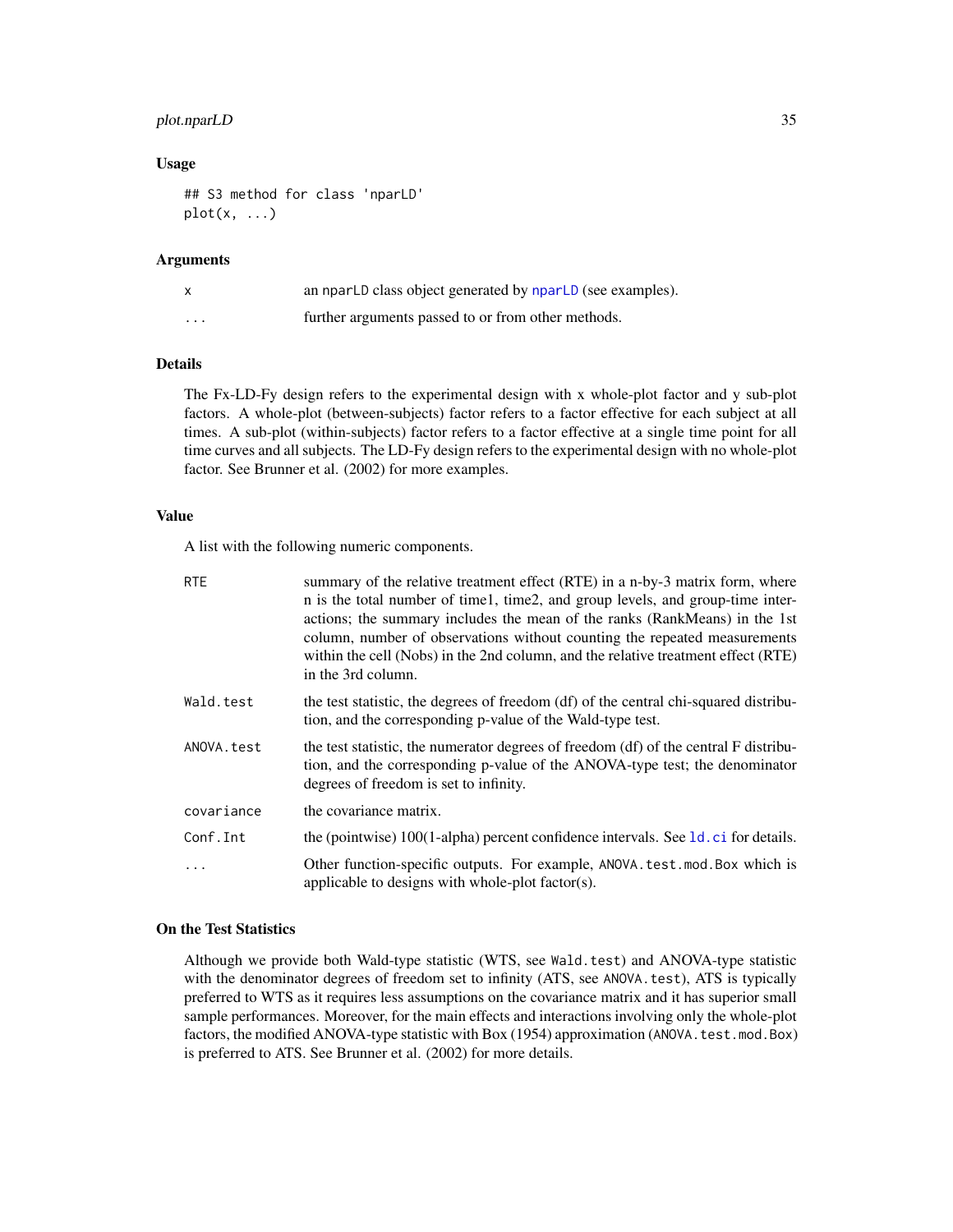## Usage

```
## S3 method for class 'nparLD'
plot(x, ...)
```

## Arguments

| | |
|---|---|
| x | an nparLD class object generated by nparLD (see examples). |
| ... | further arguments passed to or from other methods. |

## Details

The Fx-LD-Fy design refers to the experimental design with x whole-plot factor and y sub-plot factors. A whole-plot (between-subjects) factor refers to a factor effective for each subject at all times. A sub-plot (within-subjects) factor refers to a factor effective at a single time point for all time curves and all subjects. The LD-Fy design refers to the experimental design with no whole-plot factor. See Brunner et al. (2002) for more examples.

## Value

A list with the following numeric components.

| | |
|---|---|
| RTE | summary of the relative treatment effect (RTE) in a n-by-3 matrix form, where n is the total number of time1, time2, and group levels, and group-time interactions; the summary includes the mean of the ranks (RankMeans) in the 1st column, number of observations without counting the repeated measurements within the cell (Nobs) in the 2nd column, and the relative treatment effect (RTE) in the 3rd column. |
| Wald.test | the test statistic, the degrees of freedom (df) of the central chi-squared distribution, and the corresponding p-value of the Wald-type test. |
| ANOVA.test | the test statistic, the numerator degrees of freedom (df) of the central F distribution, and the corresponding p-value of the ANOVA-type test; the denominator degrees of freedom is set to infinity. |
| covariance | the covariance matrix. |
| Conf.Int | the (pointwise) 100(1-alpha) percent confidence intervals. See ld.ci for details. |
| ... | Other function-specific outputs. For example, ANOVA.test.mod.Box which is applicable to designs with whole-plot factor(s). |

## On the Test Statistics

Although we provide both Wald-type statistic (WTS, see Wald.test) and ANOVA-type statistic with the denominator degrees of freedom set to infinity (ATS, see ANOVA.test), ATS is typically preferred to WTS as it requires less assumptions on the covariance matrix and it has superior small sample performances. Moreover, for the main effects and interactions involving only the whole-plot factors, the modified ANOVA-type statistic with Box (1954) approximation (ANOVA.test.mod.Box) is preferred to ATS. See Brunner et al. (2002) for more details.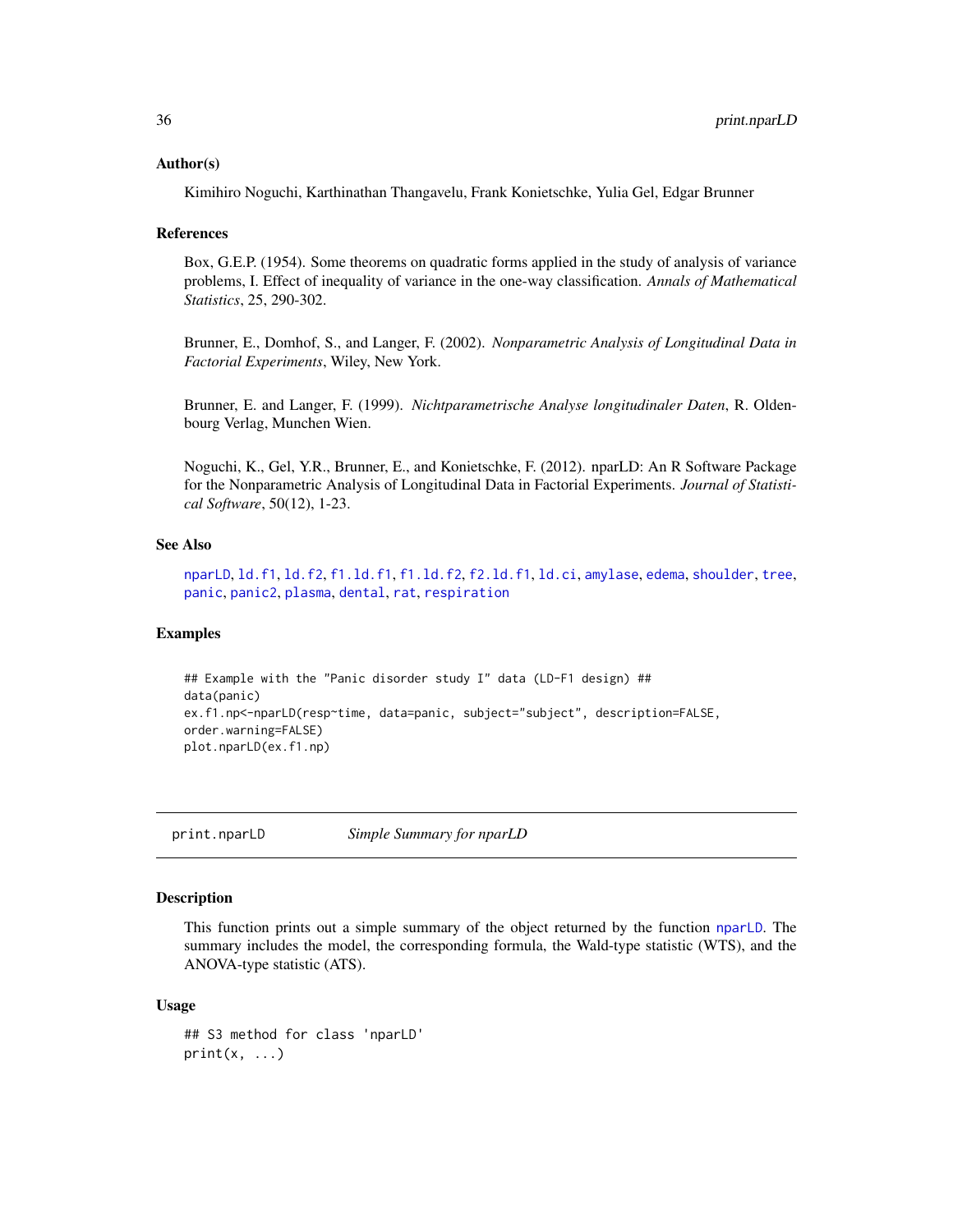### Author(s)

Kimihiro Noguchi, Karthinathan Thangavelu, Frank Konietschke, Yulia Gel, Edgar Brunner

### References

Box, G.E.P. (1954). Some theorems on quadratic forms applied in the study of analysis of variance problems, I. Effect of inequality of variance in the one-way classification. *Annals of Mathematical Statistics*, 25, 290-302.

Brunner, E., Domhof, S., and Langer, F. (2002). *Nonparametric Analysis of Longitudinal Data in Factorial Experiments*, Wiley, New York.

Brunner, E. and Langer, F. (1999). *Nichtparametrische Analyse longitudinaler Daten*, R. Oldenbourg Verlag, Munchen Wien.

Noguchi, K., Gel, Y.R., Brunner, E., and Konietschke, F. (2012). nparLD: An R Software Package for the Nonparametric Analysis of Longitudinal Data in Factorial Experiments. *Journal of Statistical Software*, 50(12), 1-23.

### See Also

`nparLD`, `ld.f1`, `ld.f2`, `f1.ld.f1`, `f1.ld.f2`, `f2.ld.f1`, `ld.ci`, `amylase`, `edema`, `shoulder`, `tree`, `panic`, `panic2`, `plasma`, `dental`, `rat`, `respiration`

### Examples

```
## Example with the "Panic disorder study I" data (LD-F1 design) ##
data(panic)
ex.f1.np<-nparLD(resp~time, data=panic, subject="subject", description=FALSE,
order.warning=FALSE)
plot.nparLD(ex.f1.np)
```

---

## print.nparLD *Simple Summary for nparLD*

### Description

This function prints out a simple summary of the object returned by the function `nparLD`. The summary includes the model, the corresponding formula, the Wald-type statistic (WTS), and the ANOVA-type statistic (ATS).

### Usage

```
## S3 method for class 'nparLD'
print(x, ...)
```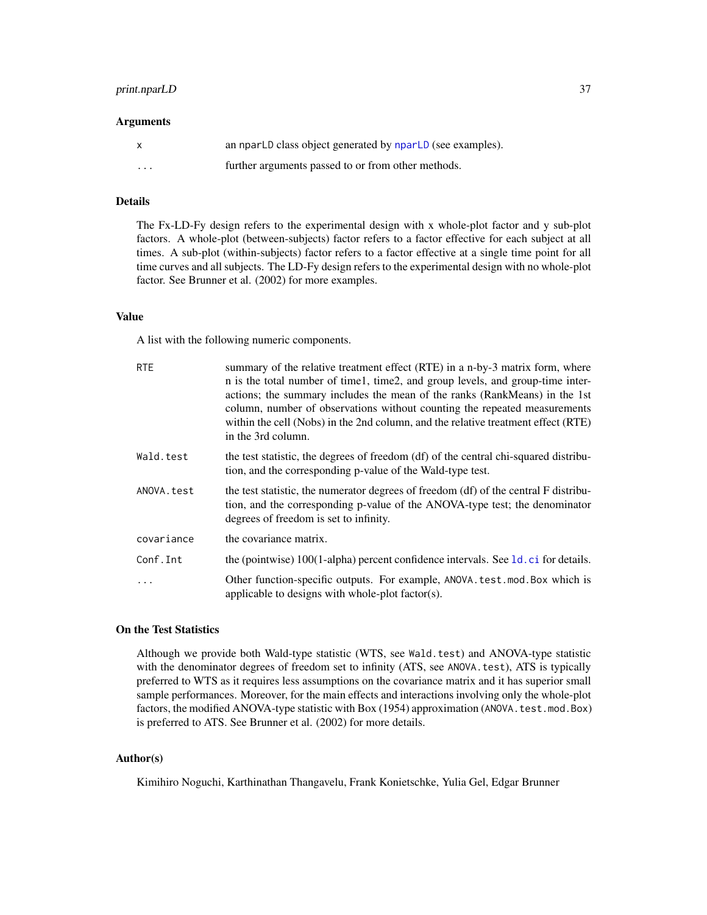## Arguments

| | |
|---|---|
| x | an nparLD class object generated by nparLD (see examples). |
| ... | further arguments passed to or from other methods. |

## Details

The Fx-LD-Fy design refers to the experimental design with x whole-plot factor and y sub-plot factors. A whole-plot (between-subjects) factor refers to a factor effective for each subject at all times. A sub-plot (within-subjects) factor refers to a factor effective at a single time point for all time curves and all subjects. The LD-Fy design refers to the experimental design with no whole-plot factor. See Brunner et al. (2002) for more examples.

## Value

A list with the following numeric components.

| | |
|---|---|
| RTE | summary of the relative treatment effect (RTE) in a n-by-3 matrix form, where n is the total number of time1, time2, and group levels, and group-time interactions; the summary includes the mean of the ranks (RankMeans) in the 1st column, number of observations without counting the repeated measurements within the cell (Nobs) in the 2nd column, and the relative treatment effect (RTE) in the 3rd column. |
| Wald.test | the test statistic, the degrees of freedom (df) of the central chi-squared distribution, and the corresponding p-value of the Wald-type test. |
| ANOVA.test | the test statistic, the numerator degrees of freedom (df) of the central F distribution, and the corresponding p-value of the ANOVA-type test; the denominator degrees of freedom is set to infinity. |
| covariance | the covariance matrix. |
| Conf.Int | the (pointwise) 100(1-alpha) percent confidence intervals. See ld.ci for details. |
| ... | Other function-specific outputs. For example, ANOVA.test.mod.Box which is applicable to designs with whole-plot factor(s). |

## On the Test Statistics

Although we provide both Wald-type statistic (WTS, see Wald.test) and ANOVA-type statistic with the denominator degrees of freedom set to infinity (ATS, see ANOVA.test), ATS is typically preferred to WTS as it requires less assumptions on the covariance matrix and it has superior small sample performances. Moreover, for the main effects and interactions involving only the whole-plot factors, the modified ANOVA-type statistic with Box (1954) approximation (ANOVA.test.mod.Box) is preferred to ATS. See Brunner et al. (2002) for more details.

## Author(s)

Kimihiro Noguchi, Karthinathan Thangavelu, Frank Konietschke, Yulia Gel, Edgar Brunner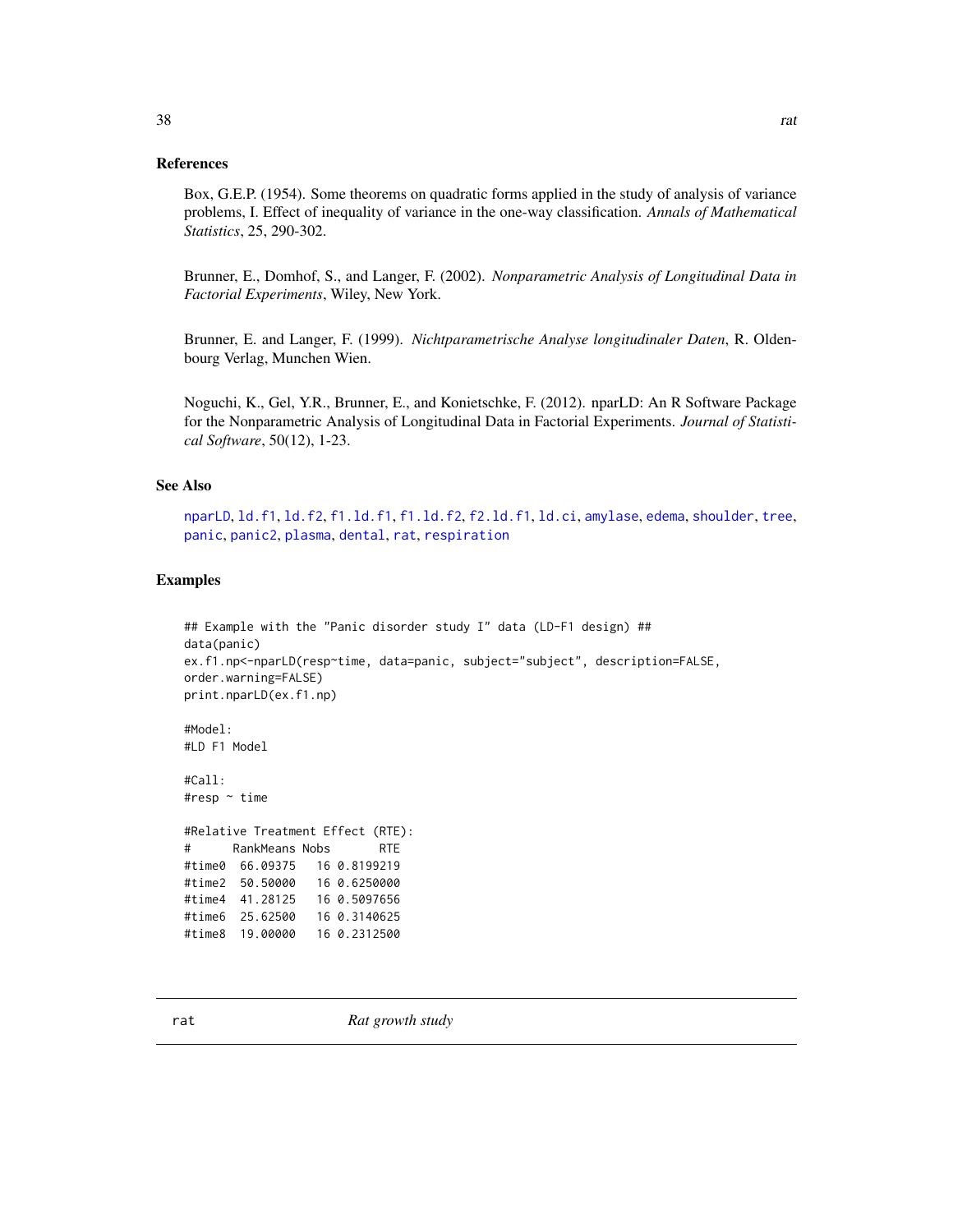## References

Box, G.E.P. (1954). Some theorems on quadratic forms applied in the study of analysis of variance problems, I. Effect of inequality of variance in the one-way classification. *Annals of Mathematical Statistics*, 25, 290-302.

Brunner, E., Domhof, S., and Langer, F. (2002). *Nonparametric Analysis of Longitudinal Data in Factorial Experiments*, Wiley, New York.

Brunner, E. and Langer, F. (1999). *Nichtparametrische Analyse longitudinaler Daten*, R. Oldenbourg Verlag, Munchen Wien.

Noguchi, K., Gel, Y.R., Brunner, E., and Konietschke, F. (2012). nparLD: An R Software Package for the Nonparametric Analysis of Longitudinal Data in Factorial Experiments. *Journal of Statistical Software*, 50(12), 1-23.

## See Also

nparLD, ld.f1, ld.f2, f1.ld.f1, f1.ld.f2, f2.ld.f1, ld.ci, amylase, edema, shoulder, tree, panic, panic2, plasma, dental, rat, respiration

## Examples

```
## Example with the "Panic disorder study I" data (LD-F1 design) ##
data(panic)
ex.f1.np<-nparLD(resp~time, data=panic, subject="subject", description=FALSE,
order.warning=FALSE)
print.nparLD(ex.f1.np)

#Model:
#LD F1 Model

#Call:
#resp ~ time

#Relative Treatment Effect (RTE):
#      RankMeans Nobs       RTE
#time0  66.09375   16 0.8199219
#time2  50.50000   16 0.6250000
#time4  41.28125   16 0.5097656
#time6  25.62500   16 0.3140625
#time8  19.00000   16 0.2312500
```

---

rat *Rat growth study*

---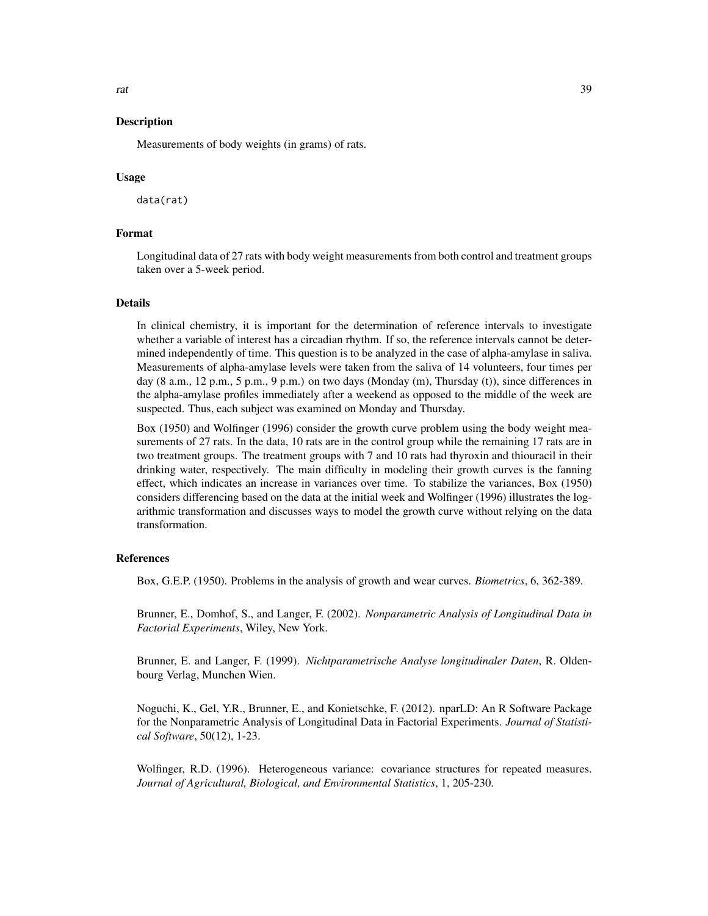## Description

Measurements of body weights (in grams) of rats.

## Usage

```
data(rat)
```

## Format

Longitudinal data of 27 rats with body weight measurements from both control and treatment groups taken over a 5-week period.

## Details

In clinical chemistry, it is important for the determination of reference intervals to investigate whether a variable of interest has a circadian rhythm. If so, the reference intervals cannot be determined independently of time. This question is to be analyzed in the case of alpha-amylase in saliva. Measurements of alpha-amylase levels were taken from the saliva of 14 volunteers, four times per day (8 a.m., 12 p.m., 5 p.m., 9 p.m.) on two days (Monday (m), Thursday (t)), since differences in the alpha-amylase profiles immediately after a weekend as opposed to the middle of the week are suspected. Thus, each subject was examined on Monday and Thursday.

Box (1950) and Wolfinger (1996) consider the growth curve problem using the body weight measurements of 27 rats. In the data, 10 rats are in the control group while the remaining 17 rats are in two treatment groups. The treatment groups with 7 and 10 rats had thyroxin and thiouracil in their drinking water, respectively. The main difficulty in modeling their growth curves is the fanning effect, which indicates an increase in variances over time. To stabilize the variances, Box (1950) considers differencing based on the data at the initial week and Wolfinger (1996) illustrates the logarithmic transformation and discusses ways to model the growth curve without relying on the data transformation.

## References

Box, G.E.P. (1950). Problems in the analysis of growth and wear curves. *Biometrics*, 6, 362-389.

Brunner, E., Domhof, S., and Langer, F. (2002). *Nonparametric Analysis of Longitudinal Data in Factorial Experiments*, Wiley, New York.

Brunner, E. and Langer, F. (1999). *Nichtparametrische Analyse longitudinaler Daten*, R. Oldenbourg Verlag, Munchen Wien.

Noguchi, K., Gel, Y.R., Brunner, E., and Konietschke, F. (2012). nparLD: An R Software Package for the Nonparametric Analysis of Longitudinal Data in Factorial Experiments. *Journal of Statistical Software*, 50(12), 1-23.

Wolfinger, R.D. (1996). Heterogeneous variance: covariance structures for repeated measures. *Journal of Agricultural, Biological, and Environmental Statistics*, 1, 205-230.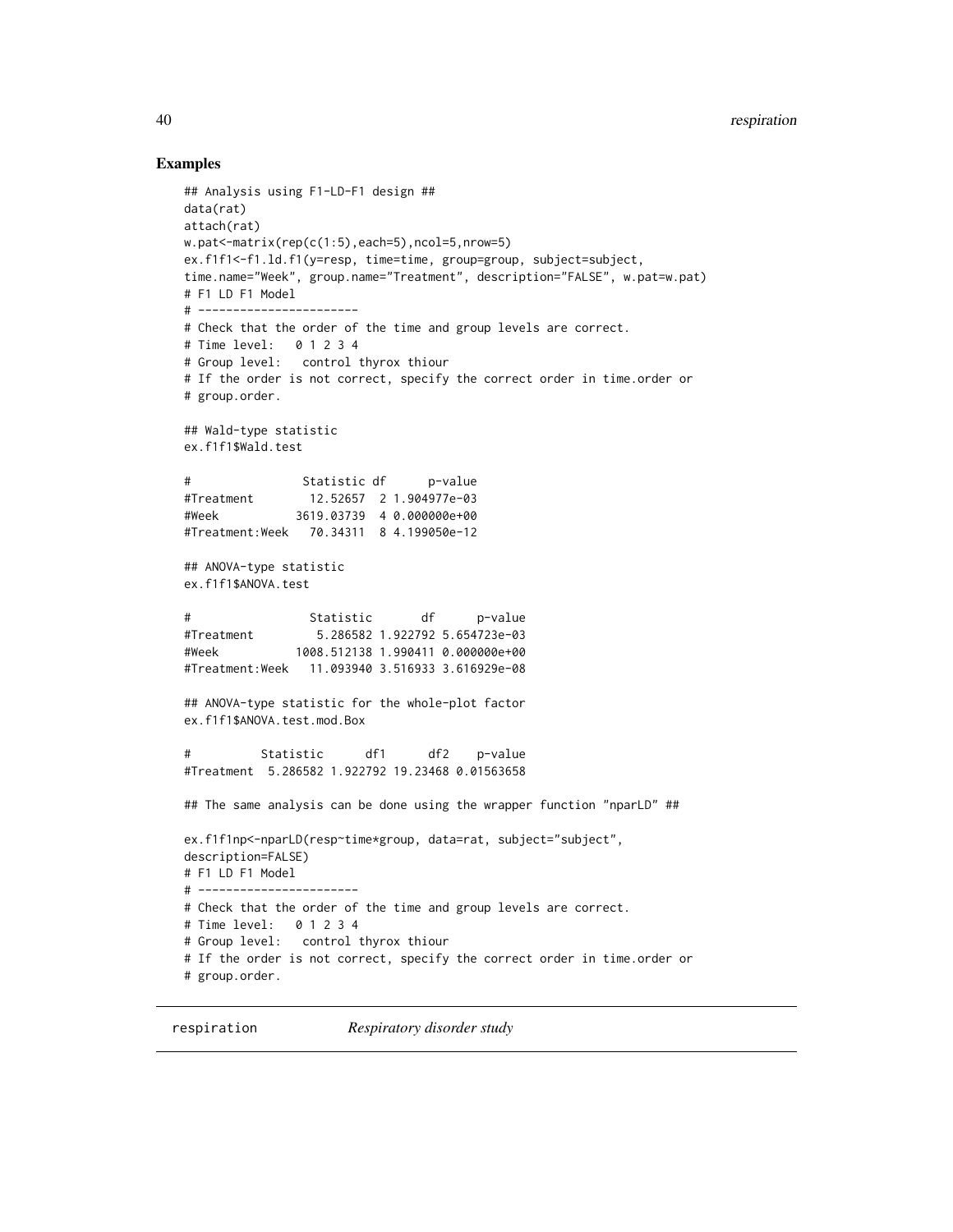## Examples

```
## Analysis using F1-LD-F1 design ##
data(rat)
attach(rat)
w.pat<-matrix(rep(c(1:5),each=5),ncol=5,nrow=5)
ex.f1f1<-f1.ld.f1(y=resp, time=time, group=group, subject=subject,
time.name="Week", group.name="Treatment", description="FALSE", w.pat=w.pat)
# F1 LD F1 Model
# -----------------------
# Check that the order of the time and group levels are correct.
# Time level:   0 1 2 3 4
# Group level:   control thyrox thiour
# If the order is not correct, specify the correct order in time.order or
# group.order.

## Wald-type statistic
ex.f1f1$Wald.test

#                Statistic df      p-value
#Treatment        12.52657  2 1.904977e-03
#Week           3619.03739  4 0.000000e+00
#Treatment:Week   70.34311  8 4.199050e-12

## ANOVA-type statistic
ex.f1f1$ANOVA.test

#                 Statistic       df      p-value
#Treatment         5.286582 1.922792 5.654723e-03
#Week           1008.512138 1.990411 0.000000e+00
#Treatment:Week   11.093940 3.516933 3.616929e-08

## ANOVA-type statistic for the whole-plot factor
ex.f1f1$ANOVA.test.mod.Box

#          Statistic      df1      df2    p-value
#Treatment  5.286582 1.922792 19.23468 0.01563658

## The same analysis can be done using the wrapper function "nparLD" ##

ex.f1f1np<-nparLD(resp~time*group, data=rat, subject="subject",
description=FALSE)
# F1 LD F1 Model
# -----------------------
# Check that the order of the time and group levels are correct.
# Time level:   0 1 2 3 4
# Group level:   control thyrox thiour
# If the order is not correct, specify the correct order in time.order or
# group.order.
```

---

respiration *Respiratory disorder study*

---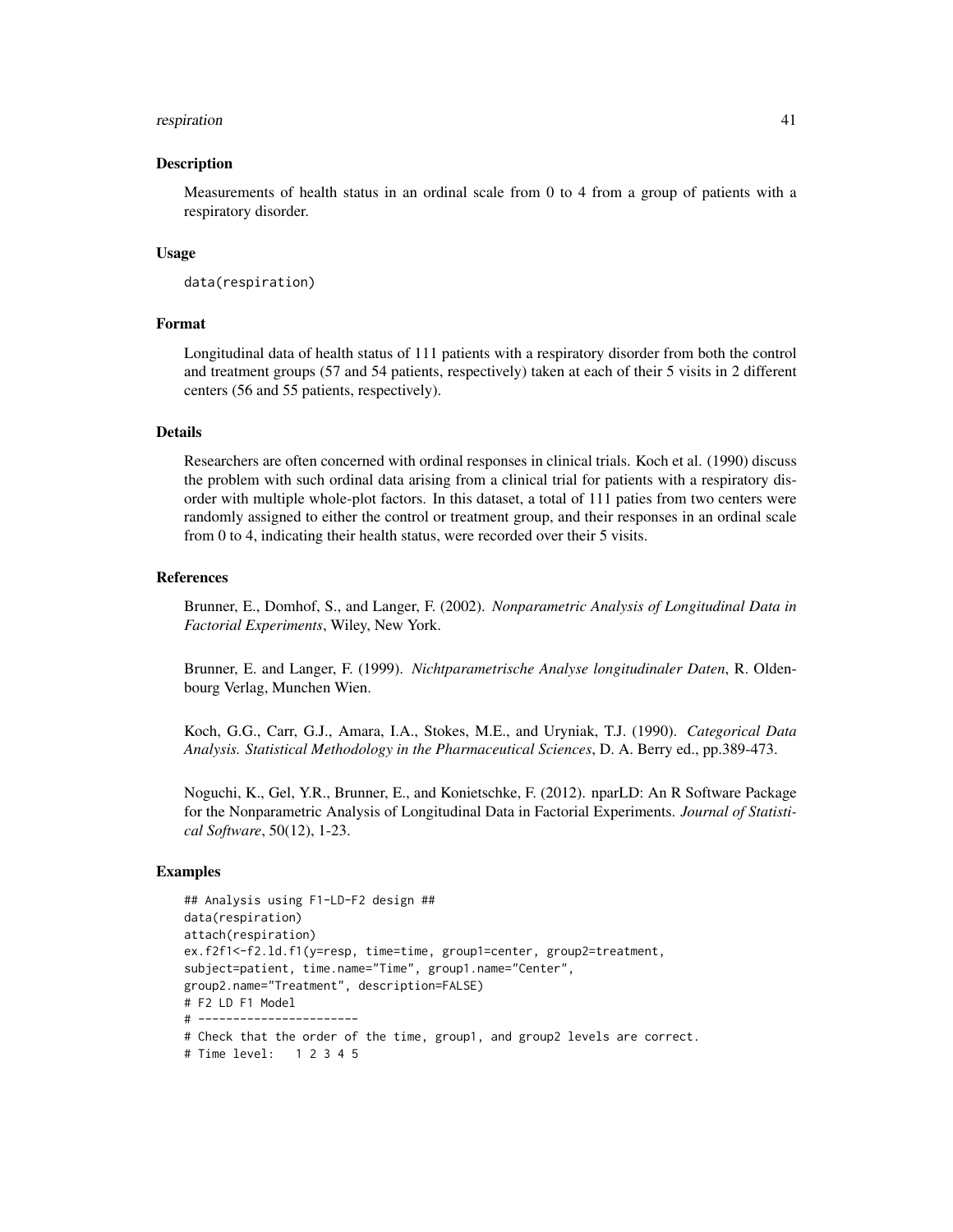### Description

Measurements of health status in an ordinal scale from 0 to 4 from a group of patients with a respiratory disorder.

### Usage

```
data(respiration)
```

### Format

Longitudinal data of health status of 111 patients with a respiratory disorder from both the control and treatment groups (57 and 54 patients, respectively) taken at each of their 5 visits in 2 different centers (56 and 55 patients, respectively).

### Details

Researchers are often concerned with ordinal responses in clinical trials. Koch et al. (1990) discuss the problem with such ordinal data arising from a clinical trial for patients with a respiratory disorder with multiple whole-plot factors. In this dataset, a total of 111 paties from two centers were randomly assigned to either the control or treatment group, and their responses in an ordinal scale from 0 to 4, indicating their health status, were recorded over their 5 visits.

### References

Brunner, E., Domhof, S., and Langer, F. (2002). *Nonparametric Analysis of Longitudinal Data in Factorial Experiments*, Wiley, New York.

Brunner, E. and Langer, F. (1999). *Nichtparametrische Analyse longitudinaler Daten*, R. Oldenbourg Verlag, Munchen Wien.

Koch, G.G., Carr, G.J., Amara, I.A., Stokes, M.E., and Uryniak, T.J. (1990). *Categorical Data Analysis. Statistical Methodology in the Pharmaceutical Sciences*, D. A. Berry ed., pp.389-473.

Noguchi, K., Gel, Y.R., Brunner, E., and Konietschke, F. (2012). nparLD: An R Software Package for the Nonparametric Analysis of Longitudinal Data in Factorial Experiments. *Journal of Statistical Software*, 50(12), 1-23.

### Examples

```
## Analysis using F1-LD-F2 design ##
data(respiration)
attach(respiration)
ex.f2f1<-f2.ld.f1(y=resp, time=time, group1=center, group2=treatment,
subject=patient, time.name="Time", group1.name="Center",
group2.name="Treatment", description=FALSE)
# F2 LD F1 Model
# -----------------------
# Check that the order of the time, group1, and group2 levels are correct.
# Time level:   1 2 3 4 5
```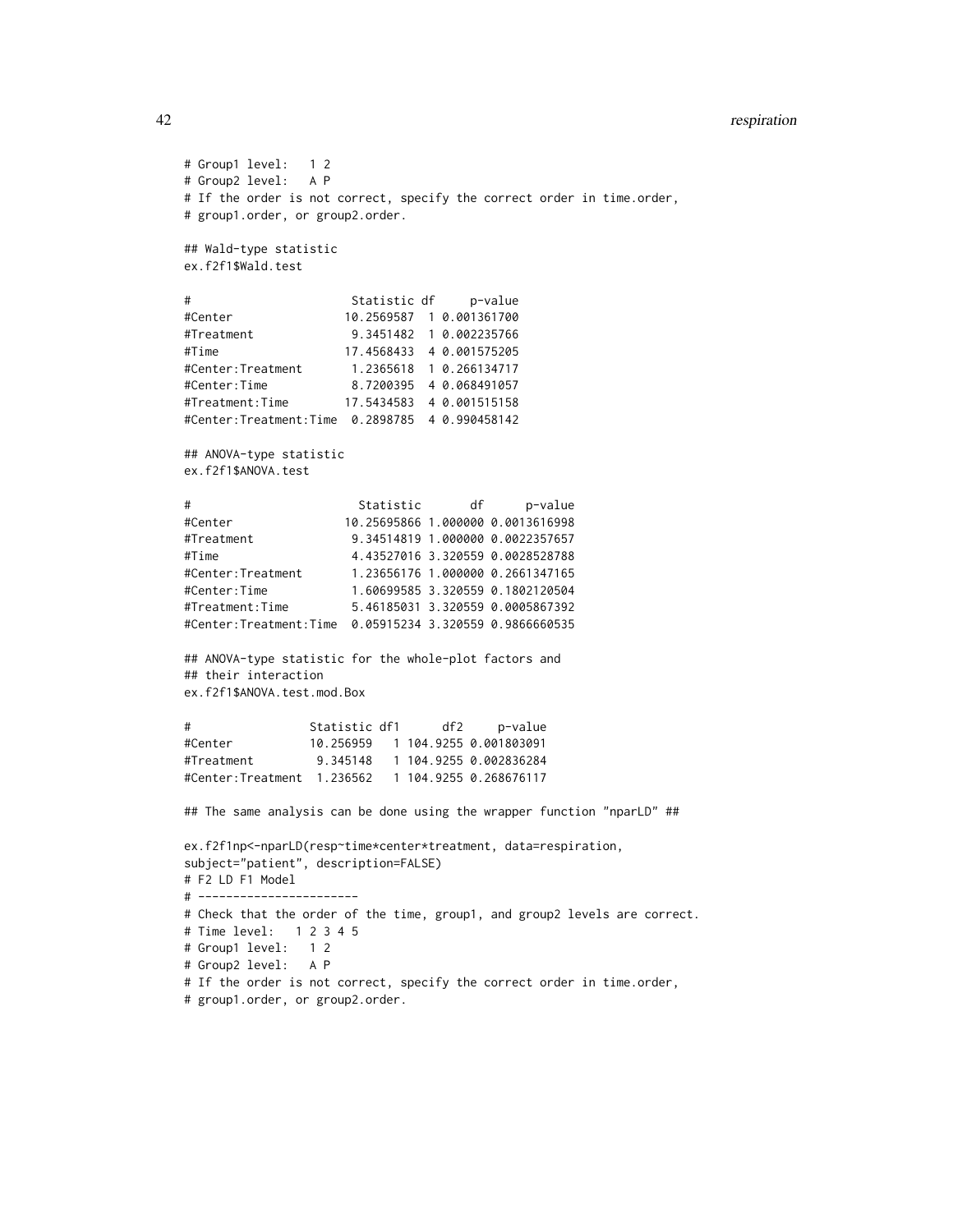```
# Group1 level:   1 2
# Group2 level:   A P
# If the order is not correct, specify the correct order in time.order,
# group1.order, or group2.order.

## Wald-type statistic
ex.f2f1$Wald.test

#                       Statistic df     p-value
#Center               10.2569587  1 0.001361700
#Treatment             9.3451482  1 0.002235766
#Time                 17.4568433  4 0.001575205
#Center:Treatment      1.2365618  1 0.266134717
#Center:Time           8.7200395  4 0.068491057
#Treatment:Time       17.5434583  4 0.001515158
#Center:Treatment:Time  0.2898785  4 0.990458142

## ANOVA-type statistic
ex.f2f1$ANOVA.test

#                        Statistic       df      p-value
#Center               10.25695866 1.000000 0.0013616998
#Treatment             9.34514819 1.000000 0.0022357657
#Time                  4.43527016 3.320559 0.0028528788
#Center:Treatment      1.23656176 1.000000 0.2661347165
#Center:Time           1.60699585 3.320559 0.1802120504
#Treatment:Time        5.46185031 3.320559 0.0005867392
#Center:Treatment:Time  0.05915234 3.320559 0.9866660535

## ANOVA-type statistic for the whole-plot factors and
## their interaction
ex.f2f1$ANOVA.test.mod.Box

#                 Statistic df1      df2     p-value
#Center           10.256959   1 104.9255 0.001803091
#Treatment         9.345148   1 104.9255 0.002836284
#Center:Treatment  1.236562   1 104.9255 0.268676117

## The same analysis can be done using the wrapper function "nparLD" ##

ex.f2f1np<-nparLD(resp~time*center*treatment, data=respiration,
subject="patient", description=FALSE)
# F2 LD F1 Model
# -----------------------
# Check that the order of the time, group1, and group2 levels are correct.
# Time level:   1 2 3 4 5
# Group1 level:   1 2
# Group2 level:   A P
# If the order is not correct, specify the correct order in time.order,
# group1.order, or group2.order.
```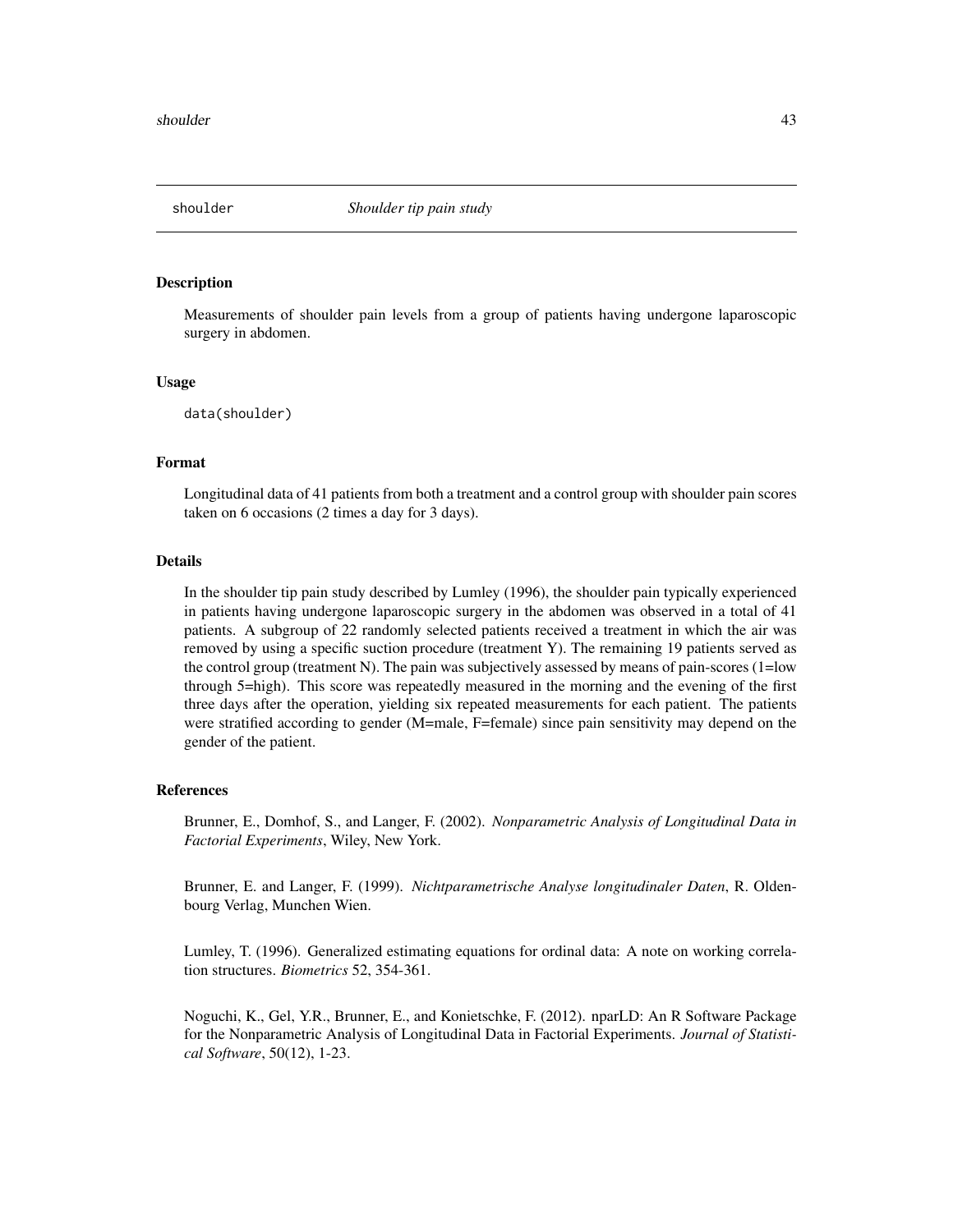## shoulder *Shoulder tip pain study*

### Description

Measurements of shoulder pain levels from a group of patients having undergone laparoscopic surgery in abdomen.

### Usage

```
data(shoulder)
```

### Format

Longitudinal data of 41 patients from both a treatment and a control group with shoulder pain scores taken on 6 occasions (2 times a day for 3 days).

### Details

In the shoulder tip pain study described by Lumley (1996), the shoulder pain typically experienced in patients having undergone laparoscopic surgery in the abdomen was observed in a total of 41 patients. A subgroup of 22 randomly selected patients received a treatment in which the air was removed by using a specific suction procedure (treatment Y). The remaining 19 patients served as the control group (treatment N). The pain was subjectively assessed by means of pain-scores (1=low through 5=high). This score was repeatedly measured in the morning and the evening of the first three days after the operation, yielding six repeated measurements for each patient. The patients were stratified according to gender (M=male, F=female) since pain sensitivity may depend on the gender of the patient.

### References

Brunner, E., Domhof, S., and Langer, F. (2002). *Nonparametric Analysis of Longitudinal Data in Factorial Experiments*, Wiley, New York.

Brunner, E. and Langer, F. (1999). *Nichtparametrische Analyse longitudinaler Daten*, R. Oldenbourg Verlag, Munchen Wien.

Lumley, T. (1996). Generalized estimating equations for ordinal data: A note on working correlation structures. *Biometrics* 52, 354-361.

Noguchi, K., Gel, Y.R., Brunner, E., and Konietschke, F. (2012). nparLD: An R Software Package for the Nonparametric Analysis of Longitudinal Data in Factorial Experiments. *Journal of Statistical Software*, 50(12), 1-23.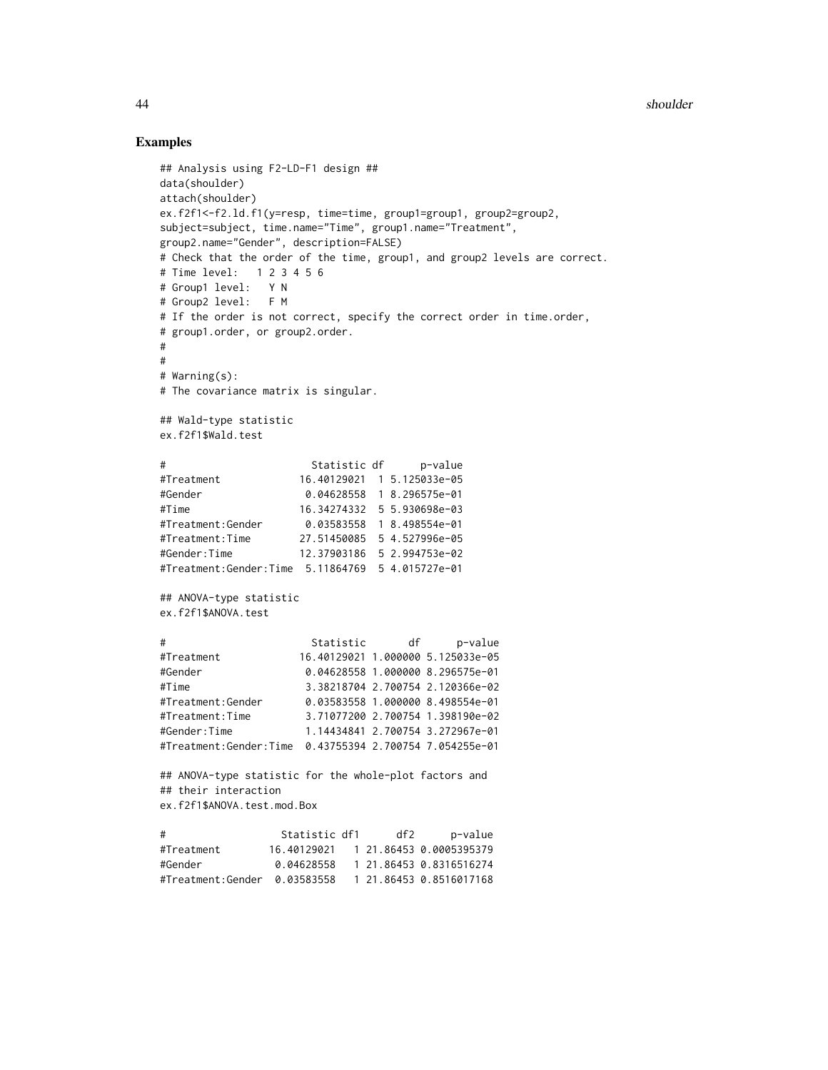## Examples

```
## Analysis using F2-LD-F1 design ##
data(shoulder)
attach(shoulder)
ex.f2f1<-f2.ld.f1(y=resp, time=time, group1=group1, group2=group2,
subject=subject, time.name="Time", group1.name="Treatment",
group2.name="Gender", description=FALSE)
# Check that the order of the time, group1, and group2 levels are correct.
# Time level:   1 2 3 4 5 6
# Group1 level:   Y N
# Group2 level:   F M
# If the order is not correct, specify the correct order in time.order,
# group1.order, or group2.order.
#
#
# Warning(s):
# The covariance matrix is singular.

## Wald-type statistic
ex.f2f1$Wald.test

#                        Statistic df      p-value
#Treatment             16.40129021  1 5.125033e-05
#Gender                 0.04628558  1 8.296575e-01
#Time                  16.34274332  5 5.930698e-03
#Treatment:Gender       0.03583558  1 8.498554e-01
#Treatment:Time        27.51450085  5 4.527996e-05
#Gender:Time           12.37903186  5 2.994753e-02
#Treatment:Gender:Time  5.11864769  5 4.015727e-01

## ANOVA-type statistic
ex.f2f1$ANOVA.test

#                        Statistic       df      p-value
#Treatment             16.40129021 1.000000 5.125033e-05
#Gender                 0.04628558 1.000000 8.296575e-01
#Time                   3.38218704 2.700754 2.120366e-02
#Treatment:Gender       0.03583558 1.000000 8.498554e-01
#Treatment:Time         3.71077200 2.700754 1.398190e-02
#Gender:Time            1.14434841 2.700754 3.272967e-01
#Treatment:Gender:Time  0.43755394 2.700754 7.054255e-01

## ANOVA-type statistic for the whole-plot factors and
## their interaction
ex.f2f1$ANOVA.test.mod.Box

#                   Statistic df1      df2      p-value
#Treatment        16.40129021   1 21.86453 0.0005395379
#Gender            0.04628558   1 21.86453 0.8316516274
#Treatment:Gender  0.03583558   1 21.86453 0.8516017168
```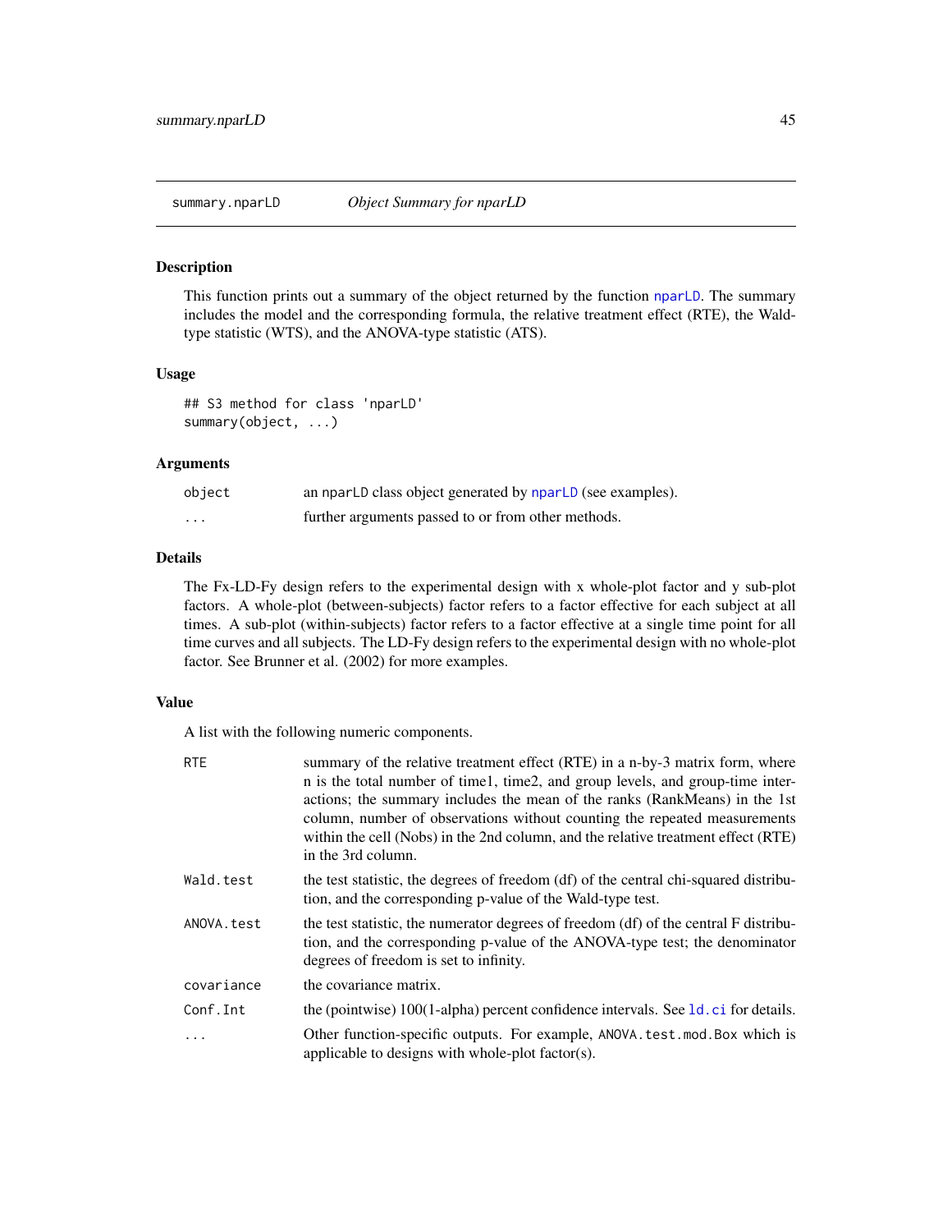## summary.nparLD *Object Summary for nparLD*

### Description

This function prints out a summary of the object returned by the function nparLD. The summary includes the model and the corresponding formula, the relative treatment effect (RTE), the Wald-type statistic (WTS), and the ANOVA-type statistic (ATS).

### Usage

```
## S3 method for class 'nparLD'
summary(object, ...)
```

### Arguments

| | |
|---|---|
| object | an nparLD class object generated by nparLD (see examples). |
| ... | further arguments passed to or from other methods. |

### Details

The Fx-LD-Fy design refers to the experimental design with x whole-plot factor and y sub-plot factors. A whole-plot (between-subjects) factor refers to a factor effective for each subject at all times. A sub-plot (within-subjects) factor refers to a factor effective at a single time point for all time curves and all subjects. The LD-Fy design refers to the experimental design with no whole-plot factor. See Brunner et al. (2002) for more examples.

### Value

A list with the following numeric components.

| | |
|---|---|
| RTE | summary of the relative treatment effect (RTE) in a n-by-3 matrix form, where n is the total number of time1, time2, and group levels, and group-time interactions; the summary includes the mean of the ranks (RankMeans) in the 1st column, number of observations without counting the repeated measurements within the cell (Nobs) in the 2nd column, and the relative treatment effect (RTE) in the 3rd column. |
| Wald.test | the test statistic, the degrees of freedom (df) of the central chi-squared distribution, and the corresponding p-value of the Wald-type test. |
| ANOVA.test | the test statistic, the numerator degrees of freedom (df) of the central F distribution, and the corresponding p-value of the ANOVA-type test; the denominator degrees of freedom is set to infinity. |
| covariance | the covariance matrix. |
| Conf.Int | the (pointwise) 100(1-alpha) percent confidence intervals. See ld.ci for details. |
| ... | Other function-specific outputs. For example, ANOVA.test.mod.Box which is applicable to designs with whole-plot factor(s). |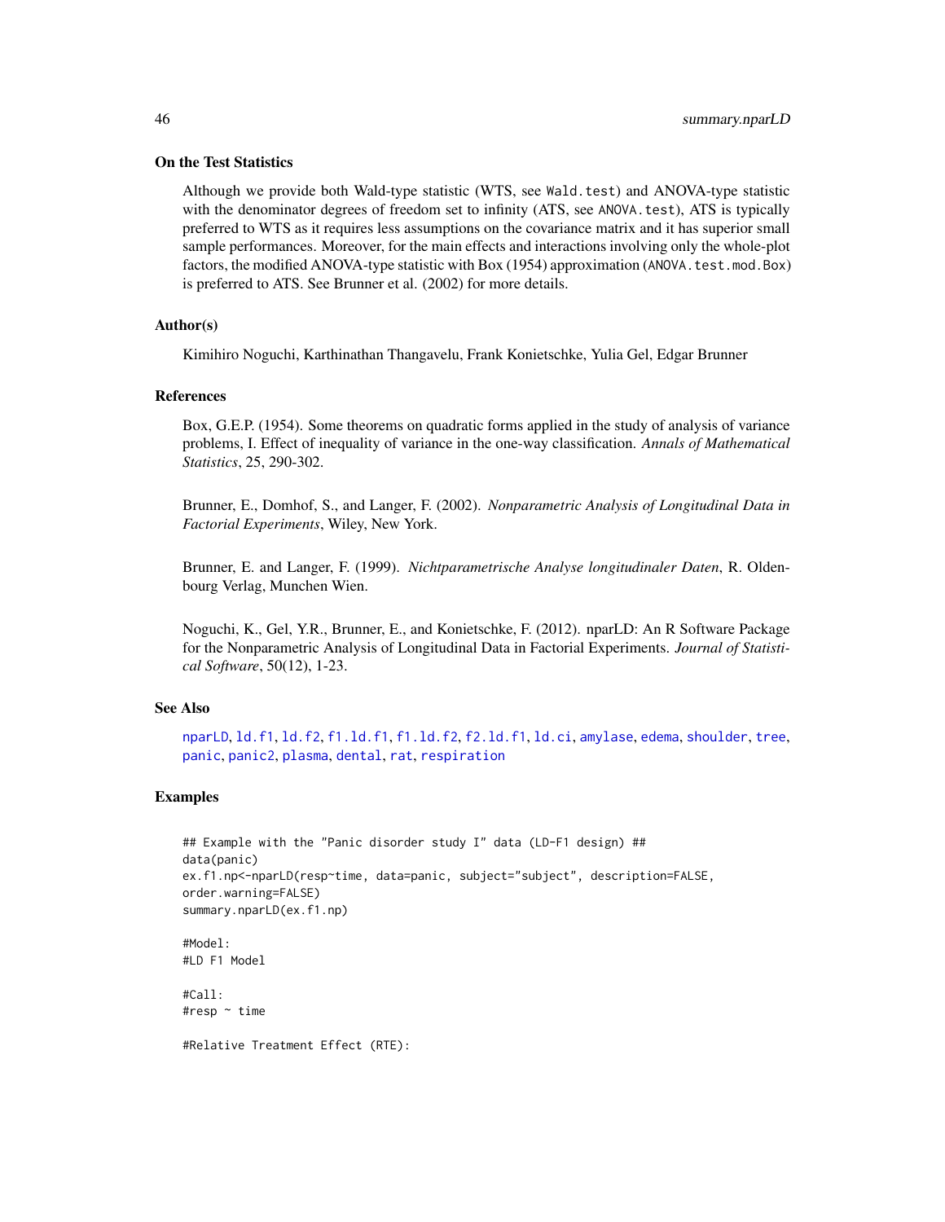### On the Test Statistics

Although we provide both Wald-type statistic (WTS, see `Wald.test`) and ANOVA-type statistic with the denominator degrees of freedom set to infinity (ATS, see `ANOVA.test`), ATS is typically preferred to WTS as it requires less assumptions on the covariance matrix and it has superior small sample performances. Moreover, for the main effects and interactions involving only the whole-plot factors, the modified ANOVA-type statistic with Box (1954) approximation (`ANOVA.test.mod.Box`) is preferred to ATS. See Brunner et al. (2002) for more details.

### Author(s)

Kimihiro Noguchi, Karthinathan Thangavelu, Frank Konietschke, Yulia Gel, Edgar Brunner

### References

Box, G.E.P. (1954). Some theorems on quadratic forms applied in the study of analysis of variance problems, I. Effect of inequality of variance in the one-way classification. *Annals of Mathematical Statistics*, 25, 290-302.

Brunner, E., Domhof, S., and Langer, F. (2002). *Nonparametric Analysis of Longitudinal Data in Factorial Experiments*, Wiley, New York.

Brunner, E. and Langer, F. (1999). *Nichtparametrische Analyse longitudinaler Daten*, R. Oldenbourg Verlag, Munchen Wien.

Noguchi, K., Gel, Y.R., Brunner, E., and Konietschke, F. (2012). nparLD: An R Software Package for the Nonparametric Analysis of Longitudinal Data in Factorial Experiments. *Journal of Statistical Software*, 50(12), 1-23.

### See Also

`nparLD`, `ld.f1`, `ld.f2`, `f1.ld.f1`, `f1.ld.f2`, `f2.ld.f1`, `ld.ci`, `amylase`, `edema`, `shoulder`, `tree`, `panic`, `panic2`, `plasma`, `dental`, `rat`, `respiration`

### Examples

```
## Example with the "Panic disorder study I" data (LD-F1 design) ##
data(panic)
ex.f1.np<-nparLD(resp~time, data=panic, subject="subject", description=FALSE,
order.warning=FALSE)
summary.nparLD(ex.f1.np)

#Model:
#LD F1 Model

#Call:
#resp ~ time

#Relative Treatment Effect (RTE):
```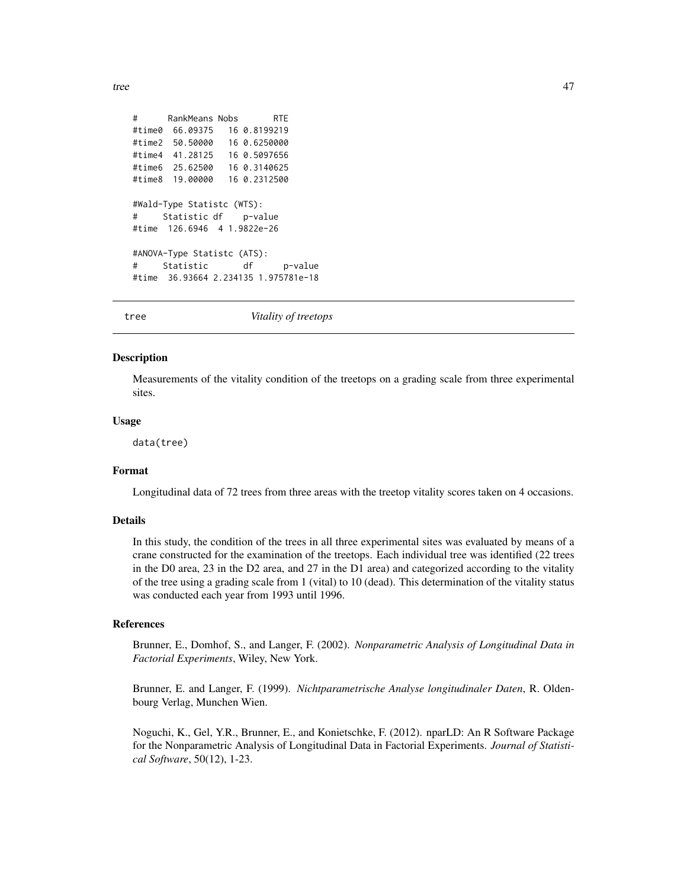```
#      RankMeans Nobs       RTE
#time0  66.09375   16 0.8199219
#time2  50.50000   16 0.6250000
#time4  41.28125   16 0.5097656
#time6  25.62500   16 0.3140625
#time8  19.00000   16 0.2312500

#Wald-Type Statistc (WTS):
#     Statistic df    p-value
#time  126.6946  4 1.9822e-26

#ANOVA-Type Statistc (ATS):
#     Statistic       df      p-value
#time  36.93664 2.234135 1.975781e-18
```

## tree — *Vitality of treetops*

### Description

Measurements of the vitality condition of the treetops on a grading scale from three experimental sites.

### Usage

```
data(tree)
```

### Format

Longitudinal data of 72 trees from three areas with the treetop vitality scores taken on 4 occasions.

### Details

In this study, the condition of the trees in all three experimental sites was evaluated by means of a crane constructed for the examination of the treetops. Each individual tree was identified (22 trees in the D0 area, 23 in the D2 area, and 27 in the D1 area) and categorized according to the vitality of the tree using a grading scale from 1 (vital) to 10 (dead). This determination of the vitality status was conducted each year from 1993 until 1996.

### References

Brunner, E., Domhof, S., and Langer, F. (2002). *Nonparametric Analysis of Longitudinal Data in Factorial Experiments*, Wiley, New York.

Brunner, E. and Langer, F. (1999). *Nichtparametrische Analyse longitudinaler Daten*, R. Oldenbourg Verlag, Munchen Wien.

Noguchi, K., Gel, Y.R., Brunner, E., and Konietschke, F. (2012). nparLD: An R Software Package for the Nonparametric Analysis of Longitudinal Data in Factorial Experiments. *Journal of Statistical Software*, 50(12), 1-23.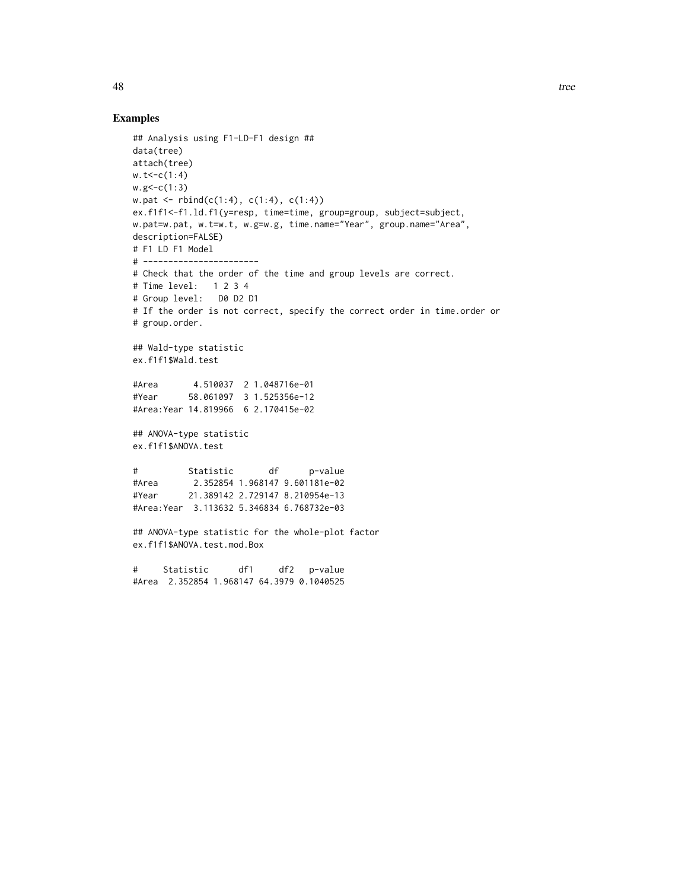## Examples

```
## Analysis using F1-LD-F1 design ##
data(tree)
attach(tree)
w.t<-c(1:4)
w.g<-c(1:3)
w.pat <- rbind(c(1:4), c(1:4), c(1:4))
ex.f1f1<-f1.ld.f1(y=resp, time=time, group=group, subject=subject,
w.pat=w.pat, w.t=w.t, w.g=w.g, time.name="Year", group.name="Area",
description=FALSE)
# F1 LD F1 Model
# -----------------------
# Check that the order of the time and group levels are correct.
# Time level:   1 2 3 4
# Group level:   D0 D2 D1
# If the order is not correct, specify the correct order in time.order or
# group.order.

## Wald-type statistic
ex.f1f1$Wald.test

#Area       4.510037  2 1.048716e-01
#Year      58.061097  3 1.525356e-12
#Area:Year 14.819966  6 2.170415e-02

## ANOVA-type statistic
ex.f1f1$ANOVA.test

#          Statistic       df      p-value
#Area       2.352854 1.968147 9.601181e-02
#Year      21.389142 2.729147 8.210954e-13
#Area:Year  3.113632 5.346834 6.768732e-03

## ANOVA-type statistic for the whole-plot factor
ex.f1f1$ANOVA.test.mod.Box

#     Statistic      df1     df2   p-value
#Area  2.352854 1.968147 64.3979 0.1040525
```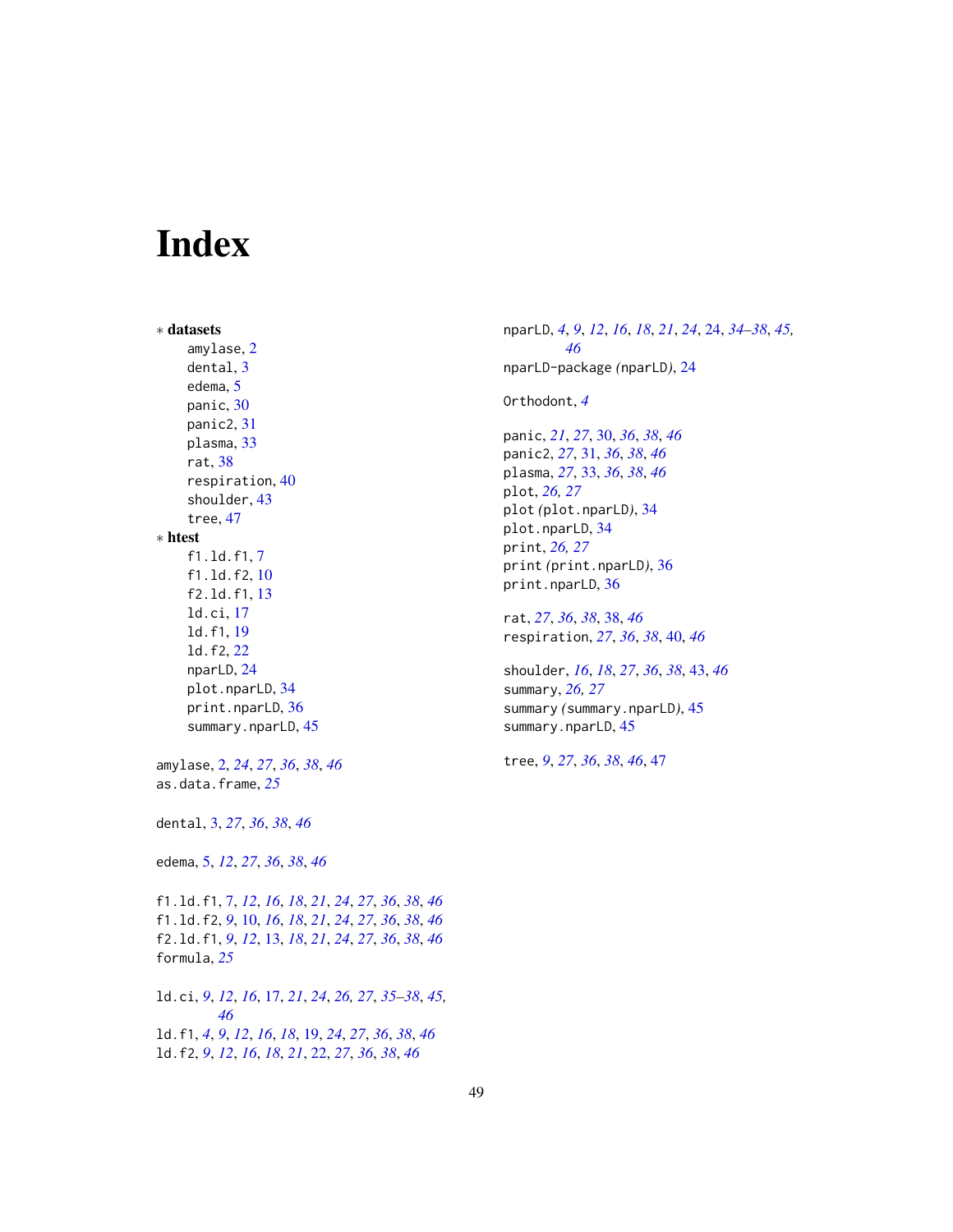# Index

∗ **datasets**
- amylase, 2
- dental, 3
- edema, 5
- panic, 30
- panic2, 31
- plasma, 33
- rat, 38
- respiration, 40
- shoulder, 43
- tree, 47

∗ **htest**
- f1.ld.f1, 7
- f1.ld.f2, 10
- f2.ld.f1, 13
- ld.ci, 17
- ld.f1, 19
- ld.f2, 22
- nparLD, 24
- plot.nparLD, 34
- print.nparLD, 36
- summary.nparLD, 45

amylase, 2, *24*, *27*, *36*, *38*, *46*
as.data.frame, *25*

dental, 3, *27*, *36*, *38*, *46*

edema, 5, *12*, *27*, *36*, *38*, *46*

f1.ld.f1, 7, *12*, *16*, *18*, *21*, *24*, *27*, *36*, *38*, *46*
f1.ld.f2, *9*, 10, *16*, *18*, *21*, *24*, *27*, *36*, *38*, *46*
f2.ld.f1, *9*, *12*, 13, *18*, *21*, *24*, *27*, *36*, *38*, *46*
formula, *25*

ld.ci, *9*, *12*, *16*, 17, *21*, *24*, *26, 27*, *35–38*, *45, 46*
ld.f1, *4*, *9*, *12*, *16*, *18*, 19, *24*, *27*, *36*, *38*, *46*
ld.f2, *9*, *12*, *16*, *18*, *21*, 22, *27*, *36*, *38*, *46*

nparLD, *4*, *9*, *12*, *16*, *18*, *21*, *24*, 24, *34–38*, *45, 46*
nparLD-package (nparLD), 24

Orthodont, *4*

panic, *21*, *27*, 30, *36*, *38*, *46*
panic2, *27*, 31, *36*, *38*, *46*
plasma, *27*, 33, *36*, *38*, *46*
plot, *26, 27*
plot (plot.nparLD), 34
plot.nparLD, 34
print, *26, 27*
print (print.nparLD), 36
print.nparLD, 36

rat, *27*, *36*, *38*, 38, *46*
respiration, *27*, *36*, *38*, 40, *46*

shoulder, *16*, *18*, *27*, *36*, *38*, 43, *46*
summary, *26, 27*
summary (summary.nparLD), 45
summary.nparLD, 45

tree, *9*, *27*, *36*, *38*, *46*, 47